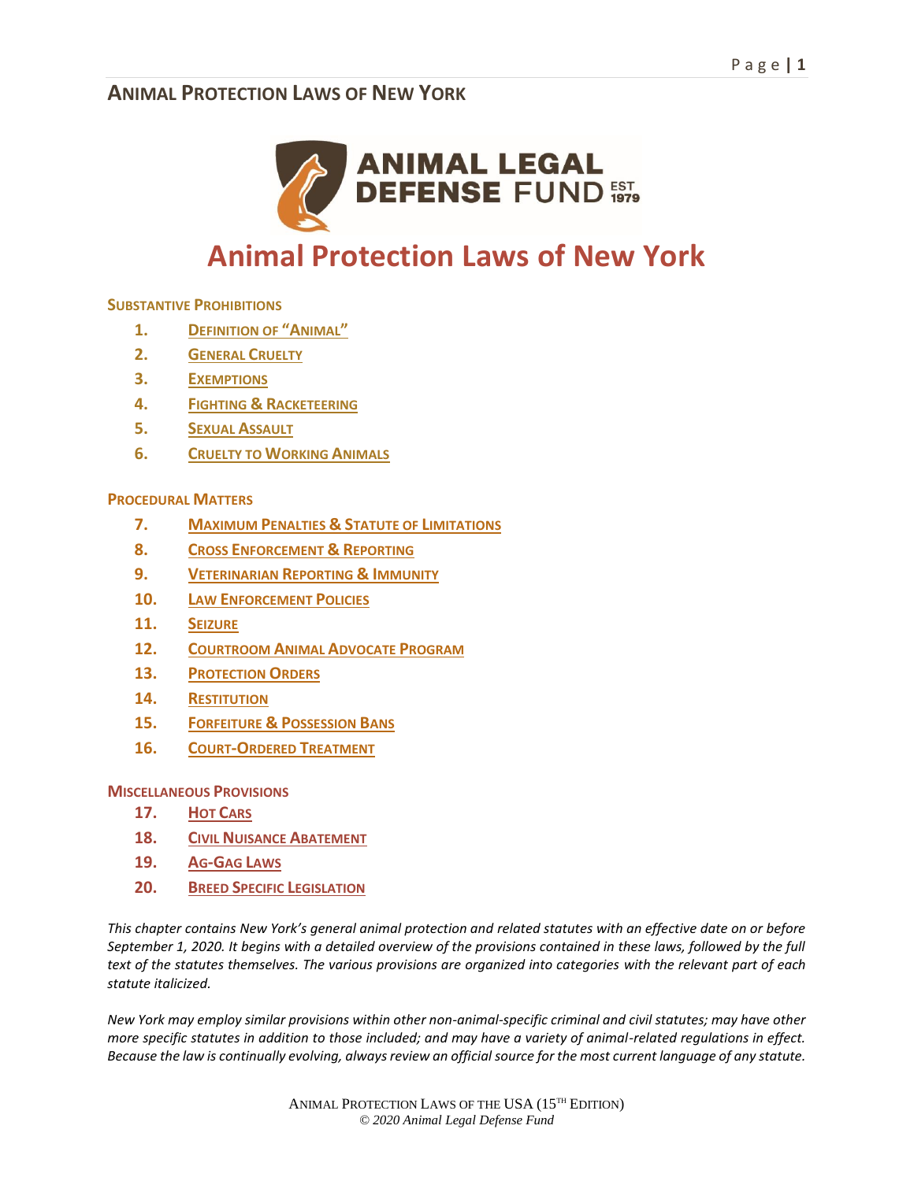# Animal Protection Laws of New York

## Substantive Prohibitions

1. Definition of "Animal"
2. General Cruelty
3. Exemptions
4. Fighting & Racketeering
5. Sexual Assault
6. Cruelty to Working Animals

## Procedural Matters

7. Maximum Penalties & Statute of Limitations
8. Cross Enforcement & Reporting
9. Veterinarian Reporting & Immunity
10. Law Enforcement Policies
11. Seizure
12. Courtroom Animal Advocate Program
13. Protection Orders
14. Restitution
15. Forfeiture & Possession Bans
16. Court-Ordered Treatment

## Miscellaneous Provisions

17. Hot Cars
18. Civil Nuisance Abatement
19. Ag-Gag Laws
20. Breed Specific Legislation

*This chapter contains New York's general animal protection and related statutes with an effective date on or before September 1, 2020. It begins with a detailed overview of the provisions contained in these laws, followed by the full text of the statutes themselves. The various provisions are organized into categories with the relevant part of each statute italicized.*

*New York may employ similar provisions within other non-animal-specific criminal and civil statutes; may have other more specific statutes in addition to those included; and may have a variety of animal-related regulations in effect. Because the law is continually evolving, always review an official source for the most current language of any statute.*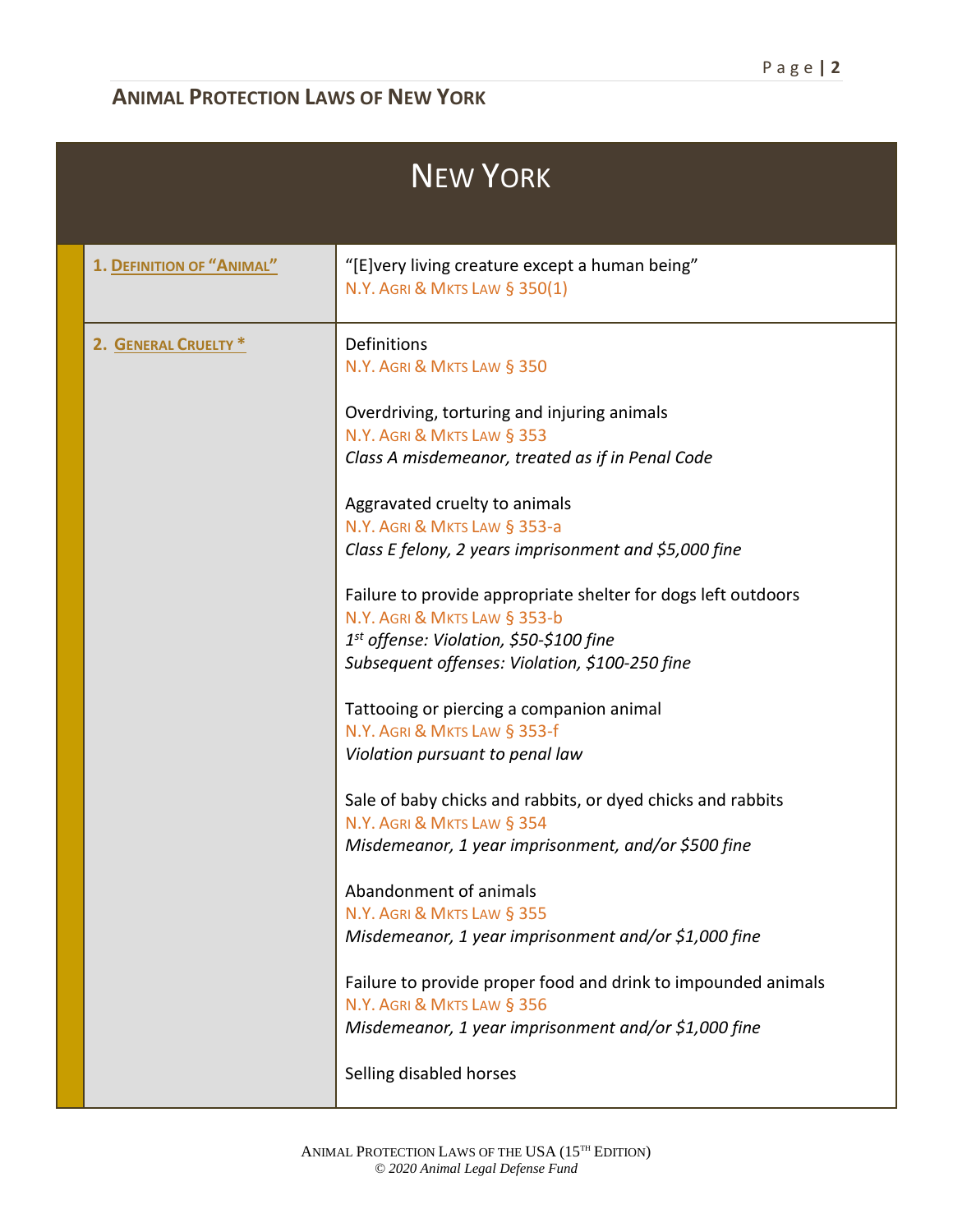# New York

| | |
|---|---|
| **1. Definition of "Animal"** | "[E]very living creature except a human being"<br>N.Y. Agri & Mkts Law § 350(1) |
| **2. General Cruelty *** | Definitions<br>N.Y. Agri & Mkts Law § 350<br><br>Overdriving, torturing and injuring animals<br>N.Y. Agri & Mkts Law § 353<br>*Class A misdemeanor, treated as if in Penal Code*<br><br>Aggravated cruelty to animals<br>N.Y. Agri & Mkts Law § 353-a<br>*Class E felony, 2 years imprisonment and $5,000 fine*<br><br>Failure to provide appropriate shelter for dogs left outdoors<br>N.Y. Agri & Mkts Law § 353-b<br>*1st offense: Violation, $50-$100 fine*<br>*Subsequent offenses: Violation, $100-250 fine*<br><br>Tattooing or piercing a companion animal<br>N.Y. Agri & Mkts Law § 353-f<br>*Violation pursuant to penal law*<br><br>Sale of baby chicks and rabbits, or dyed chicks and rabbits<br>N.Y. Agri & Mkts Law § 354<br>*Misdemeanor, 1 year imprisonment, and/or $500 fine*<br><br>Abandonment of animals<br>N.Y. Agri & Mkts Law § 355<br>*Misdemeanor, 1 year imprisonment and/or $1,000 fine*<br><br>Failure to provide proper food and drink to impounded animals<br>N.Y. Agri & Mkts Law § 356<br>*Misdemeanor, 1 year imprisonment and/or $1,000 fine*<br><br>Selling disabled horses |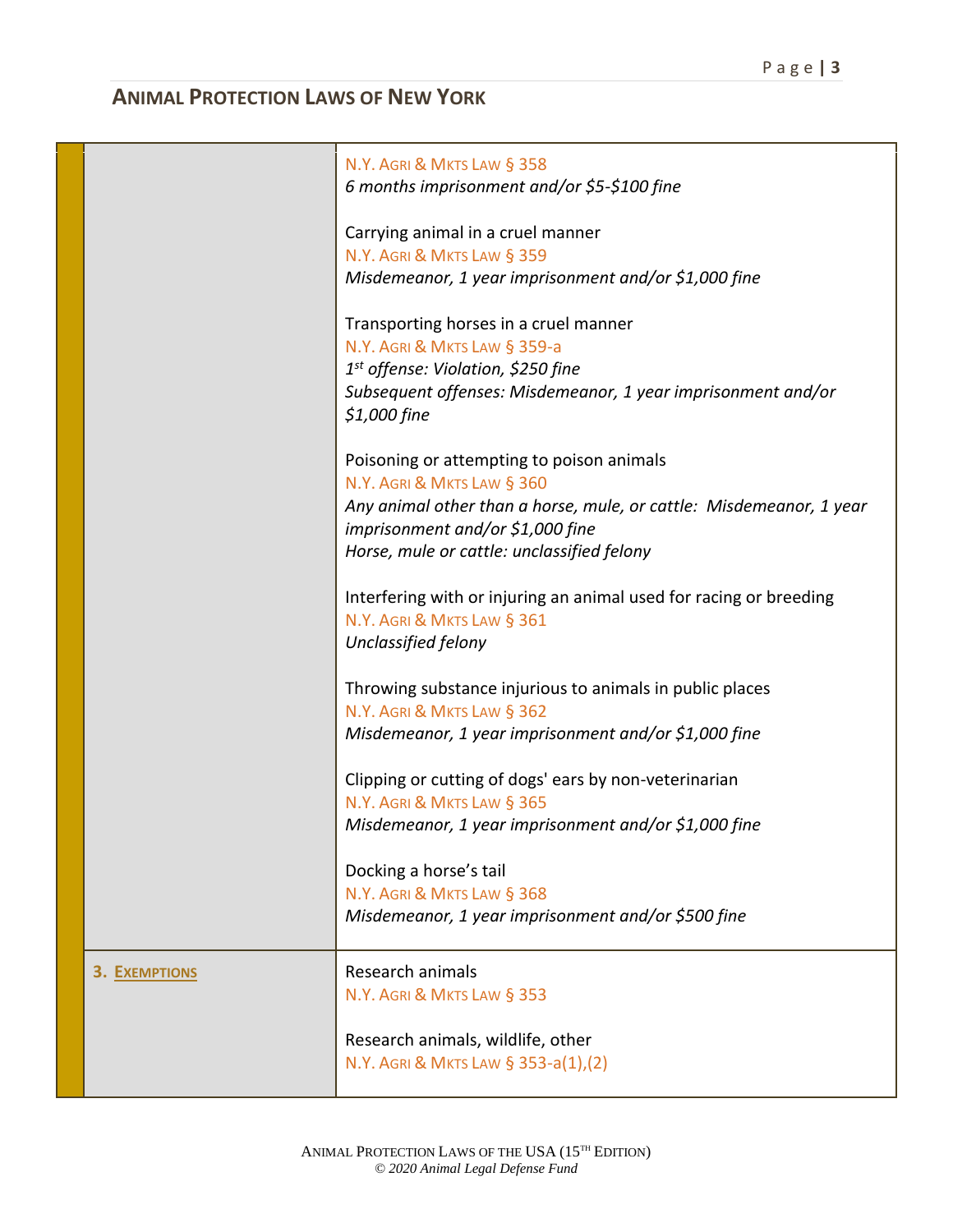| | |
|---|---|
| | N.Y. AGRI & MKTS LAW § 358<br>*6 months imprisonment and/or $5-$100 fine*<br><br>Carrying animal in a cruel manner<br>N.Y. AGRI & MKTS LAW § 359<br>*Misdemeanor, 1 year imprisonment and/or $1,000 fine*<br><br>Transporting horses in a cruel manner<br>N.Y. AGRI & MKTS LAW § 359-a<br>*1st offense: Violation, $250 fine*<br>*Subsequent offenses: Misdemeanor, 1 year imprisonment and/or $1,000 fine*<br><br>Poisoning or attempting to poison animals<br>N.Y. AGRI & MKTS LAW § 360<br>*Any animal other than a horse, mule, or cattle: Misdemeanor, 1 year imprisonment and/or $1,000 fine*<br>*Horse, mule or cattle: unclassified felony*<br><br>Interfering with or injuring an animal used for racing or breeding<br>N.Y. AGRI & MKTS LAW § 361<br>*Unclassified felony*<br><br>Throwing substance injurious to animals in public places<br>N.Y. AGRI & MKTS LAW § 362<br>*Misdemeanor, 1 year imprisonment and/or $1,000 fine*<br><br>Clipping or cutting of dogs' ears by non-veterinarian<br>N.Y. AGRI & MKTS LAW § 365<br>*Misdemeanor, 1 year imprisonment and/or $1,000 fine*<br><br>Docking a horse's tail<br>N.Y. AGRI & MKTS LAW § 368<br>*Misdemeanor, 1 year imprisonment and/or $500 fine* |
| **3. EXEMPTIONS** | Research animals<br>N.Y. AGRI & MKTS LAW § 353<br><br>Research animals, wildlife, other<br>N.Y. AGRI & MKTS LAW § 353-a(1),(2) |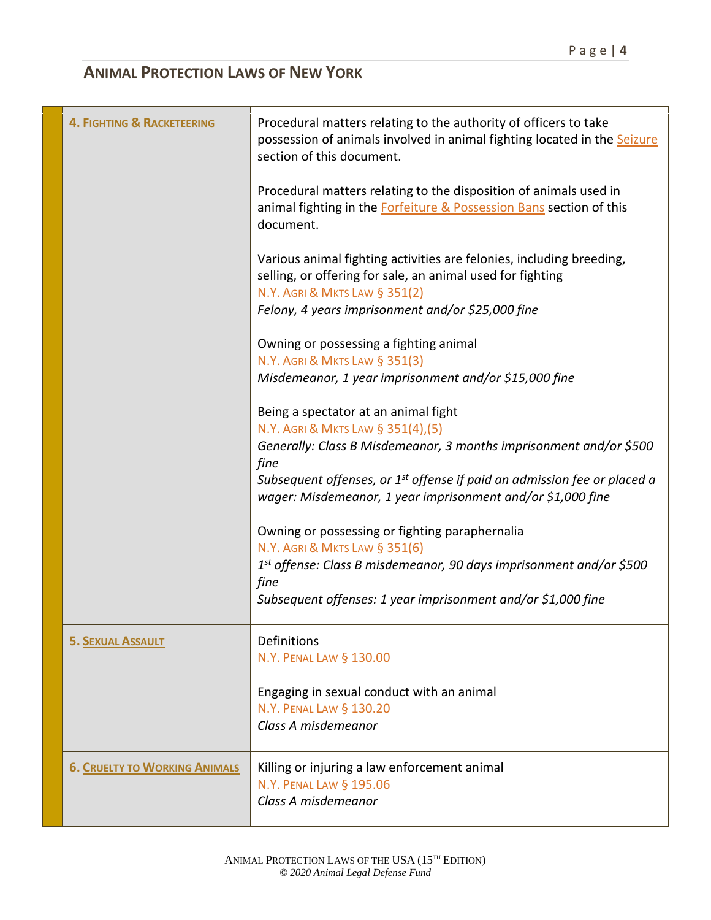## Animal Protection Laws of New York

| | |
|---|---|
| **4. Fighting & Racketeering** | Procedural matters relating to the authority of officers to take possession of animals involved in animal fighting located in the Seizure section of this document.<br><br>Procedural matters relating to the disposition of animals used in animal fighting in the Forfeiture & Possession Bans section of this document.<br><br>Various animal fighting activities are felonies, including breeding, selling, or offering for sale, an animal used for fighting<br>N.Y. Agri & Mkts Law § 351(2)<br>*Felony, 4 years imprisonment and/or $25,000 fine*<br><br>Owning or possessing a fighting animal<br>N.Y. Agri & Mkts Law § 351(3)<br>*Misdemeanor, 1 year imprisonment and/or $15,000 fine*<br><br>Being a spectator at an animal fight<br>N.Y. Agri & Mkts Law § 351(4),(5)<br>*Generally: Class B Misdemeanor, 3 months imprisonment and/or $500 fine*<br>*Subsequent offenses, or 1st offense if paid an admission fee or placed a wager: Misdemeanor, 1 year imprisonment and/or $1,000 fine*<br><br>Owning or possessing or fighting paraphernalia<br>N.Y. Agri & Mkts Law § 351(6)<br>*1st offense: Class B misdemeanor, 90 days imprisonment and/or $500 fine*<br>*Subsequent offenses: 1 year imprisonment and/or $1,000 fine* |
| **5. Sexual Assault** | Definitions<br>N.Y. Penal Law § 130.00<br><br>Engaging in sexual conduct with an animal<br>N.Y. Penal Law § 130.20<br>*Class A misdemeanor* |
| **6. Cruelty to Working Animals** | Killing or injuring a law enforcement animal<br>N.Y. Penal Law § 195.06<br>*Class A misdemeanor* |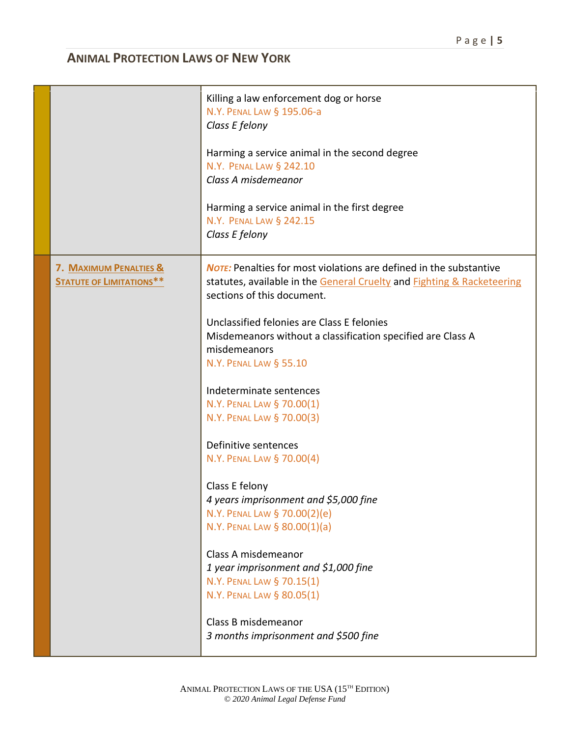# Animal Protection Laws of New York

| | |
|---|---|
| | Killing a law enforcement dog or horse<br>N.Y. Penal Law § 195.06-a<br>*Class E felony*<br><br>Harming a service animal in the second degree<br>N.Y. Penal Law § 242.10<br>*Class A misdemeanor*<br><br>Harming a service animal in the first degree<br>N.Y. Penal Law § 242.15<br>*Class E felony* |
| **7. Maximum Penalties & Statute of Limitations**** | ***Note:*** Penalties for most violations are defined in the substantive statutes, available in the General Cruelty and Fighting & Racketeering sections of this document.<br><br>Unclassified felonies are Class E felonies<br>Misdemeanors without a classification specified are Class A misdemeanors<br>N.Y. Penal Law § 55.10<br><br>Indeterminate sentences<br>N.Y. Penal Law § 70.00(1)<br>N.Y. Penal Law § 70.00(3)<br><br>Definitive sentences<br>N.Y. Penal Law § 70.00(4)<br><br>Class E felony<br>*4 years imprisonment and $5,000 fine*<br>N.Y. Penal Law § 70.00(2)(e)<br>N.Y. Penal Law § 80.00(1)(a)<br><br>Class A misdemeanor<br>*1 year imprisonment and $1,000 fine*<br>N.Y. Penal Law § 70.15(1)<br>N.Y. Penal Law § 80.05(1)<br><br>Class B misdemeanor<br>*3 months imprisonment and $500 fine* |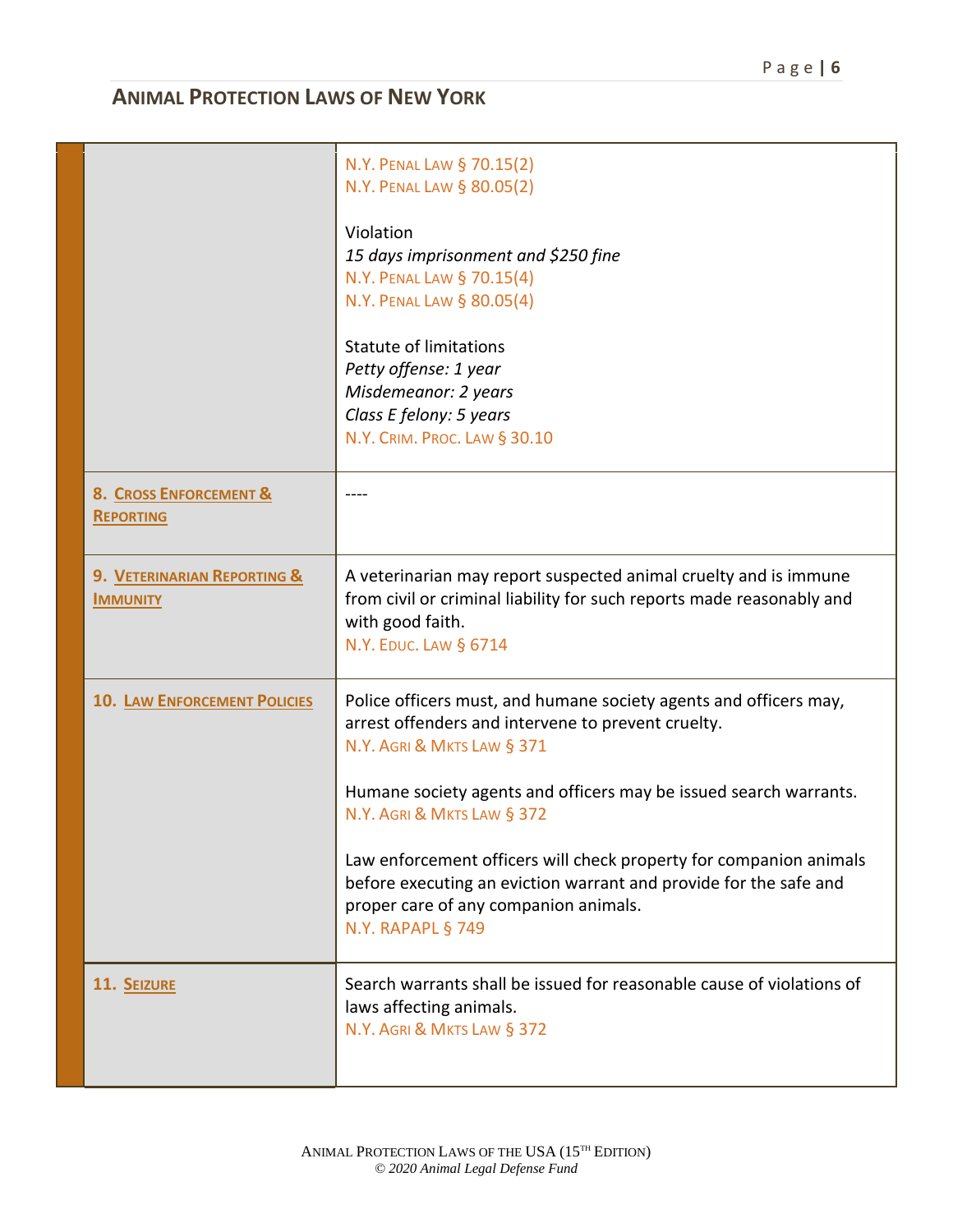| | |
|---|---|
| | N.Y. PENAL LAW § 70.15(2)<br>N.Y. PENAL LAW § 80.05(2)<br><br>Violation<br>*15 days imprisonment and $250 fine*<br>N.Y. PENAL LAW § 70.15(4)<br>N.Y. PENAL LAW § 80.05(4)<br><br>Statute of limitations<br>*Petty offense: 1 year*<br>*Misdemeanor: 2 years*<br>*Class E felony: 5 years*<br>N.Y. CRIM. PROC. LAW § 30.10 |
| **8. CROSS ENFORCEMENT & REPORTING** | ---- |
| **9. VETERINARIAN REPORTING & IMMUNITY** | A veterinarian may report suspected animal cruelty and is immune from civil or criminal liability for such reports made reasonably and with good faith.<br>N.Y. EDUC. LAW § 6714 |
| **10. LAW ENFORCEMENT POLICIES** | Police officers must, and humane society agents and officers may, arrest offenders and intervene to prevent cruelty.<br>N.Y. AGRI & MKTS LAW § 371<br><br>Humane society agents and officers may be issued search warrants.<br>N.Y. AGRI & MKTS LAW § 372<br><br>Law enforcement officers will check property for companion animals before executing an eviction warrant and provide for the safe and proper care of any companion animals.<br>N.Y. RAPAPL § 749 |
| **11. SEIZURE** | Search warrants shall be issued for reasonable cause of violations of laws affecting animals.<br>N.Y. AGRI & MKTS LAW § 372 |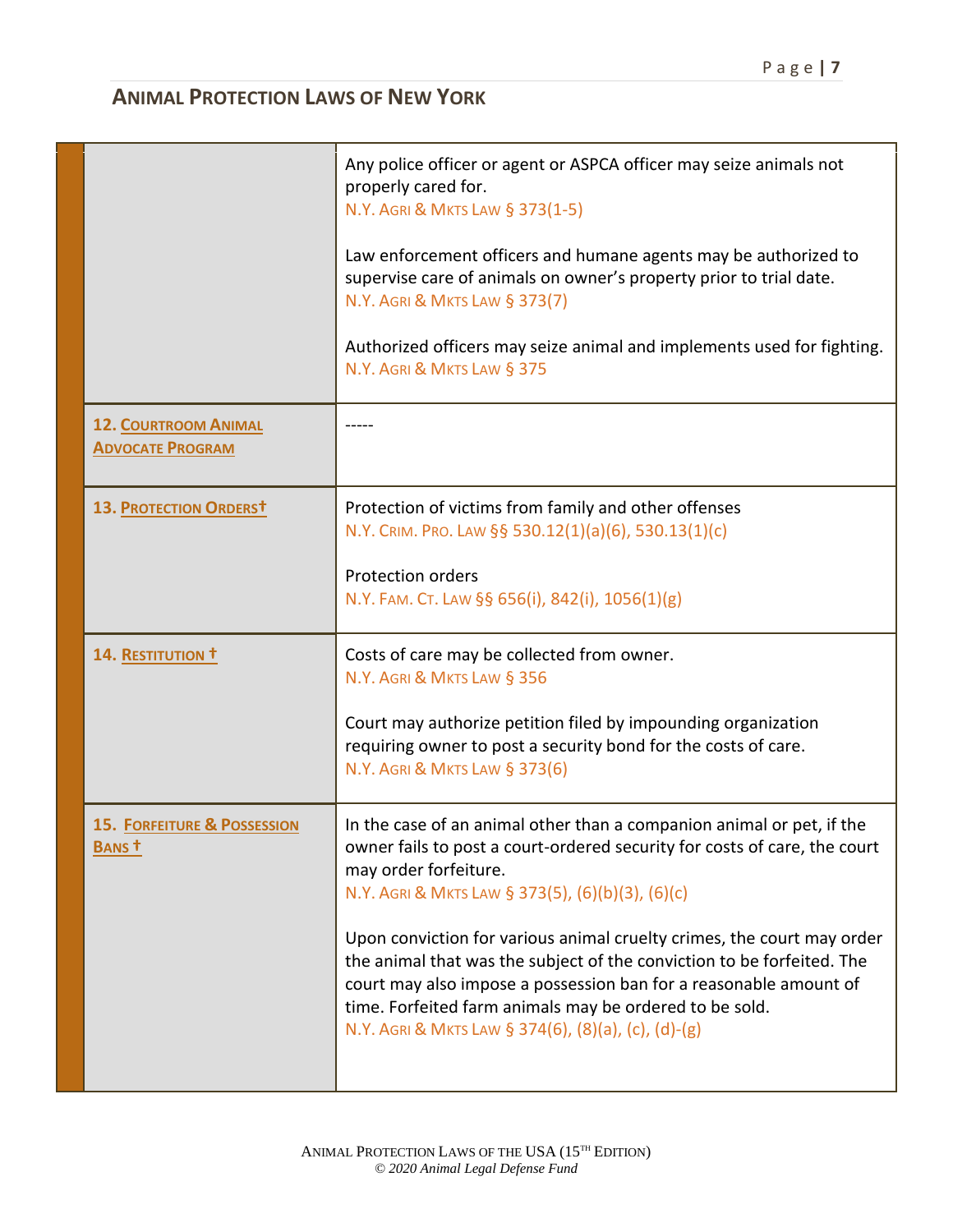## Animal Protection Laws of New York

| | |
|---|---|
| | Any police officer or agent or ASPCA officer may seize animals not properly cared for.<br>N.Y. Agri & Mkts Law § 373(1-5)<br><br>Law enforcement officers and humane agents may be authorized to supervise care of animals on owner's property prior to trial date.<br>N.Y. Agri & Mkts Law § 373(7)<br><br>Authorized officers may seize animal and implements used for fighting.<br>N.Y. Agri & Mkts Law § 375 |
| **12. Courtroom Animal Advocate Program** | ----- |
| **13. Protection Orders†** | Protection of victims from family and other offenses<br>N.Y. Crim. Pro. Law §§ 530.12(1)(a)(6), 530.13(1)(c)<br><br>Protection orders<br>N.Y. Fam. Ct. Law §§ 656(i), 842(i), 1056(1)(g) |
| **14. Restitution †** | Costs of care may be collected from owner.<br>N.Y. Agri & Mkts Law § 356<br><br>Court may authorize petition filed by impounding organization requiring owner to post a security bond for the costs of care.<br>N.Y. Agri & Mkts Law § 373(6) |
| **15. Forfeiture & Possession Bans †** | In the case of an animal other than a companion animal or pet, if the owner fails to post a court-ordered security for costs of care, the court may order forfeiture.<br>N.Y. Agri & Mkts Law § 373(5), (6)(b)(3), (6)(c)<br><br>Upon conviction for various animal cruelty crimes, the court may order the animal that was the subject of the conviction to be forfeited. The court may also impose a possession ban for a reasonable amount of time. Forfeited farm animals may be ordered to be sold.<br>N.Y. Agri & Mkts Law § 374(6), (8)(a), (c), (d)-(g) |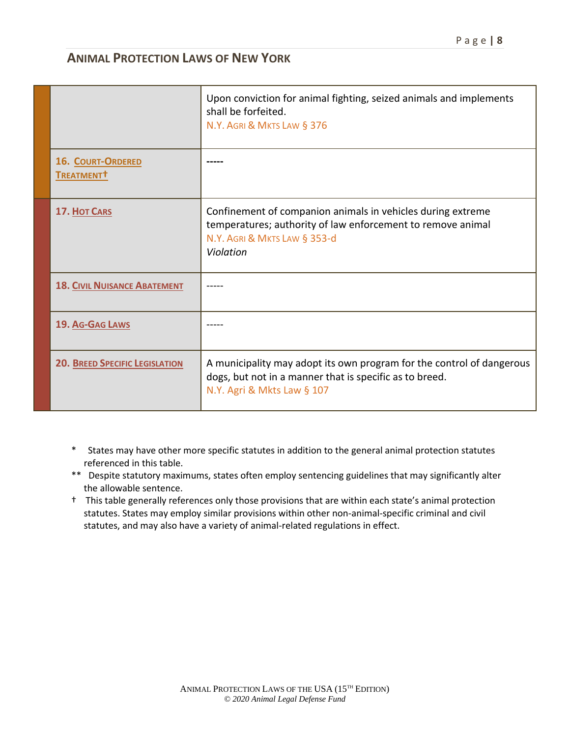## ANIMAL PROTECTION LAWS OF NEW YORK

| | |
|---|---|
| | Upon conviction for animal fighting, seized animals and implements shall be forfeited.<br>N.Y. AGRI & MKTS LAW § 376 |
| **16. COURT-ORDERED TREATMENT†** | ----- |
| **17. HOT CARS** | Confinement of companion animals in vehicles during extreme temperatures; authority of law enforcement to remove animal<br>N.Y. AGRI & MKTS LAW § 353-d<br>*Violation* |
| **18. CIVIL NUISANCE ABATEMENT** | ----- |
| **19. AG-GAG LAWS** | ----- |
| **20. BREED SPECIFIC LEGISLATION** | A municipality may adopt its own program for the control of dangerous dogs, but not in a manner that is specific as to breed.<br>N.Y. Agri & Mkts Law § 107 |

\* States may have other more specific statutes in addition to the general animal protection statutes referenced in this table.

\*\* Despite statutory maximums, states often employ sentencing guidelines that may significantly alter the allowable sentence.

† This table generally references only those provisions that are within each state's animal protection statutes. States may employ similar provisions within other non-animal-specific criminal and civil statutes, and may also have a variety of animal-related regulations in effect.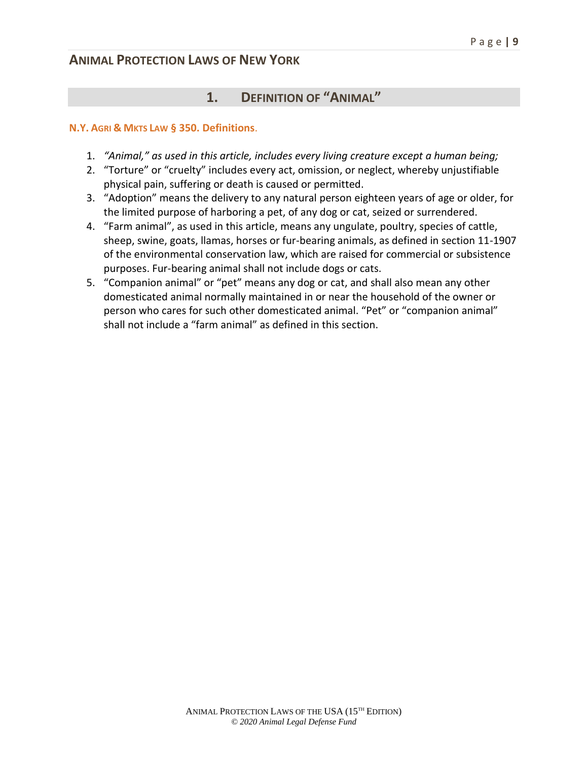# Animal Protection Laws of New York

## 1. Definition of "Animal"

### N.Y. Agri & Mkts Law § 350. Definitions.

1. *"Animal," as used in this article, includes every living creature except a human being;*
2. "Torture" or "cruelty" includes every act, omission, or neglect, whereby unjustifiable physical pain, suffering or death is caused or permitted.
3. "Adoption" means the delivery to any natural person eighteen years of age or older, for the limited purpose of harboring a pet, of any dog or cat, seized or surrendered.
4. "Farm animal", as used in this article, means any ungulate, poultry, species of cattle, sheep, swine, goats, llamas, horses or fur-bearing animals, as defined in section 11-1907 of the environmental conservation law, which are raised for commercial or subsistence purposes. Fur-bearing animal shall not include dogs or cats.
5. "Companion animal" or "pet" means any dog or cat, and shall also mean any other domesticated animal normally maintained in or near the household of the owner or person who cares for such other domesticated animal. "Pet" or "companion animal" shall not include a "farm animal" as defined in this section.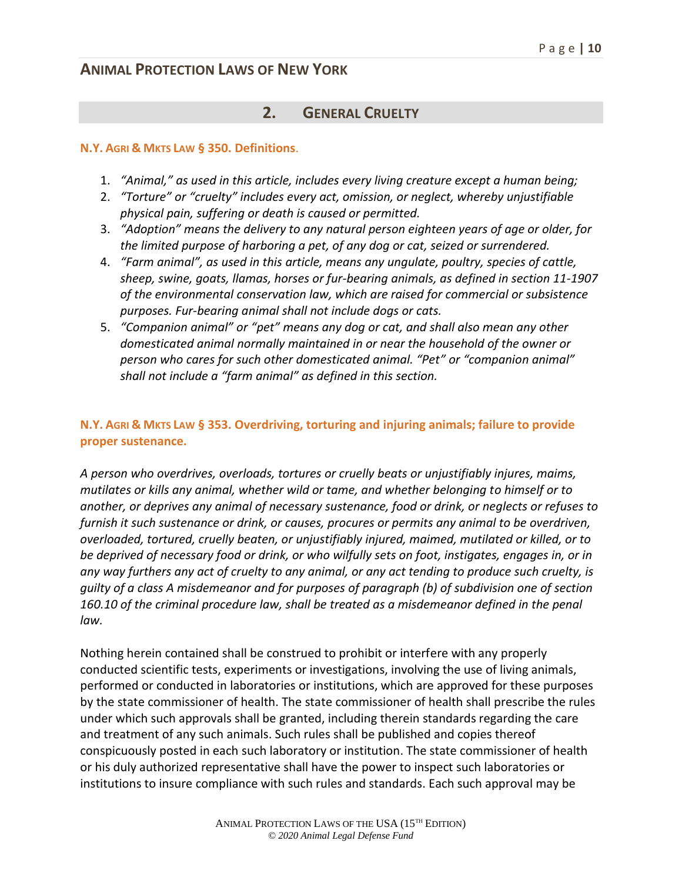## 2. GENERAL CRUELTY

**N.Y. AGRI & MKTS LAW § 350. Definitions.**

1. *"Animal," as used in this article, includes every living creature except a human being;*
2. *"Torture" or "cruelty" includes every act, omission, or neglect, whereby unjustifiable physical pain, suffering or death is caused or permitted.*
3. *"Adoption" means the delivery to any natural person eighteen years of age or older, for the limited purpose of harboring a pet, of any dog or cat, seized or surrendered.*
4. *"Farm animal", as used in this article, means any ungulate, poultry, species of cattle, sheep, swine, goats, llamas, horses or fur-bearing animals, as defined in section 11-1907 of the environmental conservation law, which are raised for commercial or subsistence purposes. Fur-bearing animal shall not include dogs or cats.*
5. *"Companion animal" or "pet" means any dog or cat, and shall also mean any other domesticated animal normally maintained in or near the household of the owner or person who cares for such other domesticated animal. "Pet" or "companion animal" shall not include a "farm animal" as defined in this section.*

**N.Y. AGRI & MKTS LAW § 353. Overdriving, torturing and injuring animals; failure to provide proper sustenance.**

*A person who overdrives, overloads, tortures or cruelly beats or unjustifiably injures, maims, mutilates or kills any animal, whether wild or tame, and whether belonging to himself or to another, or deprives any animal of necessary sustenance, food or drink, or neglects or refuses to furnish it such sustenance or drink, or causes, procures or permits any animal to be overdriven, overloaded, tortured, cruelly beaten, or unjustifiably injured, maimed, mutilated or killed, or to be deprived of necessary food or drink, or who wilfully sets on foot, instigates, engages in, or in any way furthers any act of cruelty to any animal, or any act tending to produce such cruelty, is guilty of a class A misdemeanor and for purposes of paragraph (b) of subdivision one of section 160.10 of the criminal procedure law, shall be treated as a misdemeanor defined in the penal law.*

Nothing herein contained shall be construed to prohibit or interfere with any properly conducted scientific tests, experiments or investigations, involving the use of living animals, performed or conducted in laboratories or institutions, which are approved for these purposes by the state commissioner of health. The state commissioner of health shall prescribe the rules under which such approvals shall be granted, including therein standards regarding the care and treatment of any such animals. Such rules shall be published and copies thereof conspicuously posted in each such laboratory or institution. The state commissioner of health or his duly authorized representative shall have the power to inspect such laboratories or institutions to insure compliance with such rules and standards. Each such approval may be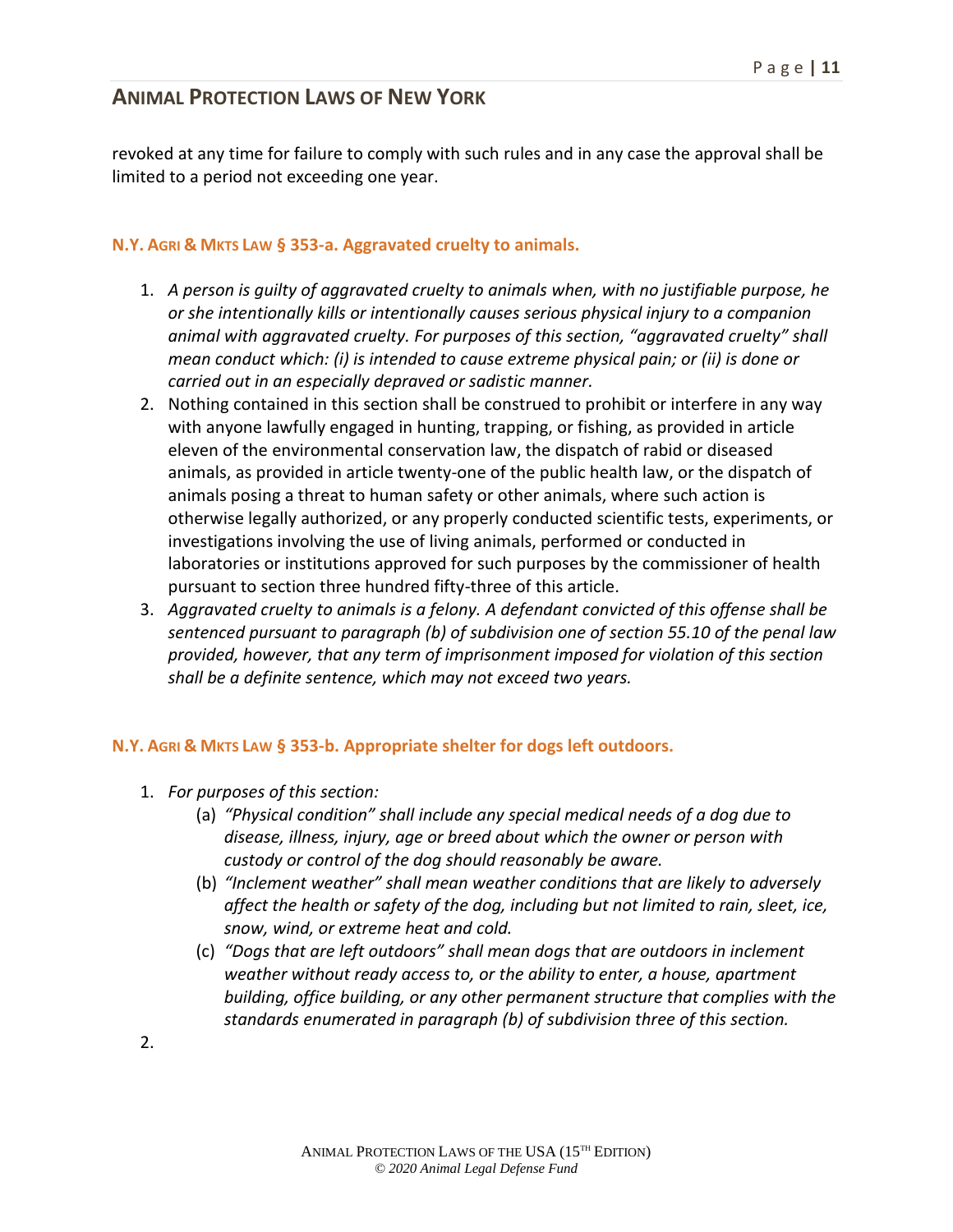revoked at any time for failure to comply with such rules and in any case the approval shall be limited to a period not exceeding one year.

### N.Y. Agri & Mkts Law § 353-a. Aggravated cruelty to animals.

1. *A person is guilty of aggravated cruelty to animals when, with no justifiable purpose, he or she intentionally kills or intentionally causes serious physical injury to a companion animal with aggravated cruelty. For purposes of this section, "aggravated cruelty" shall mean conduct which: (i) is intended to cause extreme physical pain; or (ii) is done or carried out in an especially depraved or sadistic manner.*
2. Nothing contained in this section shall be construed to prohibit or interfere in any way with anyone lawfully engaged in hunting, trapping, or fishing, as provided in article eleven of the environmental conservation law, the dispatch of rabid or diseased animals, as provided in article twenty-one of the public health law, or the dispatch of animals posing a threat to human safety or other animals, where such action is otherwise legally authorized, or any properly conducted scientific tests, experiments, or investigations involving the use of living animals, performed or conducted in laboratories or institutions approved for such purposes by the commissioner of health pursuant to section three hundred fifty-three of this article.
3. *Aggravated cruelty to animals is a felony. A defendant convicted of this offense shall be sentenced pursuant to paragraph (b) of subdivision one of section 55.10 of the penal law provided, however, that any term of imprisonment imposed for violation of this section shall be a definite sentence, which may not exceed two years.*

### N.Y. Agri & Mkts Law § 353-b. Appropriate shelter for dogs left outdoors.

1. *For purposes of this section:*
   - (a) *"Physical condition" shall include any special medical needs of a dog due to disease, illness, injury, age or breed about which the owner or person with custody or control of the dog should reasonably be aware.*
   - (b) *"Inclement weather" shall mean weather conditions that are likely to adversely affect the health or safety of the dog, including but not limited to rain, sleet, ice, snow, wind, or extreme heat and cold.*
   - (c) *"Dogs that are left outdoors" shall mean dogs that are outdoors in inclement weather without ready access to, or the ability to enter, a house, apartment building, office building, or any other permanent structure that complies with the standards enumerated in paragraph (b) of subdivision three of this section.*
2.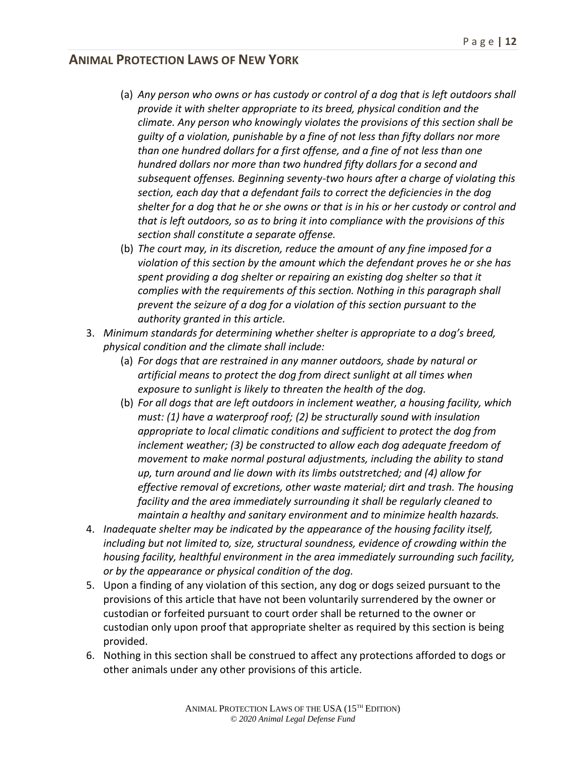(a) *Any person who owns or has custody or control of a dog that is left outdoors shall provide it with shelter appropriate to its breed, physical condition and the climate. Any person who knowingly violates the provisions of this section shall be guilty of a violation, punishable by a fine of not less than fifty dollars nor more than one hundred dollars for a first offense, and a fine of not less than one hundred dollars nor more than two hundred fifty dollars for a second and subsequent offenses. Beginning seventy-two hours after a charge of violating this section, each day that a defendant fails to correct the deficiencies in the dog shelter for a dog that he or she owns or that is in his or her custody or control and that is left outdoors, so as to bring it into compliance with the provisions of this section shall constitute a separate offense.*

(b) *The court may, in its discretion, reduce the amount of any fine imposed for a violation of this section by the amount which the defendant proves he or she has spent providing a dog shelter or repairing an existing dog shelter so that it complies with the requirements of this section. Nothing in this paragraph shall prevent the seizure of a dog for a violation of this section pursuant to the authority granted in this article.*

3. *Minimum standards for determining whether shelter is appropriate to a dog's breed, physical condition and the climate shall include:*
   (a) *For dogs that are restrained in any manner outdoors, shade by natural or artificial means to protect the dog from direct sunlight at all times when exposure to sunlight is likely to threaten the health of the dog.*
   (b) *For all dogs that are left outdoors in inclement weather, a housing facility, which must: (1) have a waterproof roof; (2) be structurally sound with insulation appropriate to local climatic conditions and sufficient to protect the dog from inclement weather; (3) be constructed to allow each dog adequate freedom of movement to make normal postural adjustments, including the ability to stand up, turn around and lie down with its limbs outstretched; and (4) allow for effective removal of excretions, other waste material; dirt and trash. The housing facility and the area immediately surrounding it shall be regularly cleaned to maintain a healthy and sanitary environment and to minimize health hazards.*
4. *Inadequate shelter may be indicated by the appearance of the housing facility itself, including but not limited to, size, structural soundness, evidence of crowding within the housing facility, healthful environment in the area immediately surrounding such facility, or by the appearance or physical condition of the dog.*
5. Upon a finding of any violation of this section, any dog or dogs seized pursuant to the provisions of this article that have not been voluntarily surrendered by the owner or custodian or forfeited pursuant to court order shall be returned to the owner or custodian only upon proof that appropriate shelter as required by this section is being provided.
6. Nothing in this section shall be construed to affect any protections afforded to dogs or other animals under any other provisions of this article.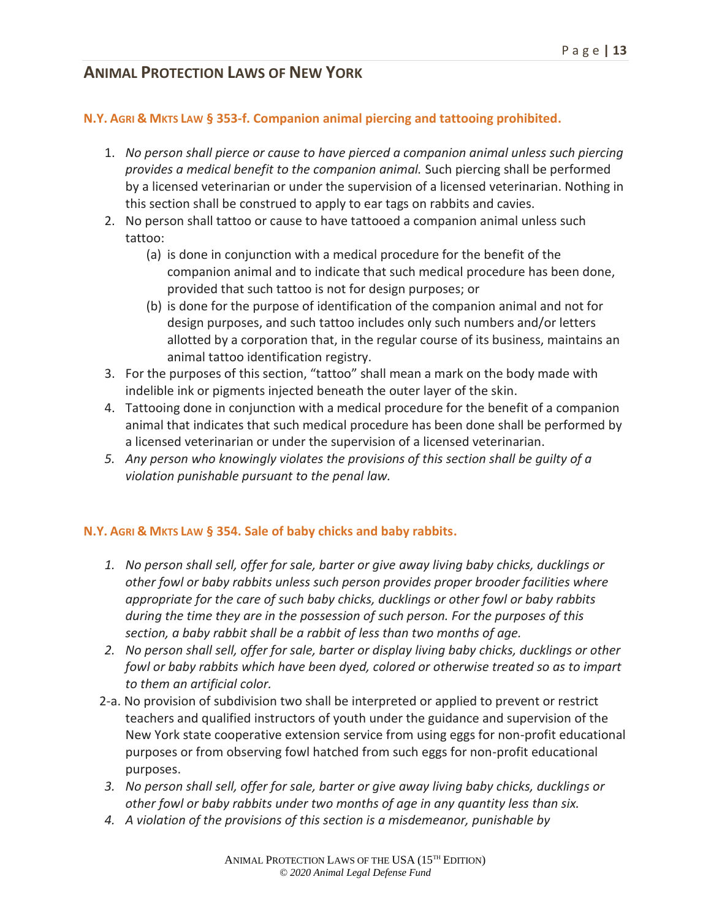## ANIMAL PROTECTION LAWS OF NEW YORK

### N.Y. AGRI & MKTS LAW § 353-f. Companion animal piercing and tattooing prohibited.

1. *No person shall pierce or cause to have pierced a companion animal unless such piercing provides a medical benefit to the companion animal.* Such piercing shall be performed by a licensed veterinarian or under the supervision of a licensed veterinarian. Nothing in this section shall be construed to apply to ear tags on rabbits and cavies.
2. No person shall tattoo or cause to have tattooed a companion animal unless such tattoo:
   - (a) is done in conjunction with a medical procedure for the benefit of the companion animal and to indicate that such medical procedure has been done, provided that such tattoo is not for design purposes; or
   - (b) is done for the purpose of identification of the companion animal and not for design purposes, and such tattoo includes only such numbers and/or letters allotted by a corporation that, in the regular course of its business, maintains an animal tattoo identification registry.
3. For the purposes of this section, "tattoo" shall mean a mark on the body made with indelible ink or pigments injected beneath the outer layer of the skin.
4. Tattooing done in conjunction with a medical procedure for the benefit of a companion animal that indicates that such medical procedure has been done shall be performed by a licensed veterinarian or under the supervision of a licensed veterinarian.
5. *Any person who knowingly violates the provisions of this section shall be guilty of a violation punishable pursuant to the penal law.*

### N.Y. AGRI & MKTS LAW § 354. Sale of baby chicks and baby rabbits.

1. *No person shall sell, offer for sale, barter or give away living baby chicks, ducklings or other fowl or baby rabbits unless such person provides proper brooder facilities where appropriate for the care of such baby chicks, ducklings or other fowl or baby rabbits during the time they are in the possession of such person. For the purposes of this section, a baby rabbit shall be a rabbit of less than two months of age.*
2. *No person shall sell, offer for sale, barter or display living baby chicks, ducklings or other fowl or baby rabbits which have been dyed, colored or otherwise treated so as to impart to them an artificial color.*

2-a. No provision of subdivision two shall be interpreted or applied to prevent or restrict teachers and qualified instructors of youth under the guidance and supervision of the New York state cooperative extension service from using eggs for non-profit educational purposes or from observing fowl hatched from such eggs for non-profit educational purposes.

3. *No person shall sell, offer for sale, barter or give away living baby chicks, ducklings or other fowl or baby rabbits under two months of age in any quantity less than six.*
4. *A violation of the provisions of this section is a misdemeanor, punishable by*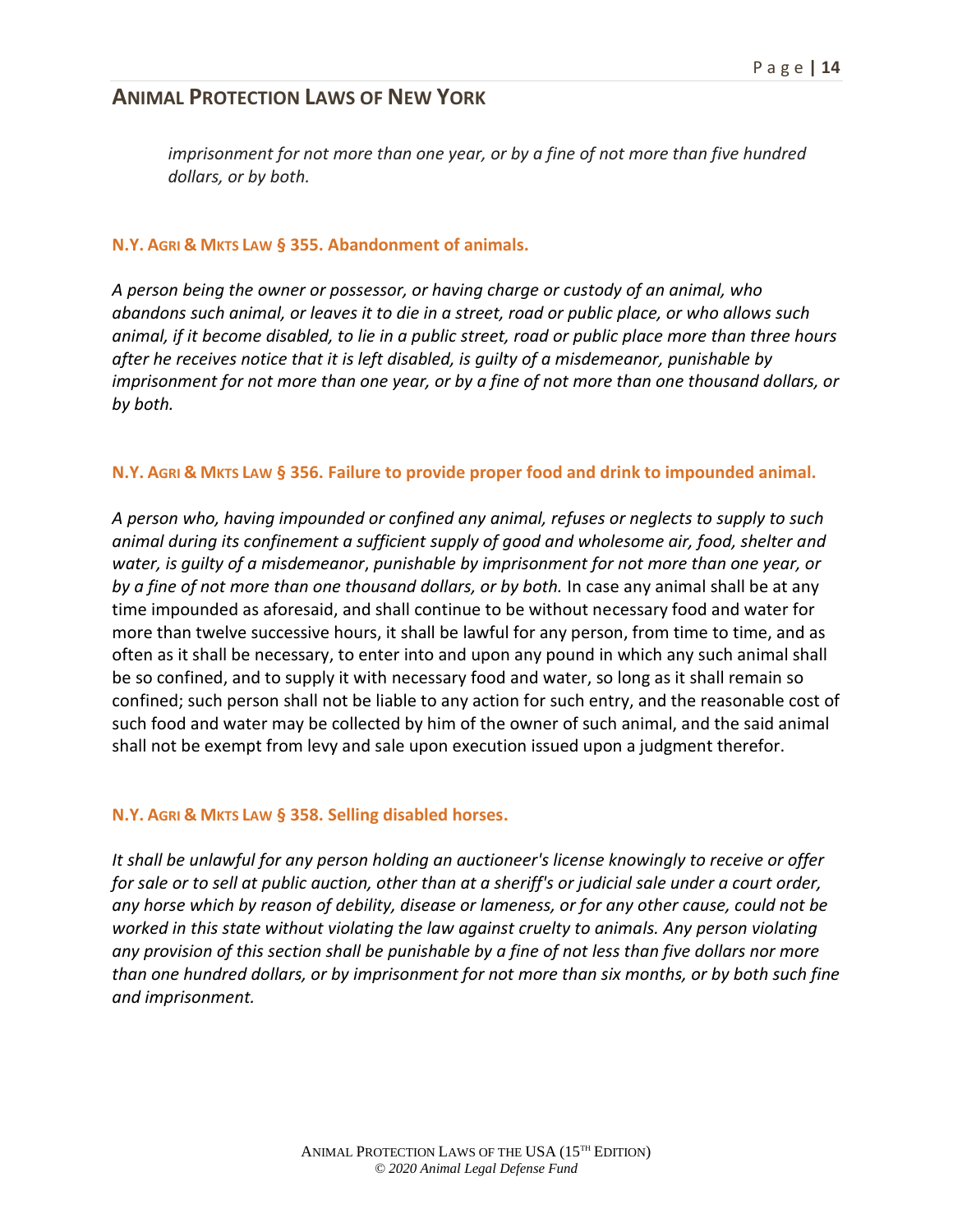*imprisonment for not more than one year, or by a fine of not more than five hundred dollars, or by both.*

### N.Y. AGRI & MKTS LAW § 355. Abandonment of animals.

*A person being the owner or possessor, or having charge or custody of an animal, who abandons such animal, or leaves it to die in a street, road or public place, or who allows such animal, if it become disabled, to lie in a public street, road or public place more than three hours after he receives notice that it is left disabled, is guilty of a misdemeanor, punishable by imprisonment for not more than one year, or by a fine of not more than one thousand dollars, or by both.*

### N.Y. AGRI & MKTS LAW § 356. Failure to provide proper food and drink to impounded animal.

*A person who, having impounded or confined any animal, refuses or neglects to supply to such animal during its confinement a sufficient supply of good and wholesome air, food, shelter and water, is guilty of a misdemeanor, punishable by imprisonment for not more than one year, or by a fine of not more than one thousand dollars, or by both.* In case any animal shall be at any time impounded as aforesaid, and shall continue to be without necessary food and water for more than twelve successive hours, it shall be lawful for any person, from time to time, and as often as it shall be necessary, to enter into and upon any pound in which any such animal shall be so confined, and to supply it with necessary food and water, so long as it shall remain so confined; such person shall not be liable to any action for such entry, and the reasonable cost of such food and water may be collected by him of the owner of such animal, and the said animal shall not be exempt from levy and sale upon execution issued upon a judgment therefor.

### N.Y. AGRI & MKTS LAW § 358. Selling disabled horses.

*It shall be unlawful for any person holding an auctioneer's license knowingly to receive or offer for sale or to sell at public auction, other than at a sheriff's or judicial sale under a court order, any horse which by reason of debility, disease or lameness, or for any other cause, could not be worked in this state without violating the law against cruelty to animals. Any person violating any provision of this section shall be punishable by a fine of not less than five dollars nor more than one hundred dollars, or by imprisonment for not more than six months, or by both such fine and imprisonment.*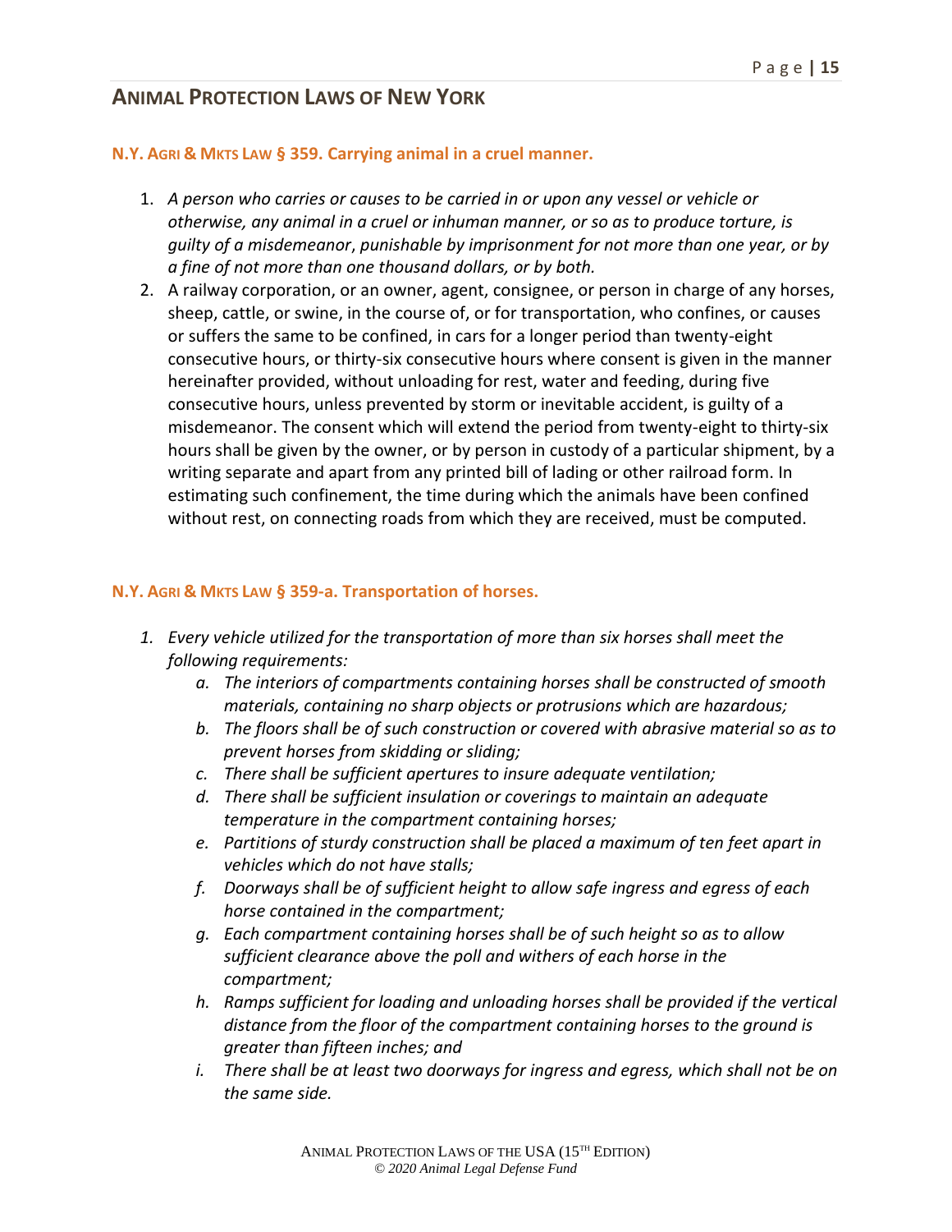## ANIMAL PROTECTION LAWS OF NEW YORK

### N.Y. AGRI & MKTS LAW § 359. Carrying animal in a cruel manner.

1. *A person who carries or causes to be carried in or upon any vessel or vehicle or otherwise, any animal in a cruel or inhuman manner, or so as to produce torture, is guilty of a misdemeanor, punishable by imprisonment for not more than one year, or by a fine of not more than one thousand dollars, or by both.*
2. A railway corporation, or an owner, agent, consignee, or person in charge of any horses, sheep, cattle, or swine, in the course of, or for transportation, who confines, or causes or suffers the same to be confined, in cars for a longer period than twenty-eight consecutive hours, or thirty-six consecutive hours where consent is given in the manner hereinafter provided, without unloading for rest, water and feeding, during five consecutive hours, unless prevented by storm or inevitable accident, is guilty of a misdemeanor. The consent which will extend the period from twenty-eight to thirty-six hours shall be given by the owner, or by person in custody of a particular shipment, by a writing separate and apart from any printed bill of lading or other railroad form. In estimating such confinement, the time during which the animals have been confined without rest, on connecting roads from which they are received, must be computed.

### N.Y. AGRI & MKTS LAW § 359-a. Transportation of horses.

1. *Every vehicle utilized for the transportation of more than six horses shall meet the following requirements:*
   a. *The interiors of compartments containing horses shall be constructed of smooth materials, containing no sharp objects or protrusions which are hazardous;*
   b. *The floors shall be of such construction or covered with abrasive material so as to prevent horses from skidding or sliding;*
   c. *There shall be sufficient apertures to insure adequate ventilation;*
   d. *There shall be sufficient insulation or coverings to maintain an adequate temperature in the compartment containing horses;*
   e. *Partitions of sturdy construction shall be placed a maximum of ten feet apart in vehicles which do not have stalls;*
   f. *Doorways shall be of sufficient height to allow safe ingress and egress of each horse contained in the compartment;*
   g. *Each compartment containing horses shall be of such height so as to allow sufficient clearance above the poll and withers of each horse in the compartment;*
   h. *Ramps sufficient for loading and unloading horses shall be provided if the vertical distance from the floor of the compartment containing horses to the ground is greater than fifteen inches; and*
   i. *There shall be at least two doorways for ingress and egress, which shall not be on the same side.*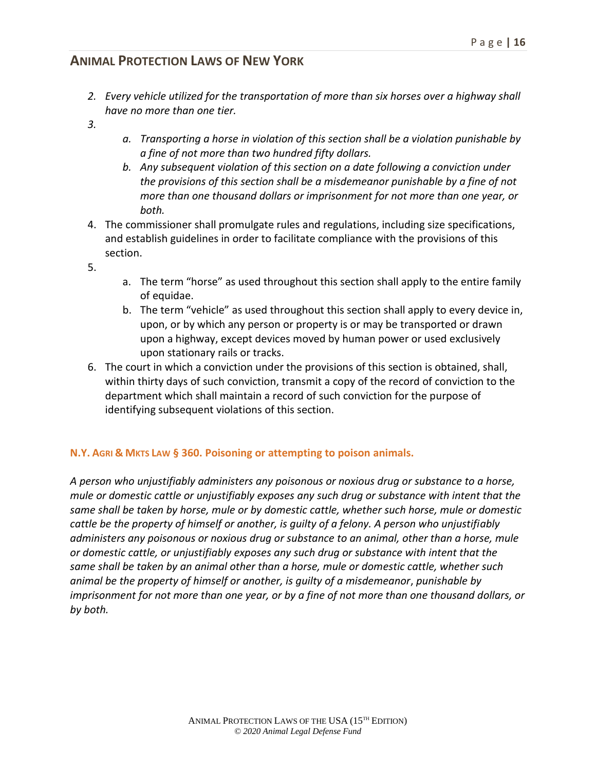2. *Every vehicle utilized for the transportation of more than six horses over a highway shall have no more than one tier.*
3. 
    a. *Transporting a horse in violation of this section shall be a violation punishable by a fine of not more than two hundred fifty dollars.*
    b. *Any subsequent violation of this section on a date following a conviction under the provisions of this section shall be a misdemeanor punishable by a fine of not more than one thousand dollars or imprisonment for not more than one year, or both.*
4. The commissioner shall promulgate rules and regulations, including size specifications, and establish guidelines in order to facilitate compliance with the provisions of this section.
5. 
    a. The term "horse" as used throughout this section shall apply to the entire family of equidae.
    b. The term "vehicle" as used throughout this section shall apply to every device in, upon, or by which any person or property is or may be transported or drawn upon a highway, except devices moved by human power or used exclusively upon stationary rails or tracks.
6. The court in which a conviction under the provisions of this section is obtained, shall, within thirty days of such conviction, transmit a copy of the record of conviction to the department which shall maintain a record of such conviction for the purpose of identifying subsequent violations of this section.

### N.Y. AGRI & MKTS LAW § 360. Poisoning or attempting to poison animals.

*A person who unjustifiably administers any poisonous or noxious drug or substance to a horse, mule or domestic cattle or unjustifiably exposes any such drug or substance with intent that the same shall be taken by horse, mule or by domestic cattle, whether such horse, mule or domestic cattle be the property of himself or another, is guilty of a felony. A person who unjustifiably administers any poisonous or noxious drug or substance to an animal, other than a horse, mule or domestic cattle, or unjustifiably exposes any such drug or substance with intent that the same shall be taken by an animal other than a horse, mule or domestic cattle, whether such animal be the property of himself or another, is guilty of a misdemeanor, punishable by imprisonment for not more than one year, or by a fine of not more than one thousand dollars, or by both.*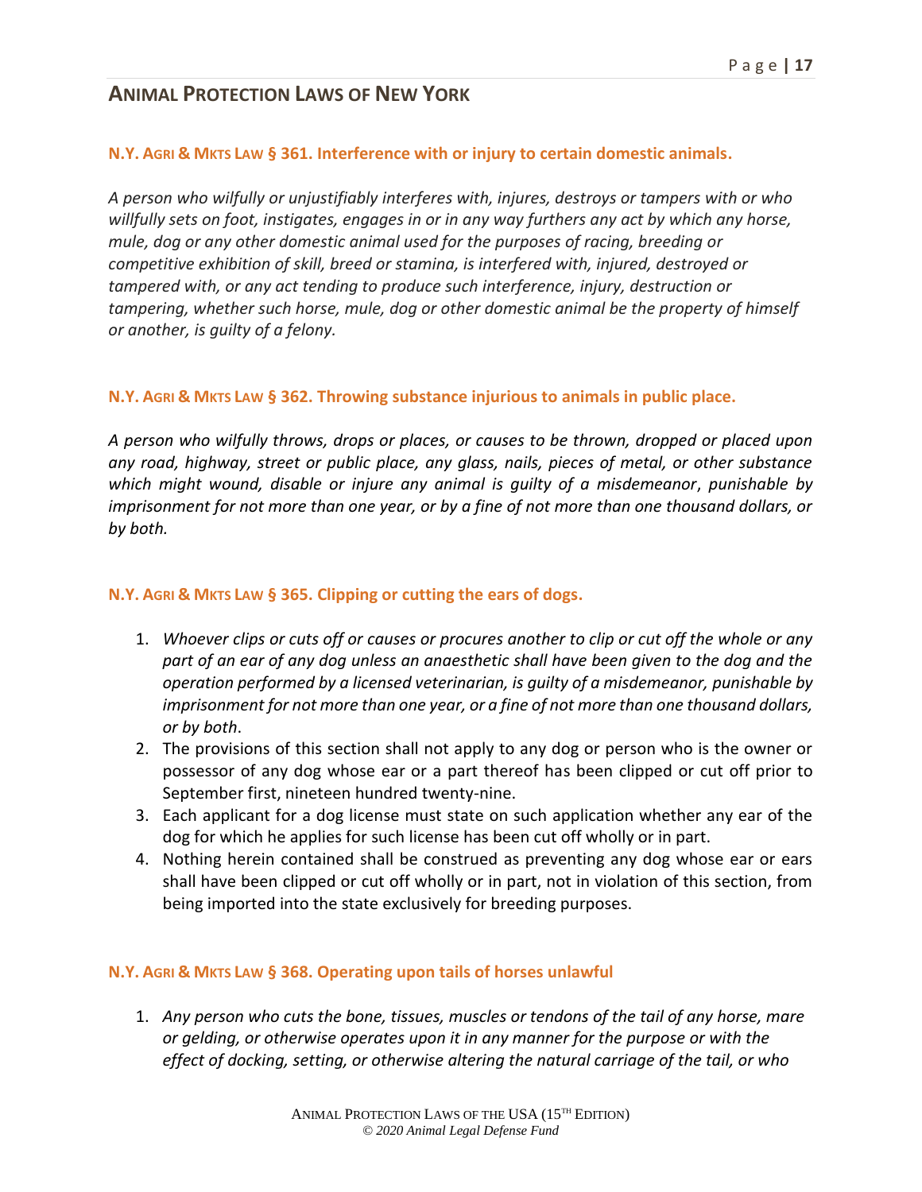### N.Y. AGRI & MKTS LAW § 361. Interference with or injury to certain domestic animals.

*A person who wilfully or unjustifiably interferes with, injures, destroys or tampers with or who willfully sets on foot, instigates, engages in or in any way furthers any act by which any horse, mule, dog or any other domestic animal used for the purposes of racing, breeding or competitive exhibition of skill, breed or stamina, is interfered with, injured, destroyed or tampered with, or any act tending to produce such interference, injury, destruction or tampering, whether such horse, mule, dog or other domestic animal be the property of himself or another, is guilty of a felony.*

### N.Y. AGRI & MKTS LAW § 362. Throwing substance injurious to animals in public place.

*A person who wilfully throws, drops or places, or causes to be thrown, dropped or placed upon any road, highway, street or public place, any glass, nails, pieces of metal, or other substance which might wound, disable or injure any animal is guilty of a misdemeanor, punishable by imprisonment for not more than one year, or by a fine of not more than one thousand dollars, or by both.*

### N.Y. AGRI & MKTS LAW § 365. Clipping or cutting the ears of dogs.

1. *Whoever clips or cuts off or causes or procures another to clip or cut off the whole or any part of an ear of any dog unless an anaesthetic shall have been given to the dog and the operation performed by a licensed veterinarian, is guilty of a misdemeanor, punishable by imprisonment for not more than one year, or a fine of not more than one thousand dollars, or by both*.
2. The provisions of this section shall not apply to any dog or person who is the owner or possessor of any dog whose ear or a part thereof has been clipped or cut off prior to September first, nineteen hundred twenty-nine.
3. Each applicant for a dog license must state on such application whether any ear of the dog for which he applies for such license has been cut off wholly or in part.
4. Nothing herein contained shall be construed as preventing any dog whose ear or ears shall have been clipped or cut off wholly or in part, not in violation of this section, from being imported into the state exclusively for breeding purposes.

### N.Y. AGRI & MKTS LAW § 368. Operating upon tails of horses unlawful

1. *Any person who cuts the bone, tissues, muscles or tendons of the tail of any horse, mare or gelding, or otherwise operates upon it in any manner for the purpose or with the effect of docking, setting, or otherwise altering the natural carriage of the tail, or who*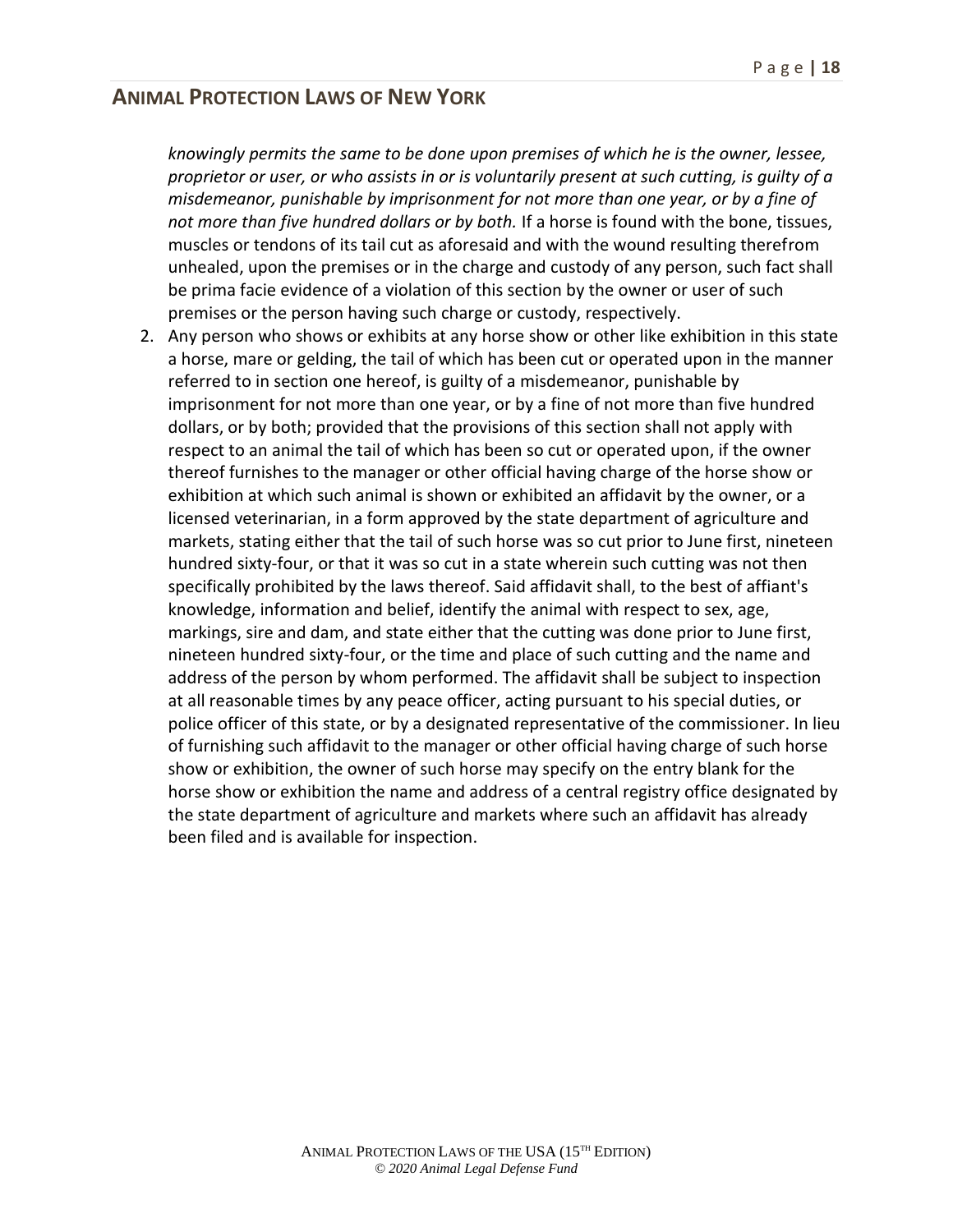*knowingly permits the same to be done upon premises of which he is the owner, lessee, proprietor or user, or who assists in or is voluntarily present at such cutting, is guilty of a misdemeanor, punishable by imprisonment for not more than one year, or by a fine of not more than five hundred dollars or by both.* If a horse is found with the bone, tissues, muscles or tendons of its tail cut as aforesaid and with the wound resulting therefrom unhealed, upon the premises or in the charge and custody of any person, such fact shall be prima facie evidence of a violation of this section by the owner or user of such premises or the person having such charge or custody, respectively.

2. Any person who shows or exhibits at any horse show or other like exhibition in this state a horse, mare or gelding, the tail of which has been cut or operated upon in the manner referred to in section one hereof, is guilty of a misdemeanor, punishable by imprisonment for not more than one year, or by a fine of not more than five hundred dollars, or by both; provided that the provisions of this section shall not apply with respect to an animal the tail of which has been so cut or operated upon, if the owner thereof furnishes to the manager or other official having charge of the horse show or exhibition at which such animal is shown or exhibited an affidavit by the owner, or a licensed veterinarian, in a form approved by the state department of agriculture and markets, stating either that the tail of such horse was so cut prior to June first, nineteen hundred sixty-four, or that it was so cut in a state wherein such cutting was not then specifically prohibited by the laws thereof. Said affidavit shall, to the best of affiant's knowledge, information and belief, identify the animal with respect to sex, age, markings, sire and dam, and state either that the cutting was done prior to June first, nineteen hundred sixty-four, or the time and place of such cutting and the name and address of the person by whom performed. The affidavit shall be subject to inspection at all reasonable times by any peace officer, acting pursuant to his special duties, or police officer of this state, or by a designated representative of the commissioner. In lieu of furnishing such affidavit to the manager or other official having charge of such horse show or exhibition, the owner of such horse may specify on the entry blank for the horse show or exhibition the name and address of a central registry office designated by the state department of agriculture and markets where such an affidavit has already been filed and is available for inspection.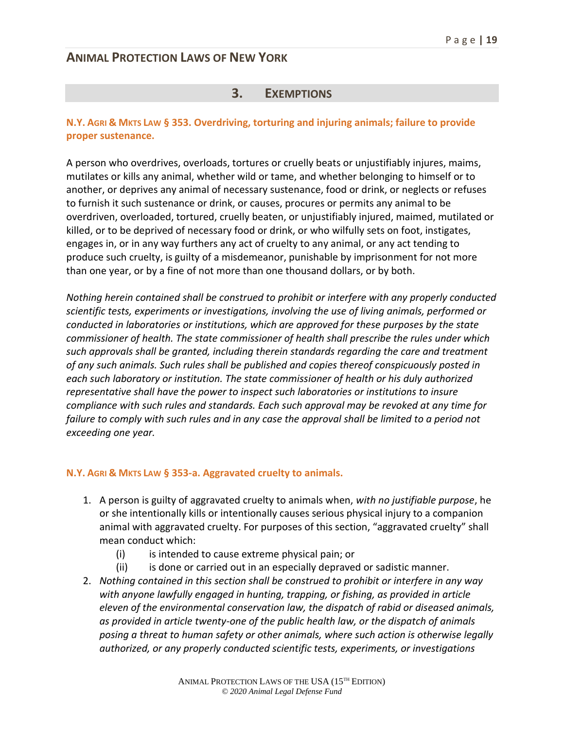## 3. Exemptions

### N.Y. Agri & Mkts Law § 353. Overdriving, torturing and injuring animals; failure to provide proper sustenance.

A person who overdrives, overloads, tortures or cruelly beats or unjustifiably injures, maims, mutilates or kills any animal, whether wild or tame, and whether belonging to himself or to another, or deprives any animal of necessary sustenance, food or drink, or neglects or refuses to furnish it such sustenance or drink, or causes, procures or permits any animal to be overdriven, overloaded, tortured, cruelly beaten, or unjustifiably injured, maimed, mutilated or killed, or to be deprived of necessary food or drink, or who wilfully sets on foot, instigates, engages in, or in any way furthers any act of cruelty to any animal, or any act tending to produce such cruelty, is guilty of a misdemeanor, punishable by imprisonment for not more than one year, or by a fine of not more than one thousand dollars, or by both.

*Nothing herein contained shall be construed to prohibit or interfere with any properly conducted scientific tests, experiments or investigations, involving the use of living animals, performed or conducted in laboratories or institutions, which are approved for these purposes by the state commissioner of health. The state commissioner of health shall prescribe the rules under which such approvals shall be granted, including therein standards regarding the care and treatment of any such animals. Such rules shall be published and copies thereof conspicuously posted in each such laboratory or institution. The state commissioner of health or his duly authorized representative shall have the power to inspect such laboratories or institutions to insure compliance with such rules and standards. Each such approval may be revoked at any time for failure to comply with such rules and in any case the approval shall be limited to a period not exceeding one year.*

### N.Y. Agri & Mkts Law § 353-a. Aggravated cruelty to animals.

1. A person is guilty of aggravated cruelty to animals when, *with no justifiable purpose*, he or she intentionally kills or intentionally causes serious physical injury to a companion animal with aggravated cruelty. For purposes of this section, "aggravated cruelty" shall mean conduct which:
   - (i) is intended to cause extreme physical pain; or
   - (ii) is done or carried out in an especially depraved or sadistic manner.
2. *Nothing contained in this section shall be construed to prohibit or interfere in any way with anyone lawfully engaged in hunting, trapping, or fishing, as provided in article eleven of the environmental conservation law, the dispatch of rabid or diseased animals, as provided in article twenty-one of the public health law, or the dispatch of animals posing a threat to human safety or other animals, where such action is otherwise legally authorized, or any properly conducted scientific tests, experiments, or investigations*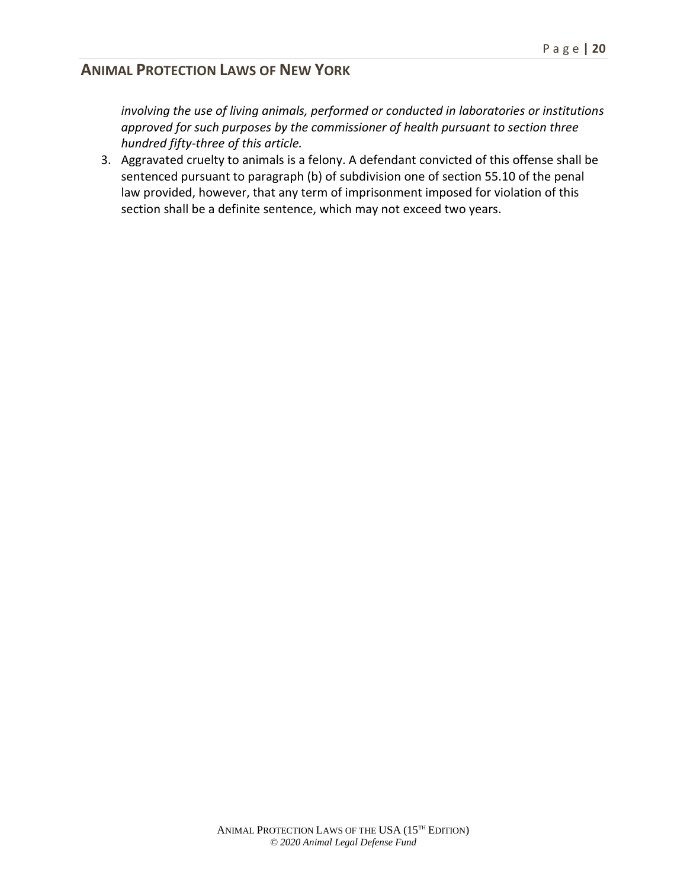*involving the use of living animals, performed or conducted in laboratories or institutions approved for such purposes by the commissioner of health pursuant to section three hundred fifty-three of this article.*

3. Aggravated cruelty to animals is a felony. A defendant convicted of this offense shall be sentenced pursuant to paragraph (b) of subdivision one of section 55.10 of the penal law provided, however, that any term of imprisonment imposed for violation of this section shall be a definite sentence, which may not exceed two years.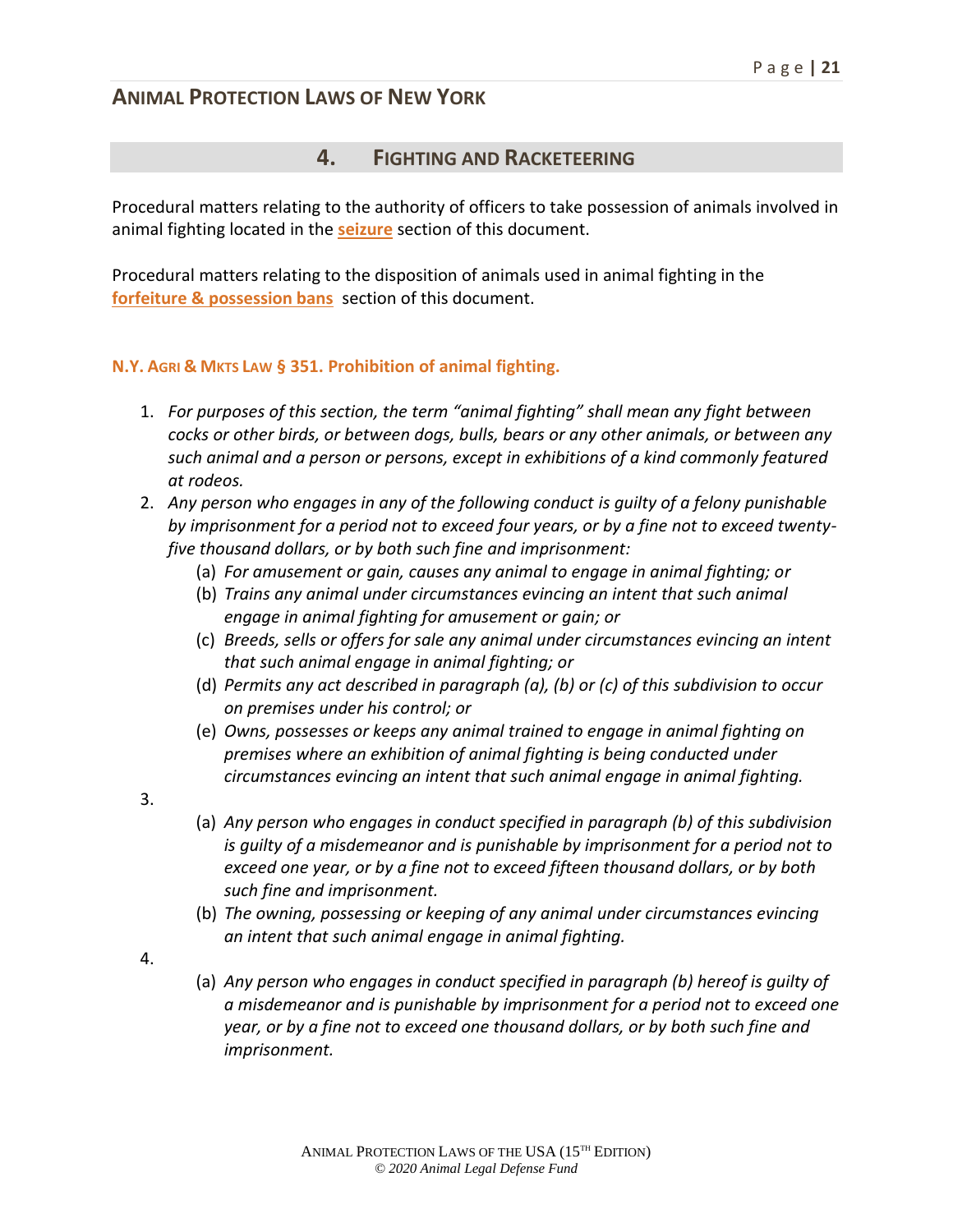## 4. FIGHTING AND RACKETEERING

Procedural matters relating to the authority of officers to take possession of animals involved in animal fighting located in the **seizure** section of this document.

Procedural matters relating to the disposition of animals used in animal fighting in the **forfeiture & possession bans** section of this document.

### N.Y. AGRI & MKTS LAW § 351. Prohibition of animal fighting.

1. *For purposes of this section, the term "animal fighting" shall mean any fight between cocks or other birds, or between dogs, bulls, bears or any other animals, or between any such animal and a person or persons, except in exhibitions of a kind commonly featured at rodeos.*
2. *Any person who engages in any of the following conduct is guilty of a felony punishable by imprisonment for a period not to exceed four years, or by a fine not to exceed twenty-five thousand dollars, or by both such fine and imprisonment:*
   - (a) *For amusement or gain, causes any animal to engage in animal fighting; or*
   - (b) *Trains any animal under circumstances evincing an intent that such animal engage in animal fighting for amusement or gain; or*
   - (c) *Breeds, sells or offers for sale any animal under circumstances evincing an intent that such animal engage in animal fighting; or*
   - (d) *Permits any act described in paragraph (a), (b) or (c) of this subdivision to occur on premises under his control; or*
   - (e) *Owns, possesses or keeps any animal trained to engage in animal fighting on premises where an exhibition of animal fighting is being conducted under circumstances evincing an intent that such animal engage in animal fighting.*
3. 
   - (a) *Any person who engages in conduct specified in paragraph (b) of this subdivision is guilty of a misdemeanor and is punishable by imprisonment for a period not to exceed one year, or by a fine not to exceed fifteen thousand dollars, or by both such fine and imprisonment.*
   - (b) *The owning, possessing or keeping of any animal under circumstances evincing an intent that such animal engage in animal fighting.*
4. 
   - (a) *Any person who engages in conduct specified in paragraph (b) hereof is guilty of a misdemeanor and is punishable by imprisonment for a period not to exceed one year, or by a fine not to exceed one thousand dollars, or by both such fine and imprisonment.*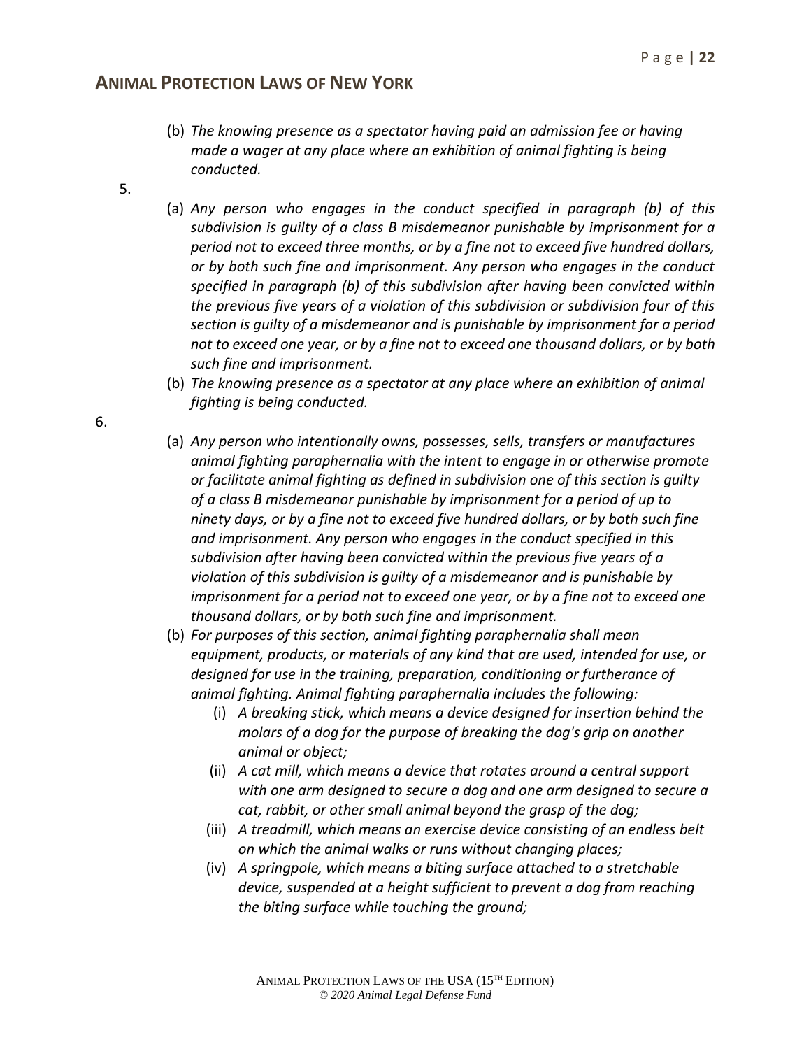(b) *The knowing presence as a spectator having paid an admission fee or having made a wager at any place where an exhibition of animal fighting is being conducted.*

5.

(a) *Any person who engages in the conduct specified in paragraph (b) of this subdivision is guilty of a class B misdemeanor punishable by imprisonment for a period not to exceed three months, or by a fine not to exceed five hundred dollars, or by both such fine and imprisonment. Any person who engages in the conduct specified in paragraph (b) of this subdivision after having been convicted within the previous five years of a violation of this subdivision or subdivision four of this section is guilty of a misdemeanor and is punishable by imprisonment for a period not to exceed one year, or by a fine not to exceed one thousand dollars, or by both such fine and imprisonment.*

(b) *The knowing presence as a spectator at any place where an exhibition of animal fighting is being conducted.*

6.

(a) *Any person who intentionally owns, possesses, sells, transfers or manufactures animal fighting paraphernalia with the intent to engage in or otherwise promote or facilitate animal fighting as defined in subdivision one of this section is guilty of a class B misdemeanor punishable by imprisonment for a period of up to ninety days, or by a fine not to exceed five hundred dollars, or by both such fine and imprisonment. Any person who engages in the conduct specified in this subdivision after having been convicted within the previous five years of a violation of this subdivision is guilty of a misdemeanor and is punishable by imprisonment for a period not to exceed one year, or by a fine not to exceed one thousand dollars, or by both such fine and imprisonment.*

(b) *For purposes of this section, animal fighting paraphernalia shall mean equipment, products, or materials of any kind that are used, intended for use, or designed for use in the training, preparation, conditioning or furtherance of animal fighting. Animal fighting paraphernalia includes the following:*

  (i) *A breaking stick, which means a device designed for insertion behind the molars of a dog for the purpose of breaking the dog's grip on another animal or object;*

  (ii) *A cat mill, which means a device that rotates around a central support with one arm designed to secure a dog and one arm designed to secure a cat, rabbit, or other small animal beyond the grasp of the dog;*

  (iii) *A treadmill, which means an exercise device consisting of an endless belt on which the animal walks or runs without changing places;*

  (iv) *A springpole, which means a biting surface attached to a stretchable device, suspended at a height sufficient to prevent a dog from reaching the biting surface while touching the ground;*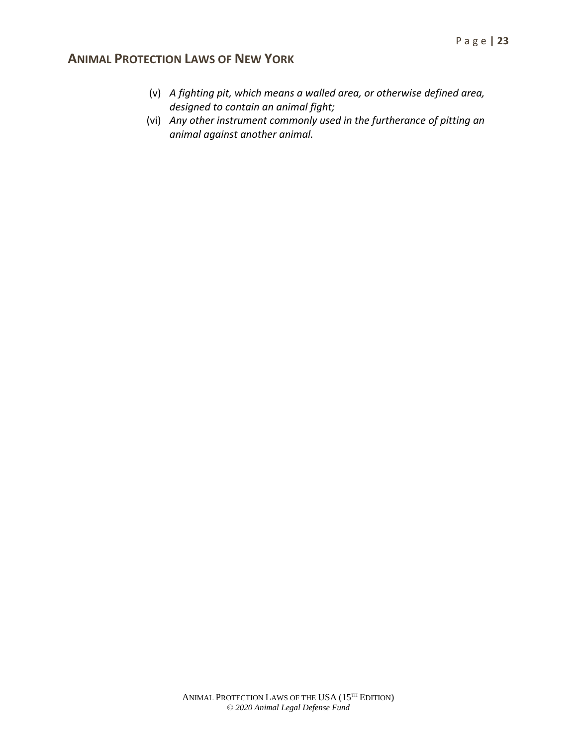(v) *A fighting pit, which means a walled area, or otherwise defined area, designed to contain an animal fight;*

(vi) *Any other instrument commonly used in the furtherance of pitting an animal against another animal.*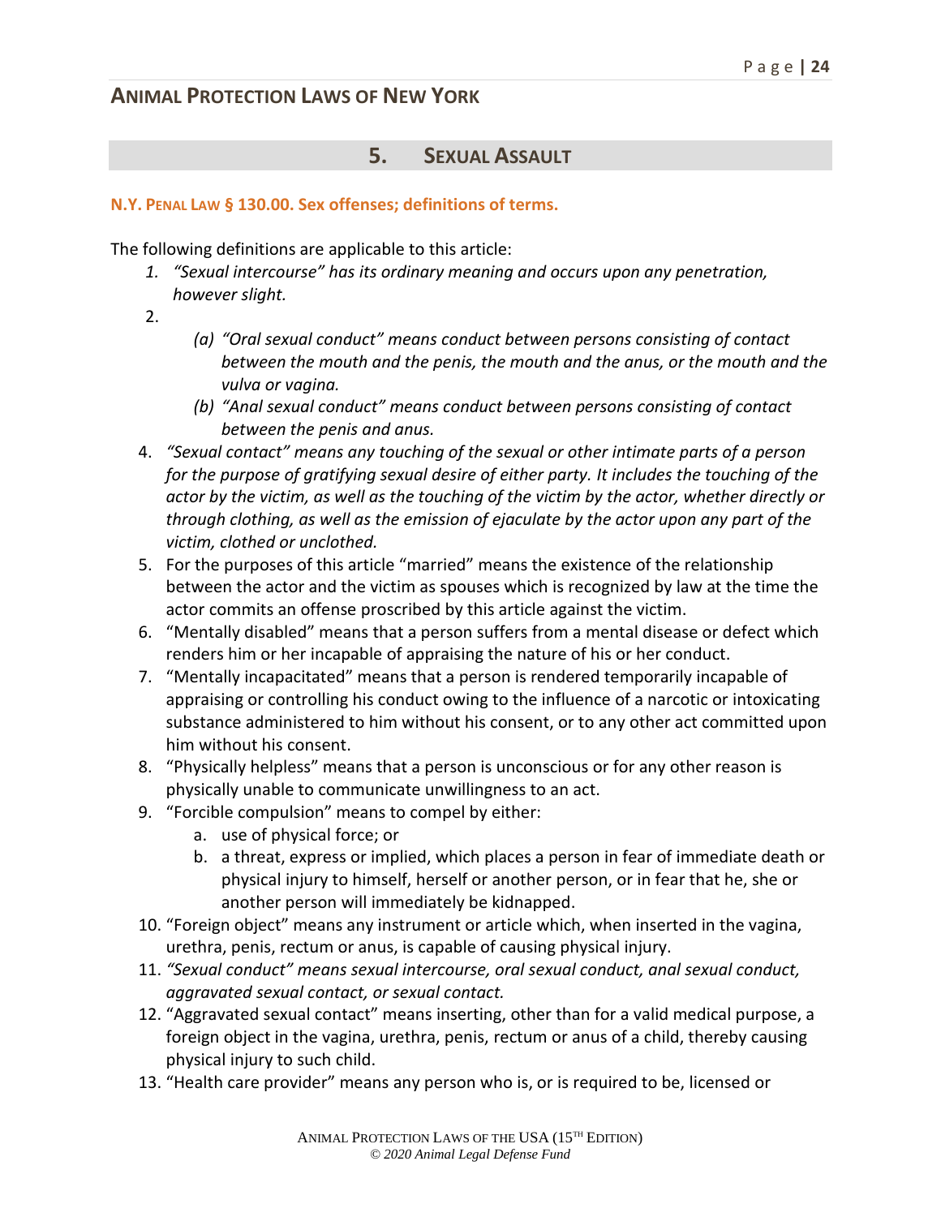## 5. Sexual Assault

**N.Y. Penal Law § 130.00. Sex offenses; definitions of terms.**

The following definitions are applicable to this article:

1. *"Sexual intercourse" has its ordinary meaning and occurs upon any penetration, however slight.*
2. 
   - *(a) "Oral sexual conduct" means conduct between persons consisting of contact between the mouth and the penis, the mouth and the anus, or the mouth and the vulva or vagina.*
   - *(b) "Anal sexual conduct" means conduct between persons consisting of contact between the penis and anus.*
4. *"Sexual contact" means any touching of the sexual or other intimate parts of a person for the purpose of gratifying sexual desire of either party. It includes the touching of the actor by the victim, as well as the touching of the victim by the actor, whether directly or through clothing, as well as the emission of ejaculate by the actor upon any part of the victim, clothed or unclothed.*
5. For the purposes of this article "married" means the existence of the relationship between the actor and the victim as spouses which is recognized by law at the time the actor commits an offense proscribed by this article against the victim.
6. "Mentally disabled" means that a person suffers from a mental disease or defect which renders him or her incapable of appraising the nature of his or her conduct.
7. "Mentally incapacitated" means that a person is rendered temporarily incapable of appraising or controlling his conduct owing to the influence of a narcotic or intoxicating substance administered to him without his consent, or to any other act committed upon him without his consent.
8. "Physically helpless" means that a person is unconscious or for any other reason is physically unable to communicate unwillingness to an act.
9. "Forcible compulsion" means to compel by either:
   - a. use of physical force; or
   - b. a threat, express or implied, which places a person in fear of immediate death or physical injury to himself, herself or another person, or in fear that he, she or another person will immediately be kidnapped.
10. "Foreign object" means any instrument or article which, when inserted in the vagina, urethra, penis, rectum or anus, is capable of causing physical injury.
11. *"Sexual conduct" means sexual intercourse, oral sexual conduct, anal sexual conduct, aggravated sexual contact, or sexual contact.*
12. "Aggravated sexual contact" means inserting, other than for a valid medical purpose, a foreign object in the vagina, urethra, penis, rectum or anus of a child, thereby causing physical injury to such child.
13. "Health care provider" means any person who is, or is required to be, licensed or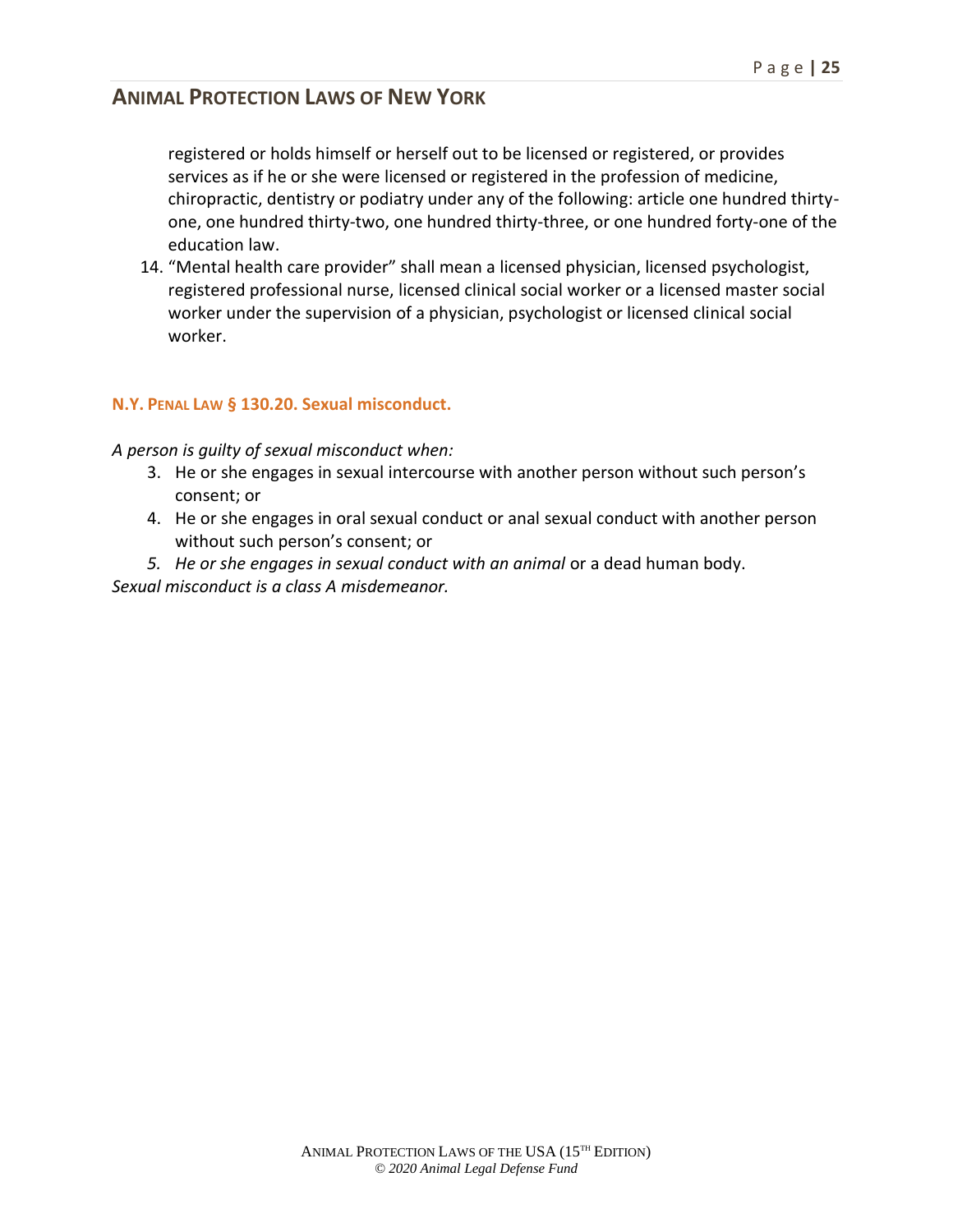registered or holds himself or herself out to be licensed or registered, or provides services as if he or she were licensed or registered in the profession of medicine, chiropractic, dentistry or podiatry under any of the following: article one hundred thirty-one, one hundred thirty-two, one hundred thirty-three, or one hundred forty-one of the education law.

14. "Mental health care provider" shall mean a licensed physician, licensed psychologist, registered professional nurse, licensed clinical social worker or a licensed master social worker under the supervision of a physician, psychologist or licensed clinical social worker.

### N.Y. PENAL LAW § 130.20. Sexual misconduct.

*A person is guilty of sexual misconduct when:*

3. He or she engages in sexual intercourse with another person without such person's consent; or
4. He or she engages in oral sexual conduct or anal sexual conduct with another person without such person's consent; or
5. *He or she engages in sexual conduct with an animal* or a dead human body.

*Sexual misconduct is a class A misdemeanor.*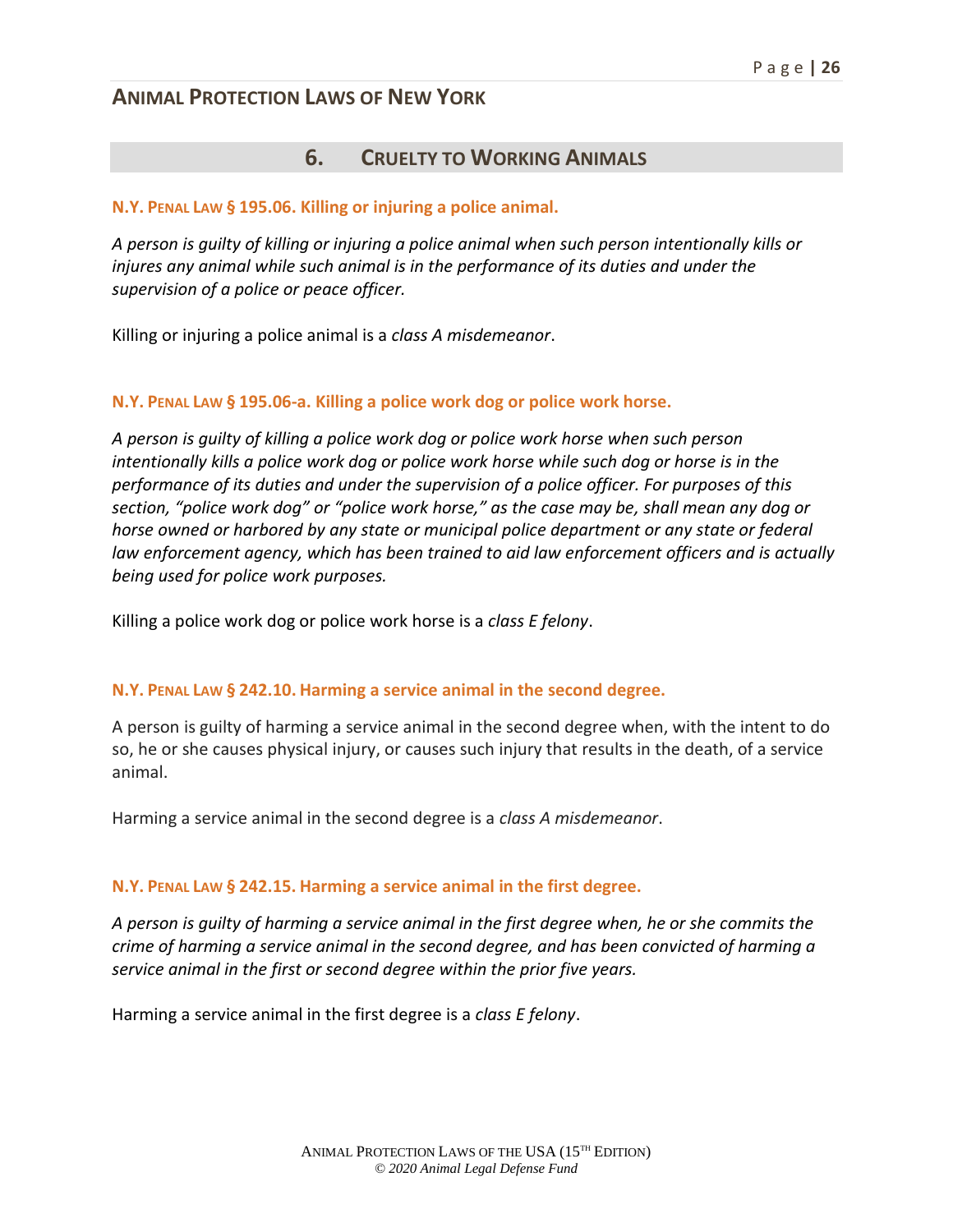## 6. CRUELTY TO WORKING ANIMALS

### N.Y. PENAL LAW § 195.06. Killing or injuring a police animal.

*A person is guilty of killing or injuring a police animal when such person intentionally kills or injures any animal while such animal is in the performance of its duties and under the supervision of a police or peace officer.*

Killing or injuring a police animal is a *class A misdemeanor*.

### N.Y. PENAL LAW § 195.06-a. Killing a police work dog or police work horse.

*A person is guilty of killing a police work dog or police work horse when such person intentionally kills a police work dog or police work horse while such dog or horse is in the performance of its duties and under the supervision of a police officer. For purposes of this section, "police work dog" or "police work horse," as the case may be, shall mean any dog or horse owned or harbored by any state or municipal police department or any state or federal law enforcement agency, which has been trained to aid law enforcement officers and is actually being used for police work purposes.*

Killing a police work dog or police work horse is a *class E felony*.

### N.Y. PENAL LAW § 242.10. Harming a service animal in the second degree.

A person is guilty of harming a service animal in the second degree when, with the intent to do so, he or she causes physical injury, or causes such injury that results in the death, of a service animal.

Harming a service animal in the second degree is a *class A misdemeanor*.

### N.Y. PENAL LAW § 242.15. Harming a service animal in the first degree.

*A person is guilty of harming a service animal in the first degree when, he or she commits the crime of harming a service animal in the second degree, and has been convicted of harming a service animal in the first or second degree within the prior five years.*

Harming a service animal in the first degree is a *class E felony*.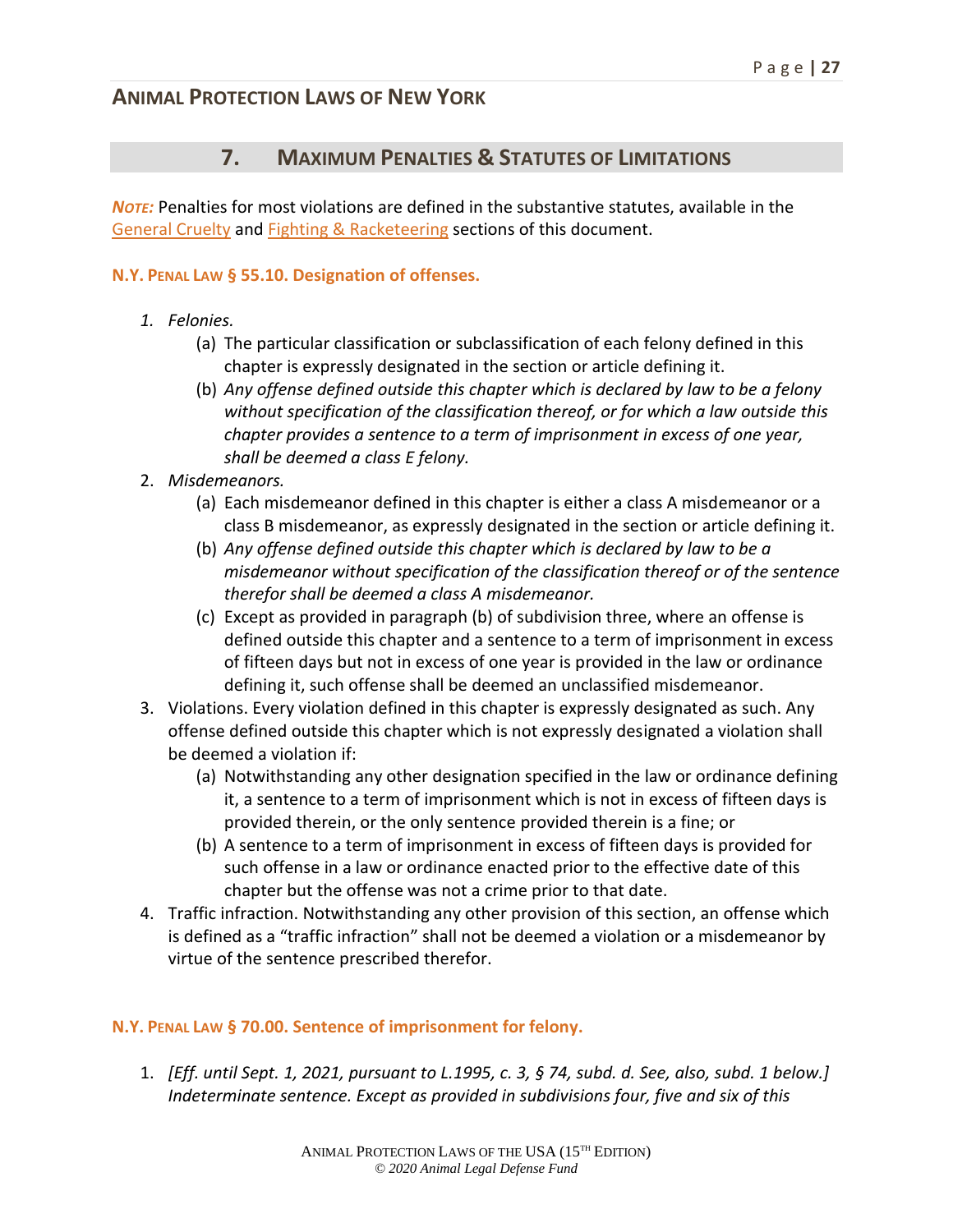## 7. Maximum Penalties & Statutes of Limitations

***Note:*** Penalties for most violations are defined in the substantive statutes, available in the General Cruelty and Fighting & Racketeering sections of this document.

### N.Y. Penal Law § 55.10. Designation of offenses.

1. *Felonies.*
   - (a) The particular classification or subclassification of each felony defined in this chapter is expressly designated in the section or article defining it.
   - (b) *Any offense defined outside this chapter which is declared by law to be a felony without specification of the classification thereof, or for which a law outside this chapter provides a sentence to a term of imprisonment in excess of one year, shall be deemed a class E felony.*
2. *Misdemeanors.*
   - (a) Each misdemeanor defined in this chapter is either a class A misdemeanor or a class B misdemeanor, as expressly designated in the section or article defining it.
   - (b) *Any offense defined outside this chapter which is declared by law to be a misdemeanor without specification of the classification thereof or of the sentence therefor shall be deemed a class A misdemeanor.*
   - (c) Except as provided in paragraph (b) of subdivision three, where an offense is defined outside this chapter and a sentence to a term of imprisonment in excess of fifteen days but not in excess of one year is provided in the law or ordinance defining it, such offense shall be deemed an unclassified misdemeanor.
3. Violations. Every violation defined in this chapter is expressly designated as such. Any offense defined outside this chapter which is not expressly designated a violation shall be deemed a violation if:
   - (a) Notwithstanding any other designation specified in the law or ordinance defining it, a sentence to a term of imprisonment which is not in excess of fifteen days is provided therein, or the only sentence provided therein is a fine; or
   - (b) A sentence to a term of imprisonment in excess of fifteen days is provided for such offense in a law or ordinance enacted prior to the effective date of this chapter but the offense was not a crime prior to that date.
4. Traffic infraction. Notwithstanding any other provision of this section, an offense which is defined as a "traffic infraction" shall not be deemed a violation or a misdemeanor by virtue of the sentence prescribed therefor.

### N.Y. Penal Law § 70.00. Sentence of imprisonment for felony.

1. *[Eff. until Sept. 1, 2021, pursuant to L.1995, c. 3, § 74, subd. d. See, also, subd. 1 below.] Indeterminate sentence. Except as provided in subdivisions four, five and six of this*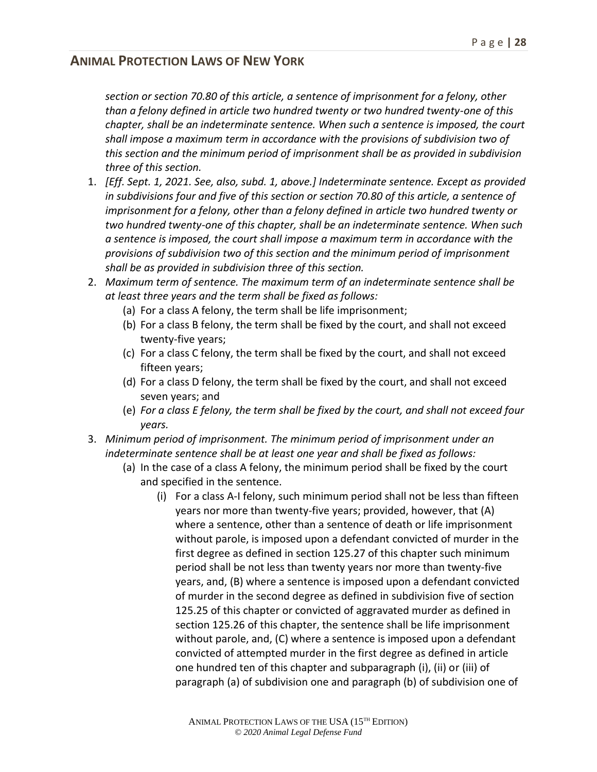*section or section 70.80 of this article, a sentence of imprisonment for a felony, other than a felony defined in article two hundred twenty or two hundred twenty-one of this chapter, shall be an indeterminate sentence. When such a sentence is imposed, the court shall impose a maximum term in accordance with the provisions of subdivision two of this section and the minimum period of imprisonment shall be as provided in subdivision three of this section.*

1. *[Eff. Sept. 1, 2021. See, also, subd. 1, above.] Indeterminate sentence. Except as provided in subdivisions four and five of this section or section 70.80 of this article, a sentence of imprisonment for a felony, other than a felony defined in article two hundred twenty or two hundred twenty-one of this chapter, shall be an indeterminate sentence. When such a sentence is imposed, the court shall impose a maximum term in accordance with the provisions of subdivision two of this section and the minimum period of imprisonment shall be as provided in subdivision three of this section.*
2. *Maximum term of sentence. The maximum term of an indeterminate sentence shall be at least three years and the term shall be fixed as follows:*
   - (a) For a class A felony, the term shall be life imprisonment;
   - (b) For a class B felony, the term shall be fixed by the court, and shall not exceed twenty-five years;
   - (c) For a class C felony, the term shall be fixed by the court, and shall not exceed fifteen years;
   - (d) For a class D felony, the term shall be fixed by the court, and shall not exceed seven years; and
   - (e) *For a class E felony, the term shall be fixed by the court, and shall not exceed four years.*
3. *Minimum period of imprisonment. The minimum period of imprisonment under an indeterminate sentence shall be at least one year and shall be fixed as follows:*
   - (a) In the case of a class A felony, the minimum period shall be fixed by the court and specified in the sentence.
     - (i) For a class A-I felony, such minimum period shall not be less than fifteen years nor more than twenty-five years; provided, however, that (A) where a sentence, other than a sentence of death or life imprisonment without parole, is imposed upon a defendant convicted of murder in the first degree as defined in section 125.27 of this chapter such minimum period shall be not less than twenty years nor more than twenty-five years, and, (B) where a sentence is imposed upon a defendant convicted of murder in the second degree as defined in subdivision five of section 125.25 of this chapter or convicted of aggravated murder as defined in section 125.26 of this chapter, the sentence shall be life imprisonment without parole, and, (C) where a sentence is imposed upon a defendant convicted of attempted murder in the first degree as defined in article one hundred ten of this chapter and subparagraph (i), (ii) or (iii) of paragraph (a) of subdivision one and paragraph (b) of subdivision one of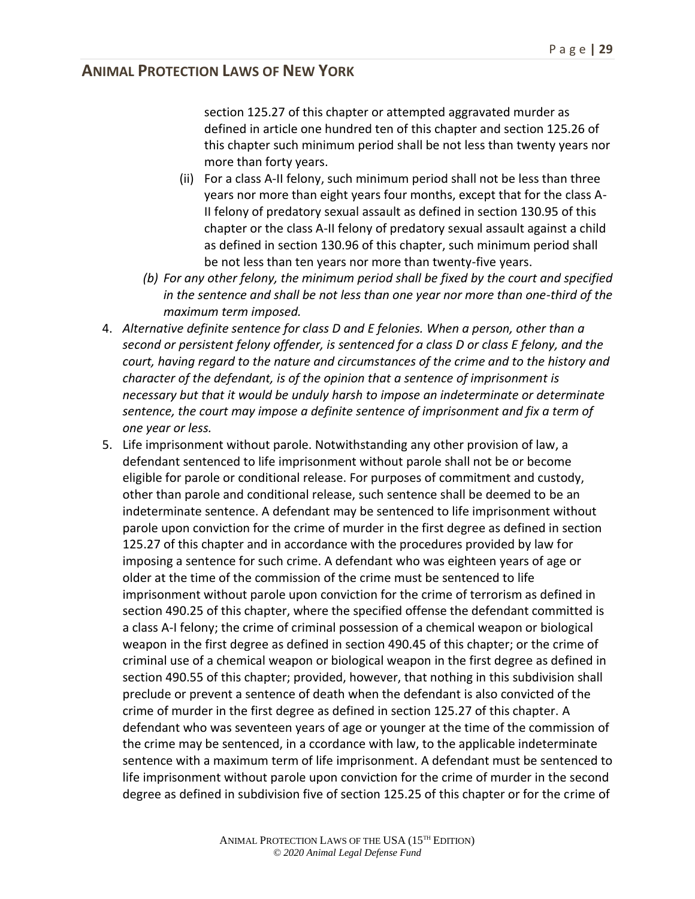section 125.27 of this chapter or attempted aggravated murder as defined in article one hundred ten of this chapter and section 125.26 of this chapter such minimum period shall be not less than twenty years nor more than forty years.

   (ii) For a class A-II felony, such minimum period shall not be less than three years nor more than eight years four months, except that for the class A-II felony of predatory sexual assault as defined in section 130.95 of this chapter or the class A-II felony of predatory sexual assault against a child as defined in section 130.96 of this chapter, such minimum period shall be not less than ten years nor more than twenty-five years.

   *(b) For any other felony, the minimum period shall be fixed by the court and specified in the sentence and shall be not less than one year nor more than one-third of the maximum term imposed.*

4. *Alternative definite sentence for class D and E felonies. When a person, other than a second or persistent felony offender, is sentenced for a class D or class E felony, and the court, having regard to the nature and circumstances of the crime and to the history and character of the defendant, is of the opinion that a sentence of imprisonment is necessary but that it would be unduly harsh to impose an indeterminate or determinate sentence, the court may impose a definite sentence of imprisonment and fix a term of one year or less.*

5. Life imprisonment without parole. Notwithstanding any other provision of law, a defendant sentenced to life imprisonment without parole shall not be or become eligible for parole or conditional release. For purposes of commitment and custody, other than parole and conditional release, such sentence shall be deemed to be an indeterminate sentence. A defendant may be sentenced to life imprisonment without parole upon conviction for the crime of murder in the first degree as defined in section 125.27 of this chapter and in accordance with the procedures provided by law for imposing a sentence for such crime. A defendant who was eighteen years of age or older at the time of the commission of the crime must be sentenced to life imprisonment without parole upon conviction for the crime of terrorism as defined in section 490.25 of this chapter, where the specified offense the defendant committed is a class A-I felony; the crime of criminal possession of a chemical weapon or biological weapon in the first degree as defined in section 490.45 of this chapter; or the crime of criminal use of a chemical weapon or biological weapon in the first degree as defined in section 490.55 of this chapter; provided, however, that nothing in this subdivision shall preclude or prevent a sentence of death when the defendant is also convicted of the crime of murder in the first degree as defined in section 125.27 of this chapter. A defendant who was seventeen years of age or younger at the time of the commission of the crime may be sentenced, in a ccordance with law, to the applicable indeterminate sentence with a maximum term of life imprisonment. A defendant must be sentenced to life imprisonment without parole upon conviction for the crime of murder in the second degree as defined in subdivision five of section 125.25 of this chapter or for the crime of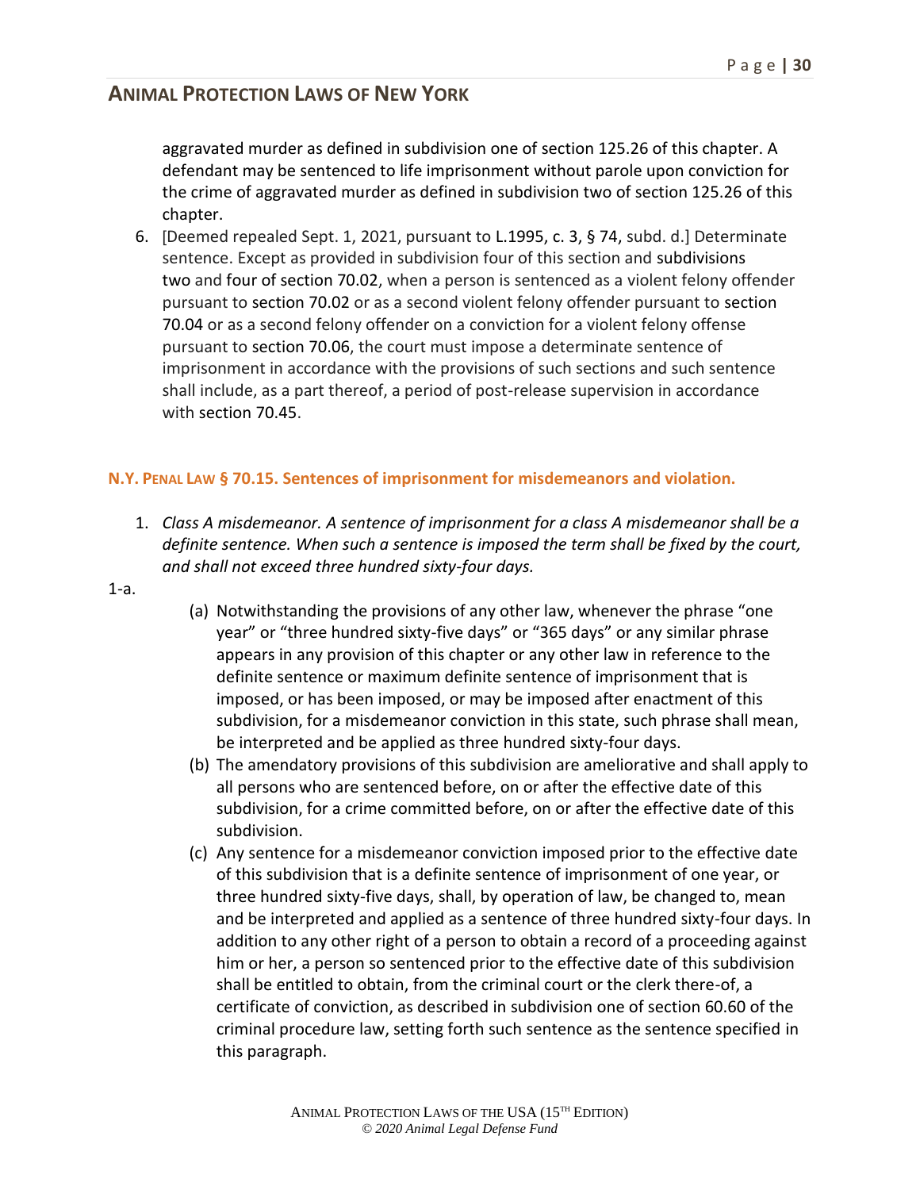aggravated murder as defined in subdivision one of section 125.26 of this chapter. A defendant may be sentenced to life imprisonment without parole upon conviction for the crime of aggravated murder as defined in subdivision two of section 125.26 of this chapter.

6. [Deemed repealed Sept. 1, 2021, pursuant to L.1995, c. 3, § 74, subd. d.] Determinate sentence. Except as provided in subdivision four of this section and subdivisions two and four of section 70.02, when a person is sentenced as a violent felony offender pursuant to section 70.02 or as a second violent felony offender pursuant to section 70.04 or as a second felony offender on a conviction for a violent felony offense pursuant to section 70.06, the court must impose a determinate sentence of imprisonment in accordance with the provisions of such sections and such sentence shall include, as a part thereof, a period of post-release supervision in accordance with section 70.45.

## N.Y. Penal Law § 70.15. Sentences of imprisonment for misdemeanors and violation.

1. *Class A misdemeanor. A sentence of imprisonment for a class A misdemeanor shall be a definite sentence. When such a sentence is imposed the term shall be fixed by the court, and shall not exceed three hundred sixty-four days.*

1-a.

(a) Notwithstanding the provisions of any other law, whenever the phrase "one year" or "three hundred sixty-five days" or "365 days" or any similar phrase appears in any provision of this chapter or any other law in reference to the definite sentence or maximum definite sentence of imprisonment that is imposed, or has been imposed, or may be imposed after enactment of this subdivision, for a misdemeanor conviction in this state, such phrase shall mean, be interpreted and be applied as three hundred sixty-four days.

(b) The amendatory provisions of this subdivision are ameliorative and shall apply to all persons who are sentenced before, on or after the effective date of this subdivision, for a crime committed before, on or after the effective date of this subdivision.

(c) Any sentence for a misdemeanor conviction imposed prior to the effective date of this subdivision that is a definite sentence of imprisonment of one year, or three hundred sixty-five days, shall, by operation of law, be changed to, mean and be interpreted and applied as a sentence of three hundred sixty-four days. In addition to any other right of a person to obtain a record of a proceeding against him or her, a person so sentenced prior to the effective date of this subdivision shall be entitled to obtain, from the criminal court or the clerk there-of, a certificate of conviction, as described in subdivision one of section 60.60 of the criminal procedure law, setting forth such sentence as the sentence specified in this paragraph.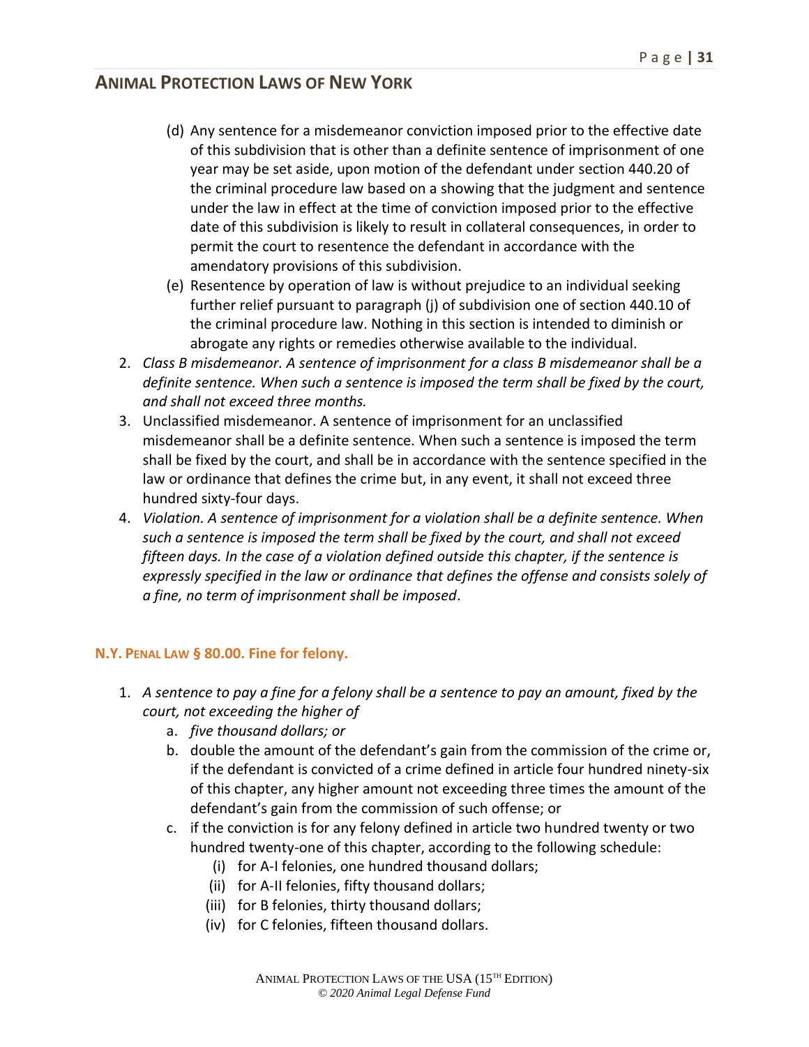(d) Any sentence for a misdemeanor conviction imposed prior to the effective date of this subdivision that is other than a definite sentence of imprisonment of one year may be set aside, upon motion of the defendant under section 440.20 of the criminal procedure law based on a showing that the judgment and sentence under the law in effect at the time of conviction imposed prior to the effective date of this subdivision is likely to result in collateral consequences, in order to permit the court to resentence the defendant in accordance with the amendatory provisions of this subdivision.

(e) Resentence by operation of law is without prejudice to an individual seeking further relief pursuant to paragraph (j) of subdivision one of section 440.10 of the criminal procedure law. Nothing in this section is intended to diminish or abrogate any rights or remedies otherwise available to the individual.

2. *Class B misdemeanor. A sentence of imprisonment for a class B misdemeanor shall be a definite sentence. When such a sentence is imposed the term shall be fixed by the court, and shall not exceed three months.*
3. Unclassified misdemeanor. A sentence of imprisonment for an unclassified misdemeanor shall be a definite sentence. When such a sentence is imposed the term shall be fixed by the court, and shall be in accordance with the sentence specified in the law or ordinance that defines the crime but, in any event, it shall not exceed three hundred sixty-four days.
4. *Violation. A sentence of imprisonment for a violation shall be a definite sentence. When such a sentence is imposed the term shall be fixed by the court, and shall not exceed fifteen days. In the case of a violation defined outside this chapter, if the sentence is expressly specified in the law or ordinance that defines the offense and consists solely of a fine, no term of imprisonment shall be imposed*.

### N.Y. Penal Law § 80.00. Fine for felony.

1. *A sentence to pay a fine for a felony shall be a sentence to pay an amount, fixed by the court, not exceeding the higher of*
   a. *five thousand dollars; or*
   b. double the amount of the defendant's gain from the commission of the crime or, if the defendant is convicted of a crime defined in article four hundred ninety-six of this chapter, any higher amount not exceeding three times the amount of the defendant's gain from the commission of such offense; or
   c. if the conviction is for any felony defined in article two hundred twenty or two hundred twenty-one of this chapter, according to the following schedule:
      (i) for A-I felonies, one hundred thousand dollars;
      (ii) for A-II felonies, fifty thousand dollars;
      (iii) for B felonies, thirty thousand dollars;
      (iv) for C felonies, fifteen thousand dollars.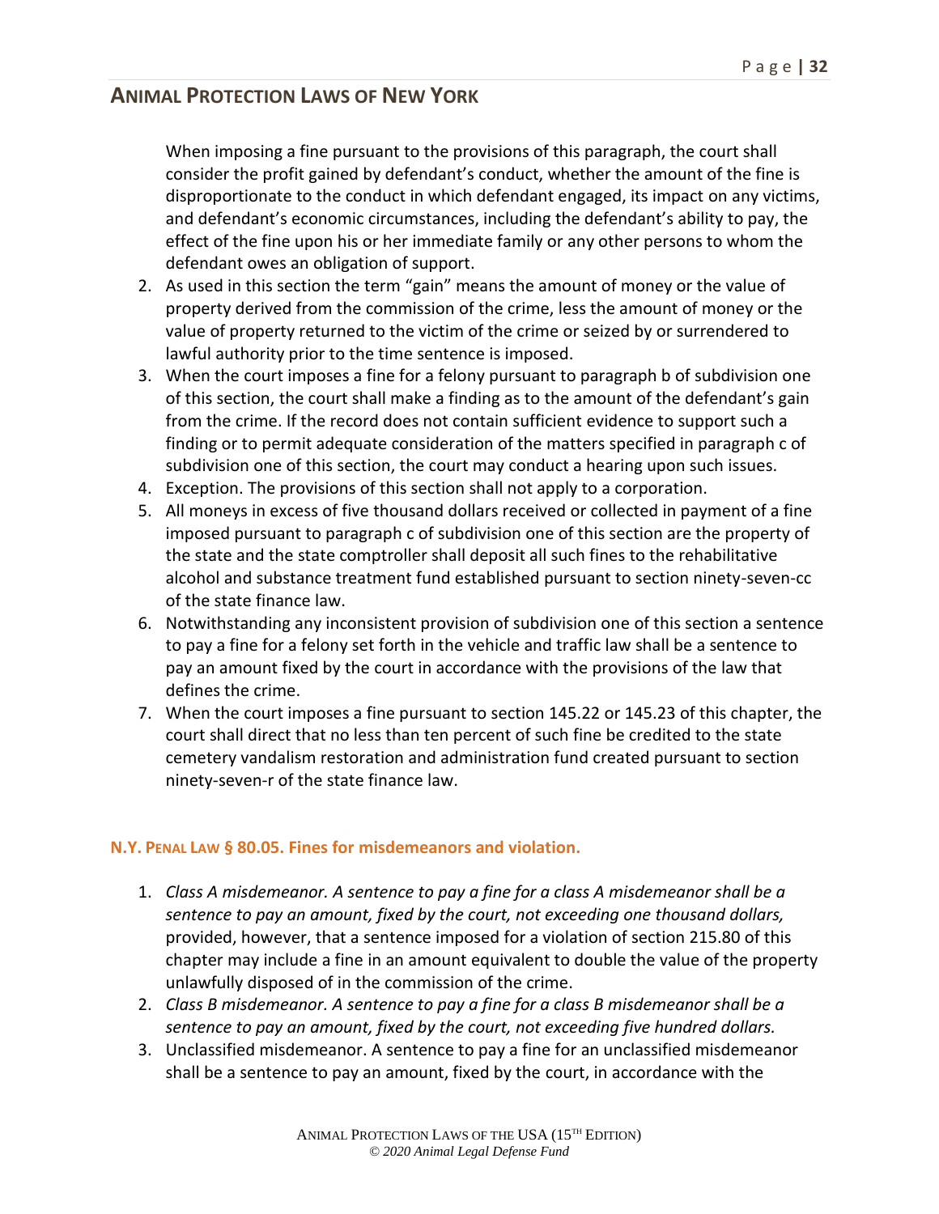When imposing a fine pursuant to the provisions of this paragraph, the court shall consider the profit gained by defendant's conduct, whether the amount of the fine is disproportionate to the conduct in which defendant engaged, its impact on any victims, and defendant's economic circumstances, including the defendant's ability to pay, the effect of the fine upon his or her immediate family or any other persons to whom the defendant owes an obligation of support.

2. As used in this section the term "gain" means the amount of money or the value of property derived from the commission of the crime, less the amount of money or the value of property returned to the victim of the crime or seized by or surrendered to lawful authority prior to the time sentence is imposed.
3. When the court imposes a fine for a felony pursuant to paragraph b of subdivision one of this section, the court shall make a finding as to the amount of the defendant's gain from the crime. If the record does not contain sufficient evidence to support such a finding or to permit adequate consideration of the matters specified in paragraph c of subdivision one of this section, the court may conduct a hearing upon such issues.
4. Exception. The provisions of this section shall not apply to a corporation.
5. All moneys in excess of five thousand dollars received or collected in payment of a fine imposed pursuant to paragraph c of subdivision one of this section are the property of the state and the state comptroller shall deposit all such fines to the rehabilitative alcohol and substance treatment fund established pursuant to section ninety-seven-cc of the state finance law.
6. Notwithstanding any inconsistent provision of subdivision one of this section a sentence to pay a fine for a felony set forth in the vehicle and traffic law shall be a sentence to pay an amount fixed by the court in accordance with the provisions of the law that defines the crime.
7. When the court imposes a fine pursuant to section 145.22 or 145.23 of this chapter, the court shall direct that no less than ten percent of such fine be credited to the state cemetery vandalism restoration and administration fund created pursuant to section ninety-seven-r of the state finance law.

### N.Y. Penal Law § 80.05. Fines for misdemeanors and violation.

1. *Class A misdemeanor. A sentence to pay a fine for a class A misdemeanor shall be a sentence to pay an amount, fixed by the court, not exceeding one thousand dollars,* provided, however, that a sentence imposed for a violation of section 215.80 of this chapter may include a fine in an amount equivalent to double the value of the property unlawfully disposed of in the commission of the crime.
2. *Class B misdemeanor. A sentence to pay a fine for a class B misdemeanor shall be a sentence to pay an amount, fixed by the court, not exceeding five hundred dollars.*
3. Unclassified misdemeanor. A sentence to pay a fine for an unclassified misdemeanor shall be a sentence to pay an amount, fixed by the court, in accordance with the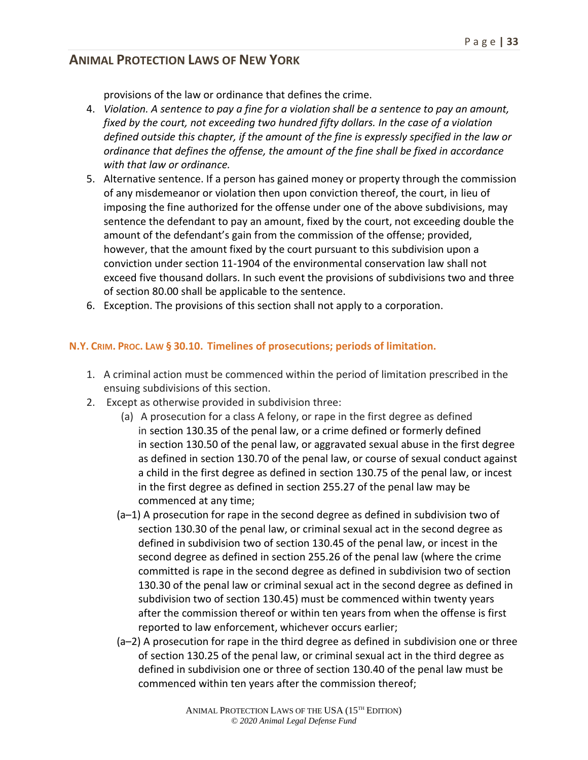provisions of the law or ordinance that defines the crime.

4. *Violation. A sentence to pay a fine for a violation shall be a sentence to pay an amount, fixed by the court, not exceeding two hundred fifty dollars. In the case of a violation defined outside this chapter, if the amount of the fine is expressly specified in the law or ordinance that defines the offense, the amount of the fine shall be fixed in accordance with that law or ordinance.*
5. Alternative sentence. If a person has gained money or property through the commission of any misdemeanor or violation then upon conviction thereof, the court, in lieu of imposing the fine authorized for the offense under one of the above subdivisions, may sentence the defendant to pay an amount, fixed by the court, not exceeding double the amount of the defendant's gain from the commission of the offense; provided, however, that the amount fixed by the court pursuant to this subdivision upon a conviction under section 11-1904 of the environmental conservation law shall not exceed five thousand dollars. In such event the provisions of subdivisions two and three of section 80.00 shall be applicable to the sentence.
6. Exception. The provisions of this section shall not apply to a corporation.

### N.Y. CRIM. PROC. LAW § 30.10. Timelines of prosecutions; periods of limitation.

1. A criminal action must be commenced within the period of limitation prescribed in the ensuing subdivisions of this section.
2. Except as otherwise provided in subdivision three:
   - (a) A prosecution for a class A felony, or rape in the first degree as defined in section 130.35 of the penal law, or a crime defined or formerly defined in section 130.50 of the penal law, or aggravated sexual abuse in the first degree as defined in section 130.70 of the penal law, or course of sexual conduct against a child in the first degree as defined in section 130.75 of the penal law, or incest in the first degree as defined in section 255.27 of the penal law may be commenced at any time;
   - (a–1) A prosecution for rape in the second degree as defined in subdivision two of section 130.30 of the penal law, or criminal sexual act in the second degree as defined in subdivision two of section 130.45 of the penal law, or incest in the second degree as defined in section 255.26 of the penal law (where the crime committed is rape in the second degree as defined in subdivision two of section 130.30 of the penal law or criminal sexual act in the second degree as defined in subdivision two of section 130.45) must be commenced within twenty years after the commission thereof or within ten years from when the offense is first reported to law enforcement, whichever occurs earlier;
   - (a–2) A prosecution for rape in the third degree as defined in subdivision one or three of section 130.25 of the penal law, or criminal sexual act in the third degree as defined in subdivision one or three of section 130.40 of the penal law must be commenced within ten years after the commission thereof;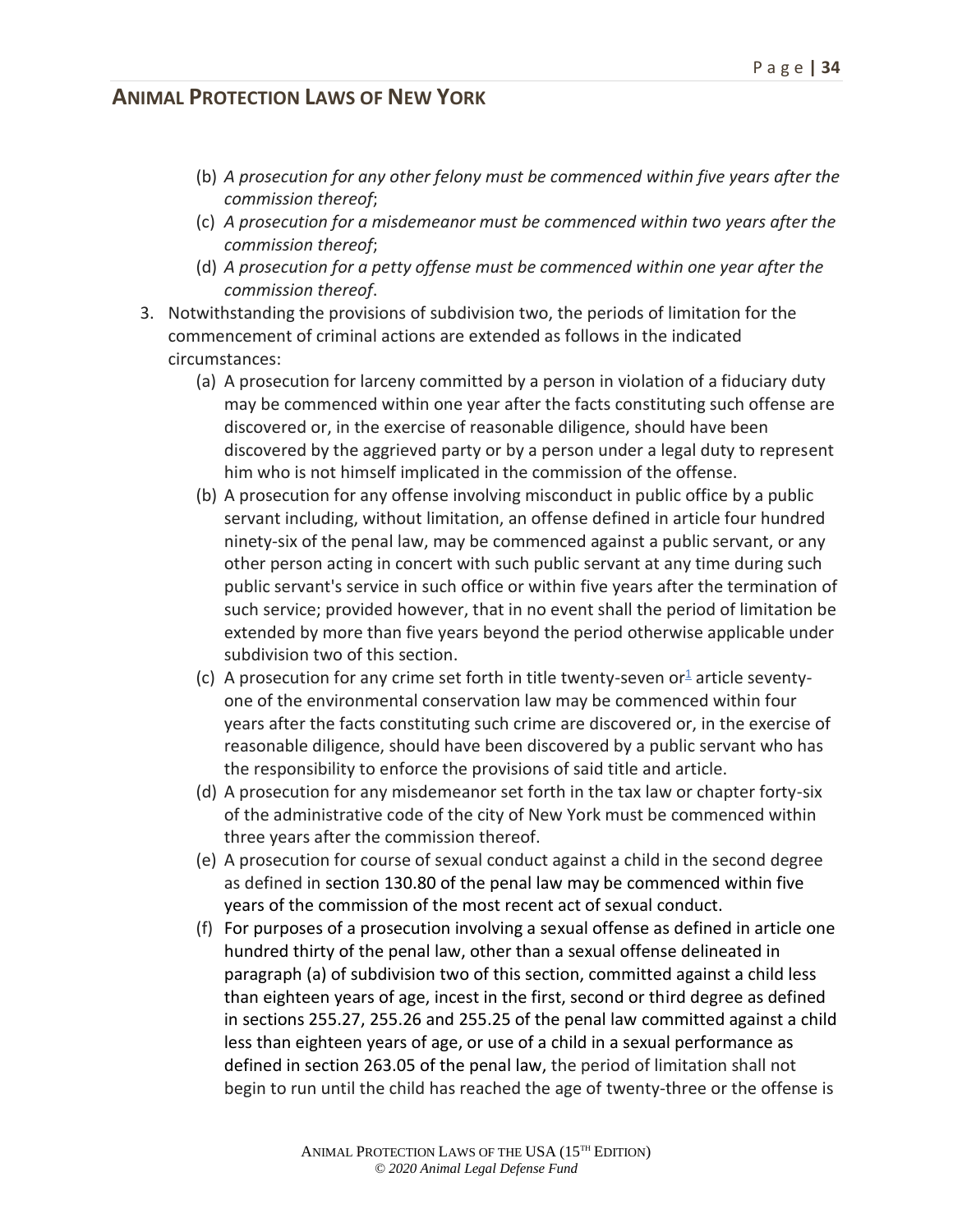(b) *A prosecution for any other felony must be commenced within five years after the commission thereof*;

(c) *A prosecution for a misdemeanor must be commenced within two years after the commission thereof*;

(d) *A prosecution for a petty offense must be commenced within one year after the commission thereof*.

3. Notwithstanding the provisions of subdivision two, the periods of limitation for the commencement of criminal actions are extended as follows in the indicated circumstances:

   (a) A prosecution for larceny committed by a person in violation of a fiduciary duty may be commenced within one year after the facts constituting such offense are discovered or, in the exercise of reasonable diligence, should have been discovered by the aggrieved party or by a person under a legal duty to represent him who is not himself implicated in the commission of the offense.

   (b) A prosecution for any offense involving misconduct in public office by a public servant including, without limitation, an offense defined in article four hundred ninety-six of the penal law, may be commenced against a public servant, or any other person acting in concert with such public servant at any time during such public servant's service in such office or within five years after the termination of such service; provided however, that in no event shall the period of limitation be extended by more than five years beyond the period otherwise applicable under subdivision two of this section.

   (c) A prosecution for any crime set forth in title twenty-seven or[1] article seventy-one of the environmental conservation law may be commenced within four years after the facts constituting such crime are discovered or, in the exercise of reasonable diligence, should have been discovered by a public servant who has the responsibility to enforce the provisions of said title and article.

   (d) A prosecution for any misdemeanor set forth in the tax law or chapter forty-six of the administrative code of the city of New York must be commenced within three years after the commission thereof.

   (e) A prosecution for course of sexual conduct against a child in the second degree as defined in section 130.80 of the penal law may be commenced within five years of the commission of the most recent act of sexual conduct.

   (f) For purposes of a prosecution involving a sexual offense as defined in article one hundred thirty of the penal law, other than a sexual offense delineated in paragraph (a) of subdivision two of this section, committed against a child less than eighteen years of age, incest in the first, second or third degree as defined in sections 255.27, 255.26 and 255.25 of the penal law committed against a child less than eighteen years of age, or use of a child in a sexual performance as defined in section 263.05 of the penal law, the period of limitation shall not begin to run until the child has reached the age of twenty-three or the offense is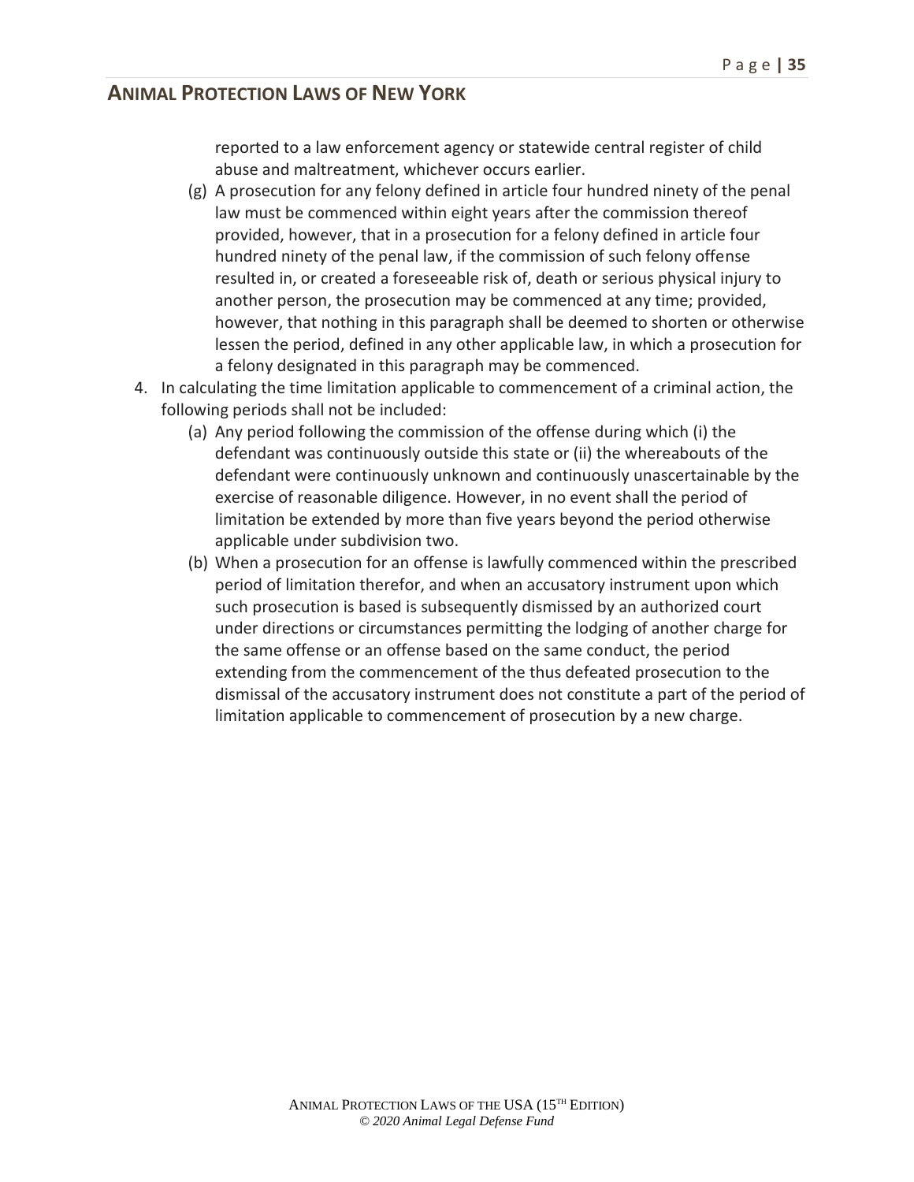reported to a law enforcement agency or statewide central register of child abuse and maltreatment, whichever occurs earlier.

(g) A prosecution for any felony defined in article four hundred ninety of the penal law must be commenced within eight years after the commission thereof provided, however, that in a prosecution for a felony defined in article four hundred ninety of the penal law, if the commission of such felony offense resulted in, or created a foreseeable risk of, death or serious physical injury to another person, the prosecution may be commenced at any time; provided, however, that nothing in this paragraph shall be deemed to shorten or otherwise lessen the period, defined in any other applicable law, in which a prosecution for a felony designated in this paragraph may be commenced.

4. In calculating the time limitation applicable to commencement of a criminal action, the following periods shall not be included:

   (a) Any period following the commission of the offense during which (i) the defendant was continuously outside this state or (ii) the whereabouts of the defendant were continuously unknown and continuously unascertainable by the exercise of reasonable diligence. However, in no event shall the period of limitation be extended by more than five years beyond the period otherwise applicable under subdivision two.

   (b) When a prosecution for an offense is lawfully commenced within the prescribed period of limitation therefor, and when an accusatory instrument upon which such prosecution is based is subsequently dismissed by an authorized court under directions or circumstances permitting the lodging of another charge for the same offense or an offense based on the same conduct, the period extending from the commencement of the thus defeated prosecution to the dismissal of the accusatory instrument does not constitute a part of the period of limitation applicable to commencement of prosecution by a new charge.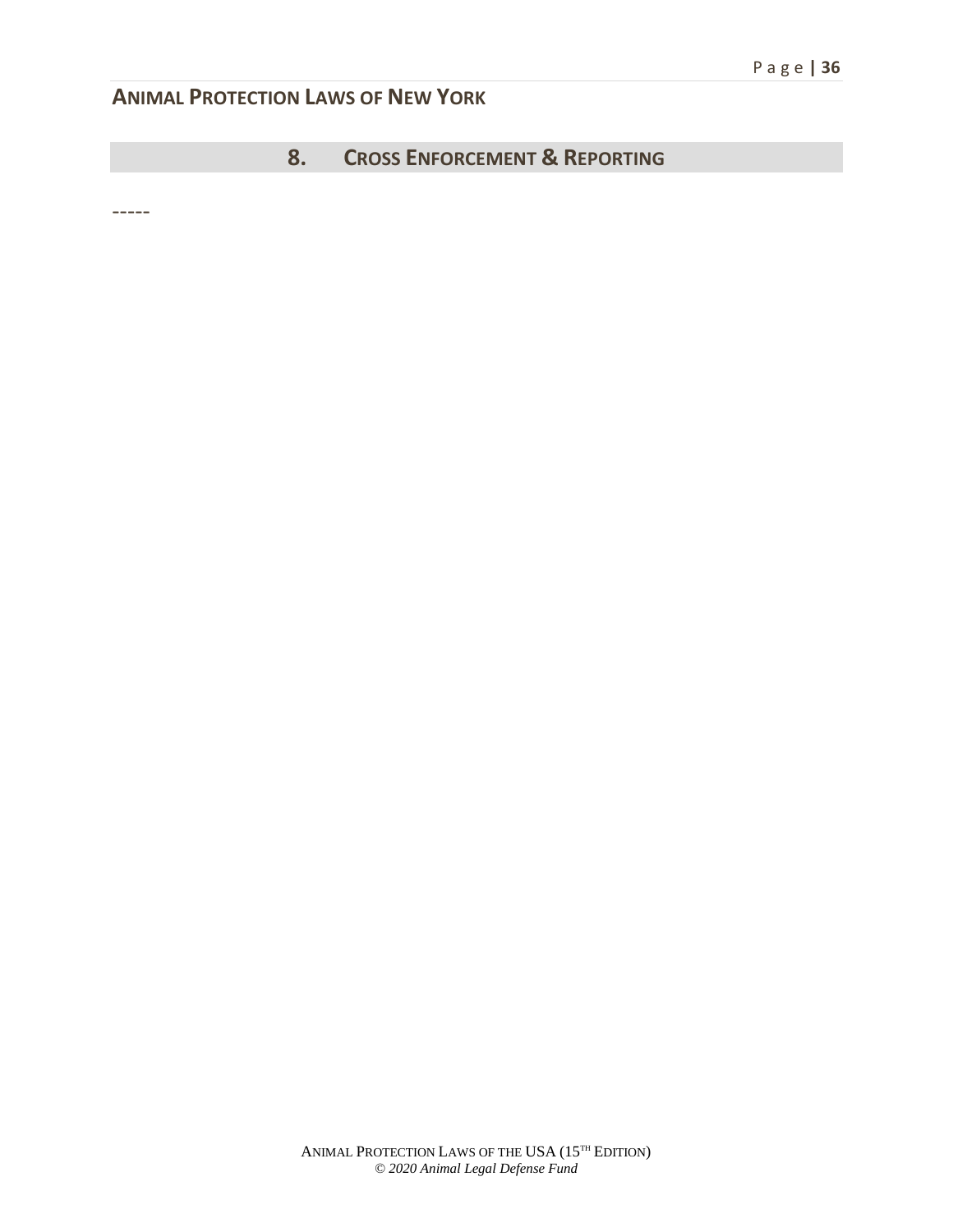## 8. Cross Enforcement & Reporting

-----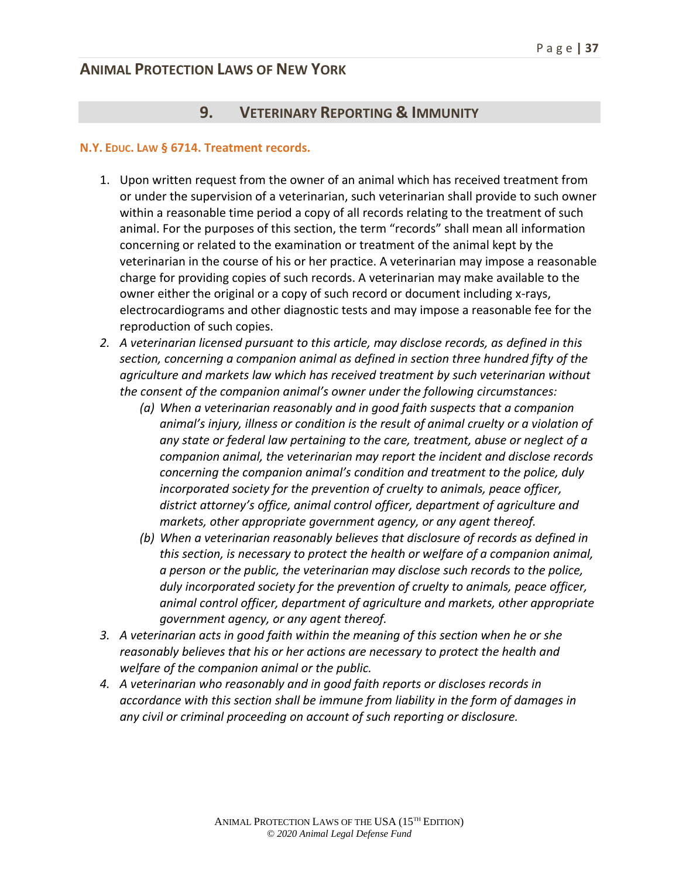## 9. VETERINARY REPORTING & IMMUNITY

**N.Y. EDUC. LAW § 6714. Treatment records.**

1. Upon written request from the owner of an animal which has received treatment from or under the supervision of a veterinarian, such veterinarian shall provide to such owner within a reasonable time period a copy of all records relating to the treatment of such animal. For the purposes of this section, the term "records" shall mean all information concerning or related to the examination or treatment of the animal kept by the veterinarian in the course of his or her practice. A veterinarian may impose a reasonable charge for providing copies of such records. A veterinarian may make available to the owner either the original or a copy of such record or document including x-rays, electrocardiograms and other diagnostic tests and may impose a reasonable fee for the reproduction of such copies.
2. *A veterinarian licensed pursuant to this article, may disclose records, as defined in this section, concerning a companion animal as defined in section three hundred fifty of the agriculture and markets law which has received treatment by such veterinarian without the consent of the companion animal's owner under the following circumstances:*
   - *(a) When a veterinarian reasonably and in good faith suspects that a companion animal's injury, illness or condition is the result of animal cruelty or a violation of any state or federal law pertaining to the care, treatment, abuse or neglect of a companion animal, the veterinarian may report the incident and disclose records concerning the companion animal's condition and treatment to the police, duly incorporated society for the prevention of cruelty to animals, peace officer, district attorney's office, animal control officer, department of agriculture and markets, other appropriate government agency, or any agent thereof.*
   - *(b) When a veterinarian reasonably believes that disclosure of records as defined in this section, is necessary to protect the health or welfare of a companion animal, a person or the public, the veterinarian may disclose such records to the police, duly incorporated society for the prevention of cruelty to animals, peace officer, animal control officer, department of agriculture and markets, other appropriate government agency, or any agent thereof.*
3. *A veterinarian acts in good faith within the meaning of this section when he or she reasonably believes that his or her actions are necessary to protect the health and welfare of the companion animal or the public.*
4. *A veterinarian who reasonably and in good faith reports or discloses records in accordance with this section shall be immune from liability in the form of damages in any civil or criminal proceeding on account of such reporting or disclosure.*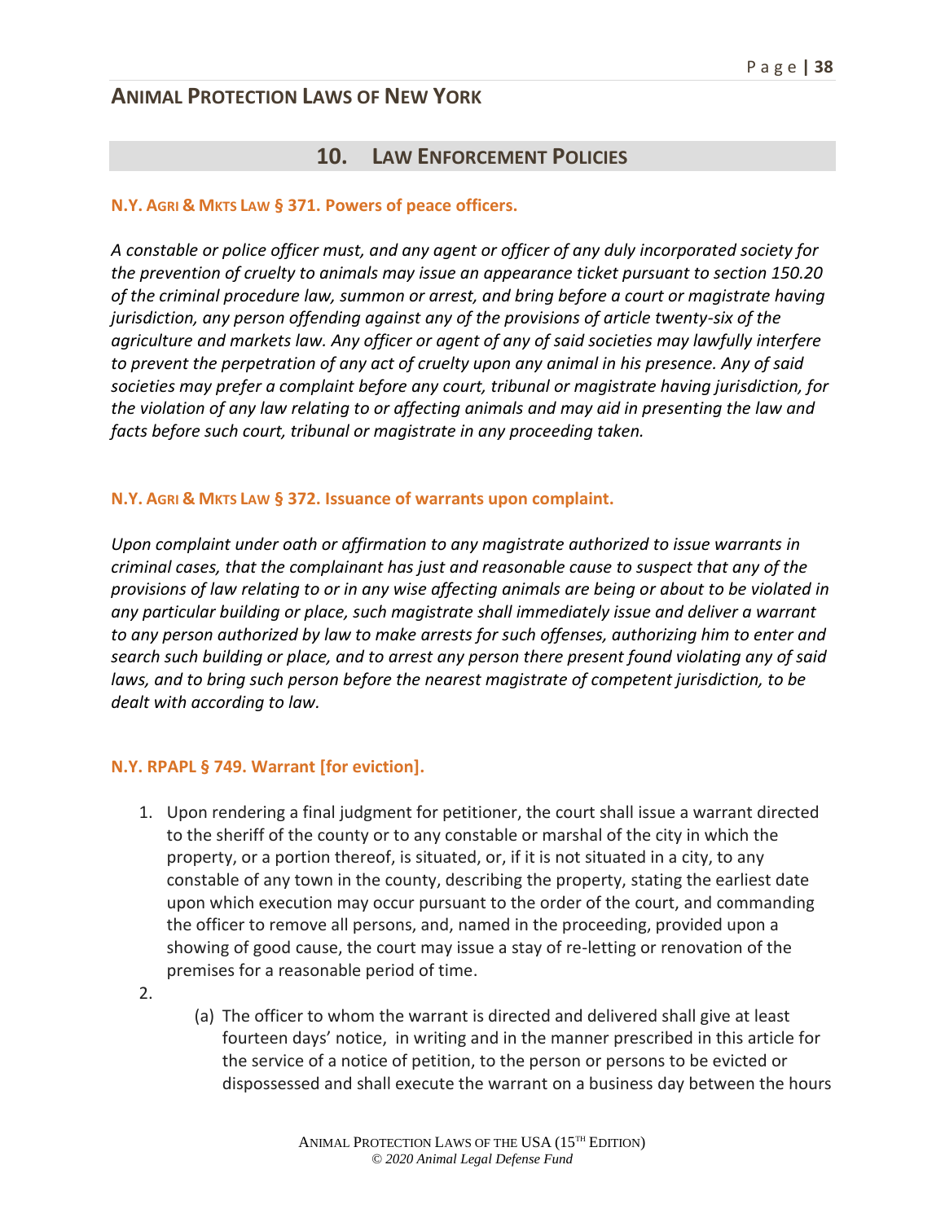## 10. Law Enforcement Policies

**N.Y. Agri & Mkts Law § 371. Powers of peace officers.**

*A constable or police officer must, and any agent or officer of any duly incorporated society for the prevention of cruelty to animals may issue an appearance ticket pursuant to section 150.20 of the criminal procedure law, summon or arrest, and bring before a court or magistrate having jurisdiction, any person offending against any of the provisions of article twenty-six of the agriculture and markets law. Any officer or agent of any of said societies may lawfully interfere to prevent the perpetration of any act of cruelty upon any animal in his presence. Any of said societies may prefer a complaint before any court, tribunal or magistrate having jurisdiction, for the violation of any law relating to or affecting animals and may aid in presenting the law and facts before such court, tribunal or magistrate in any proceeding taken.*

**N.Y. Agri & Mkts Law § 372. Issuance of warrants upon complaint.**

*Upon complaint under oath or affirmation to any magistrate authorized to issue warrants in criminal cases, that the complainant has just and reasonable cause to suspect that any of the provisions of law relating to or in any wise affecting animals are being or about to be violated in any particular building or place, such magistrate shall immediately issue and deliver a warrant to any person authorized by law to make arrests for such offenses, authorizing him to enter and search such building or place, and to arrest any person there present found violating any of said laws, and to bring such person before the nearest magistrate of competent jurisdiction, to be dealt with according to law.*

**N.Y. RPAPL § 749. Warrant [for eviction].**

1. Upon rendering a final judgment for petitioner, the court shall issue a warrant directed to the sheriff of the county or to any constable or marshal of the city in which the property, or a portion thereof, is situated, or, if it is not situated in a city, to any constable of any town in the county, describing the property, stating the earliest date upon which execution may occur pursuant to the order of the court, and commanding the officer to remove all persons, and, named in the proceeding, provided upon a showing of good cause, the court may issue a stay of re-letting or renovation of the premises for a reasonable period of time.
2.
    (a) The officer to whom the warrant is directed and delivered shall give at least fourteen days' notice, in writing and in the manner prescribed in this article for the service of a notice of petition, to the person or persons to be evicted or dispossessed and shall execute the warrant on a business day between the hours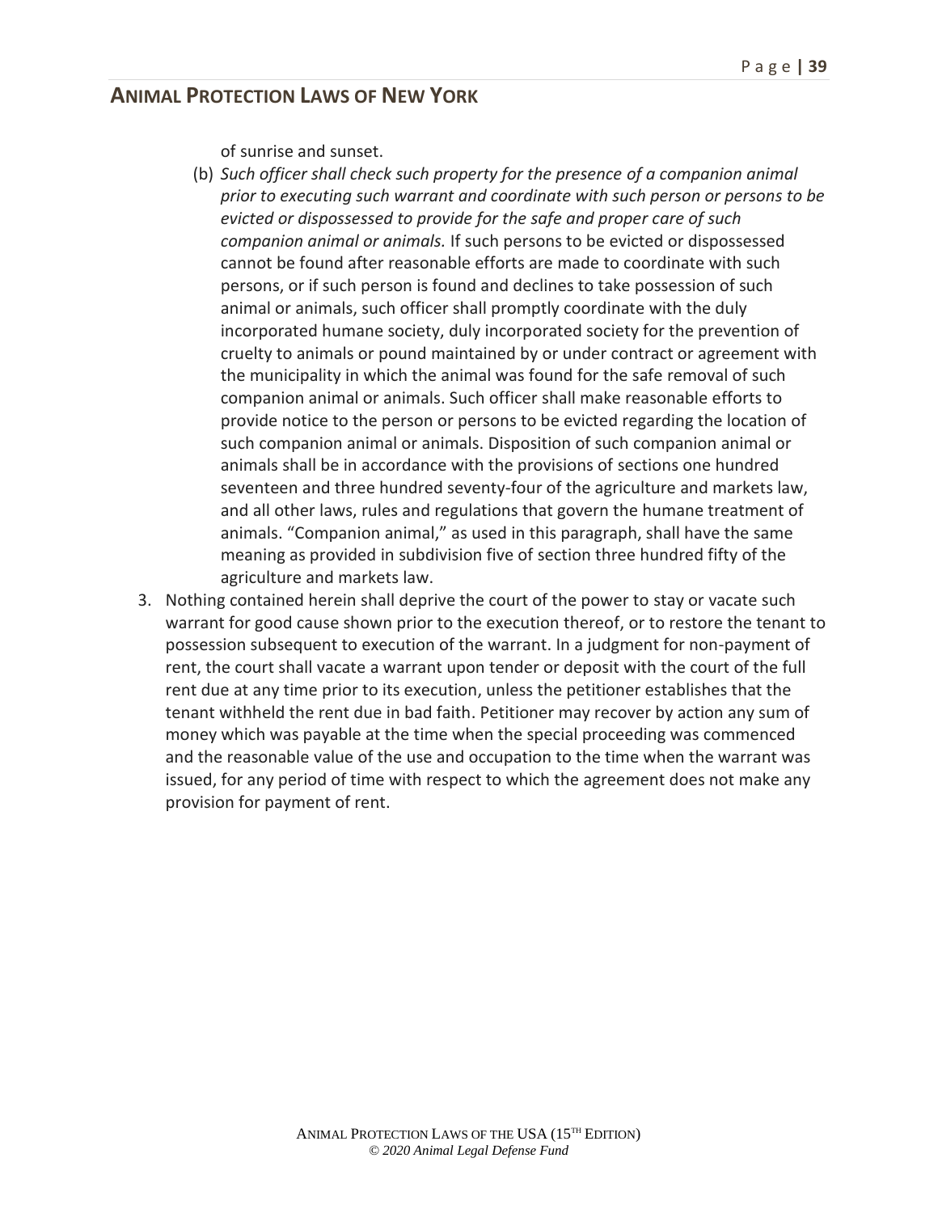of sunrise and sunset.

(b) *Such officer shall check such property for the presence of a companion animal prior to executing such warrant and coordinate with such person or persons to be evicted or dispossessed to provide for the safe and proper care of such companion animal or animals.* If such persons to be evicted or dispossessed cannot be found after reasonable efforts are made to coordinate with such persons, or if such person is found and declines to take possession of such animal or animals, such officer shall promptly coordinate with the duly incorporated humane society, duly incorporated society for the prevention of cruelty to animals or pound maintained by or under contract or agreement with the municipality in which the animal was found for the safe removal of such companion animal or animals. Such officer shall make reasonable efforts to provide notice to the person or persons to be evicted regarding the location of such companion animal or animals. Disposition of such companion animal or animals shall be in accordance with the provisions of sections one hundred seventeen and three hundred seventy-four of the agriculture and markets law, and all other laws, rules and regulations that govern the humane treatment of animals. "Companion animal," as used in this paragraph, shall have the same meaning as provided in subdivision five of section three hundred fifty of the agriculture and markets law.

3. Nothing contained herein shall deprive the court of the power to stay or vacate such warrant for good cause shown prior to the execution thereof, or to restore the tenant to possession subsequent to execution of the warrant. In a judgment for non-payment of rent, the court shall vacate a warrant upon tender or deposit with the court of the full rent due at any time prior to its execution, unless the petitioner establishes that the tenant withheld the rent due in bad faith. Petitioner may recover by action any sum of money which was payable at the time when the special proceeding was commenced and the reasonable value of the use and occupation to the time when the warrant was issued, for any period of time with respect to which the agreement does not make any provision for payment of rent.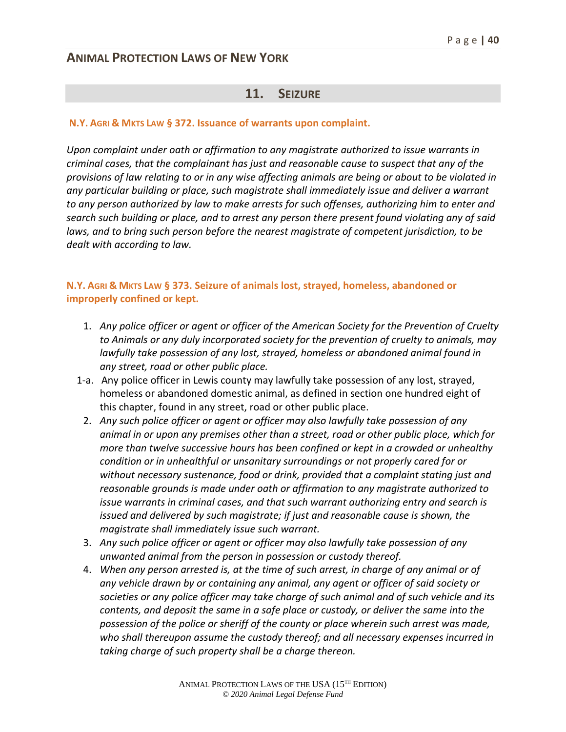## 11. SEIZURE

### N.Y. AGRI & MKTS LAW § 372. Issuance of warrants upon complaint.

*Upon complaint under oath or affirmation to any magistrate authorized to issue warrants in criminal cases, that the complainant has just and reasonable cause to suspect that any of the provisions of law relating to or in any wise affecting animals are being or about to be violated in any particular building or place, such magistrate shall immediately issue and deliver a warrant to any person authorized by law to make arrests for such offenses, authorizing him to enter and search such building or place, and to arrest any person there present found violating any of said laws, and to bring such person before the nearest magistrate of competent jurisdiction, to be dealt with according to law.*

### N.Y. AGRI & MKTS LAW § 373. Seizure of animals lost, strayed, homeless, abandoned or improperly confined or kept.

1. *Any police officer or agent or officer of the American Society for the Prevention of Cruelty to Animals or any duly incorporated society for the prevention of cruelty to animals, may lawfully take possession of any lost, strayed, homeless or abandoned animal found in any street, road or other public place.*

1-a. Any police officer in Lewis county may lawfully take possession of any lost, strayed, homeless or abandoned domestic animal, as defined in section one hundred eight of this chapter, found in any street, road or other public place.

2. *Any such police officer or agent or officer may also lawfully take possession of any animal in or upon any premises other than a street, road or other public place, which for more than twelve successive hours has been confined or kept in a crowded or unhealthy condition or in unhealthful or unsanitary surroundings or not properly cared for or without necessary sustenance, food or drink, provided that a complaint stating just and reasonable grounds is made under oath or affirmation to any magistrate authorized to issue warrants in criminal cases, and that such warrant authorizing entry and search is issued and delivered by such magistrate; if just and reasonable cause is shown, the magistrate shall immediately issue such warrant.*
3. *Any such police officer or agent or officer may also lawfully take possession of any unwanted animal from the person in possession or custody thereof.*
4. *When any person arrested is, at the time of such arrest, in charge of any animal or of any vehicle drawn by or containing any animal, any agent or officer of said society or societies or any police officer may take charge of such animal and of such vehicle and its contents, and deposit the same in a safe place or custody, or deliver the same into the possession of the police or sheriff of the county or place wherein such arrest was made, who shall thereupon assume the custody thereof; and all necessary expenses incurred in taking charge of such property shall be a charge thereon.*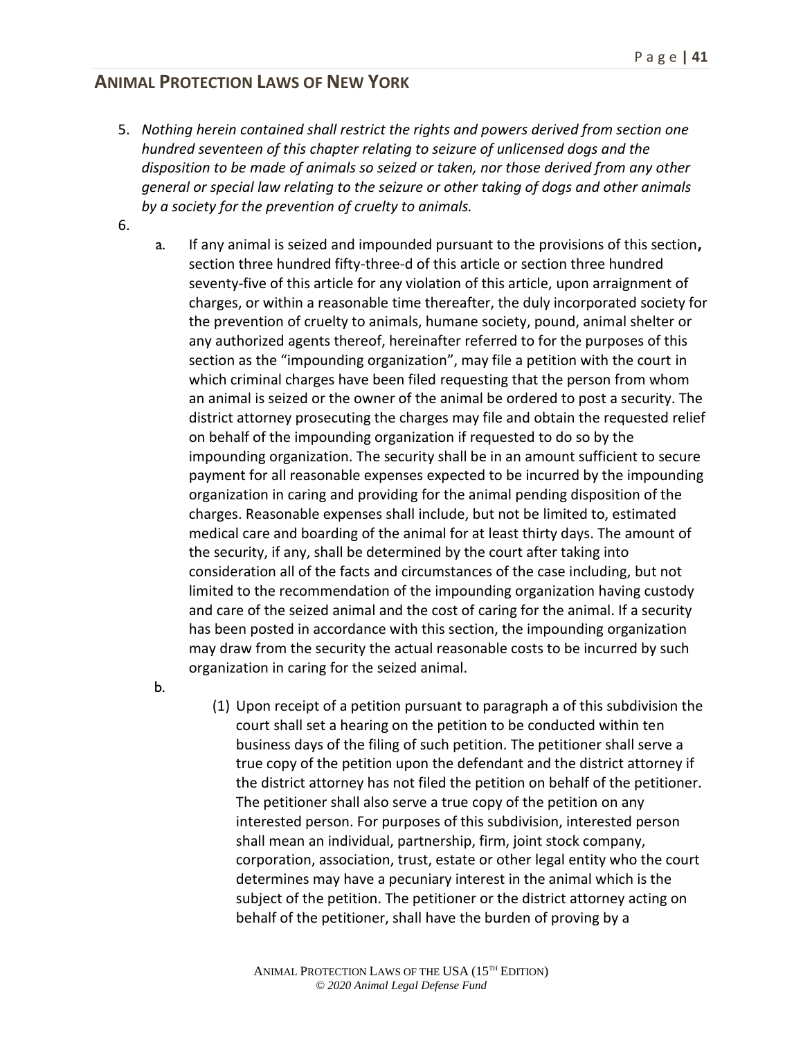5. *Nothing herein contained shall restrict the rights and powers derived from section one hundred seventeen of this chapter relating to seizure of unlicensed dogs and the disposition to be made of animals so seized or taken, nor those derived from any other general or special law relating to the seizure or other taking of dogs and other animals by a society for the prevention of cruelty to animals.*

6.

   a. If any animal is seized and impounded pursuant to the provisions of this section, section three hundred fifty-three-d of this article or section three hundred seventy-five of this article for any violation of this article, upon arraignment of charges, or within a reasonable time thereafter, the duly incorporated society for the prevention of cruelty to animals, humane society, pound, animal shelter or any authorized agents thereof, hereinafter referred to for the purposes of this section as the "impounding organization", may file a petition with the court in which criminal charges have been filed requesting that the person from whom an animal is seized or the owner of the animal be ordered to post a security. The district attorney prosecuting the charges may file and obtain the requested relief on behalf of the impounding organization if requested to do so by the impounding organization. The security shall be in an amount sufficient to secure payment for all reasonable expenses expected to be incurred by the impounding organization in caring and providing for the animal pending disposition of the charges. Reasonable expenses shall include, but not be limited to, estimated medical care and boarding of the animal for at least thirty days. The amount of the security, if any, shall be determined by the court after taking into consideration all of the facts and circumstances of the case including, but not limited to the recommendation of the impounding organization having custody and care of the seized animal and the cost of caring for the animal. If a security has been posted in accordance with this section, the impounding organization may draw from the security the actual reasonable costs to be incurred by such organization in caring for the seized animal.

   b.

      (1) Upon receipt of a petition pursuant to paragraph a of this subdivision the court shall set a hearing on the petition to be conducted within ten business days of the filing of such petition. The petitioner shall serve a true copy of the petition upon the defendant and the district attorney if the district attorney has not filed the petition on behalf of the petitioner. The petitioner shall also serve a true copy of the petition on any interested person. For purposes of this subdivision, interested person shall mean an individual, partnership, firm, joint stock company, corporation, association, trust, estate or other legal entity who the court determines may have a pecuniary interest in the animal which is the subject of the petition. The petitioner or the district attorney acting on behalf of the petitioner, shall have the burden of proving by a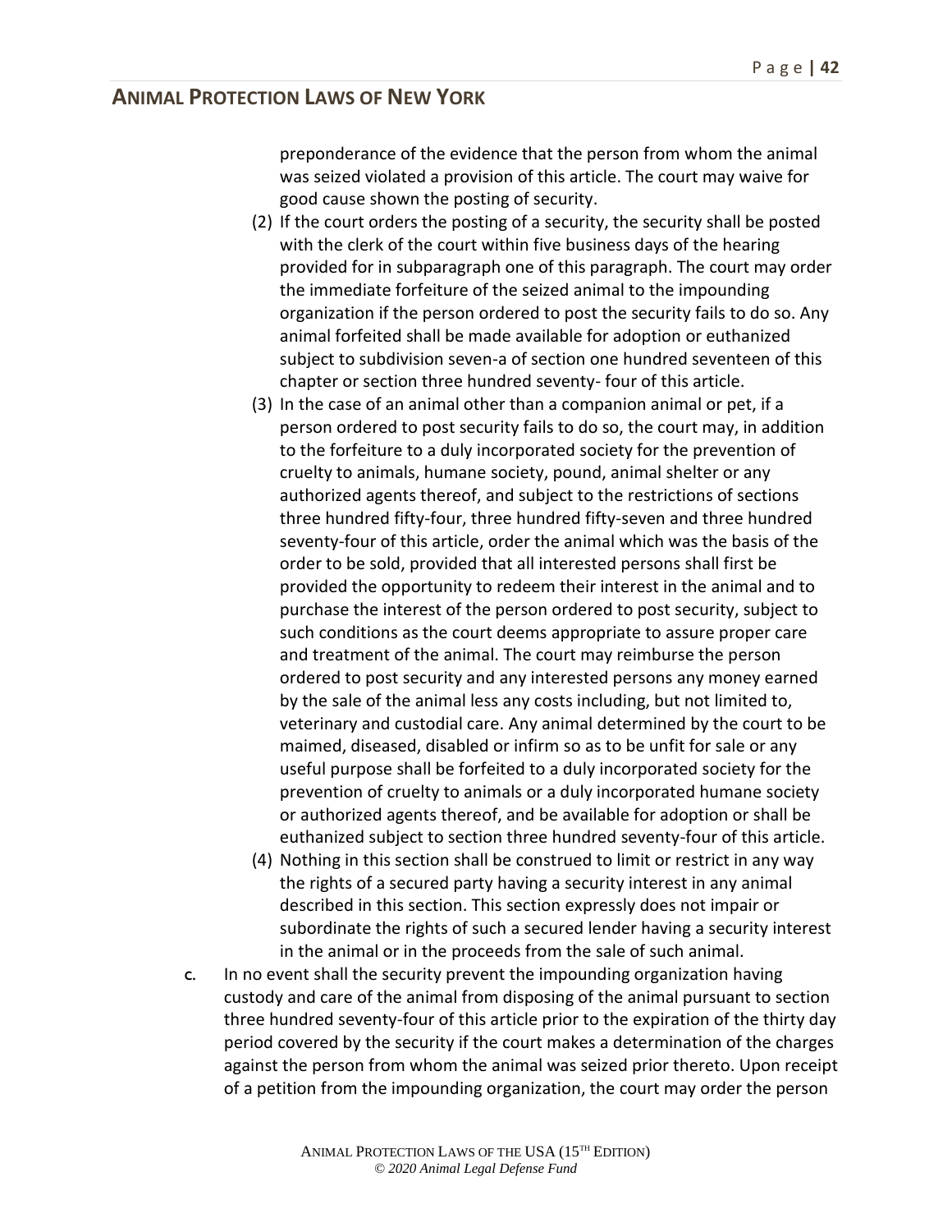preponderance of the evidence that the person from whom the animal was seized violated a provision of this article. The court may waive for good cause shown the posting of security.

(2) If the court orders the posting of a security, the security shall be posted with the clerk of the court within five business days of the hearing provided for in subparagraph one of this paragraph. The court may order the immediate forfeiture of the seized animal to the impounding organization if the person ordered to post the security fails to do so. Any animal forfeited shall be made available for adoption or euthanized subject to subdivision seven-a of section one hundred seventeen of this chapter or section three hundred seventy- four of this article.

(3) In the case of an animal other than a companion animal or pet, if a person ordered to post security fails to do so, the court may, in addition to the forfeiture to a duly incorporated society for the prevention of cruelty to animals, humane society, pound, animal shelter or any authorized agents thereof, and subject to the restrictions of sections three hundred fifty-four, three hundred fifty-seven and three hundred seventy-four of this article, order the animal which was the basis of the order to be sold, provided that all interested persons shall first be provided the opportunity to redeem their interest in the animal and to purchase the interest of the person ordered to post security, subject to such conditions as the court deems appropriate to assure proper care and treatment of the animal. The court may reimburse the person ordered to post security and any interested persons any money earned by the sale of the animal less any costs including, but not limited to, veterinary and custodial care. Any animal determined by the court to be maimed, diseased, disabled or infirm so as to be unfit for sale or any useful purpose shall be forfeited to a duly incorporated society for the prevention of cruelty to animals or a duly incorporated humane society or authorized agents thereof, and be available for adoption or shall be euthanized subject to section three hundred seventy-four of this article.

(4) Nothing in this section shall be construed to limit or restrict in any way the rights of a secured party having a security interest in any animal described in this section. This section expressly does not impair or subordinate the rights of such a secured lender having a security interest in the animal or in the proceeds from the sale of such animal.

c. In no event shall the security prevent the impounding organization having custody and care of the animal from disposing of the animal pursuant to section three hundred seventy-four of this article prior to the expiration of the thirty day period covered by the security if the court makes a determination of the charges against the person from whom the animal was seized prior thereto. Upon receipt of a petition from the impounding organization, the court may order the person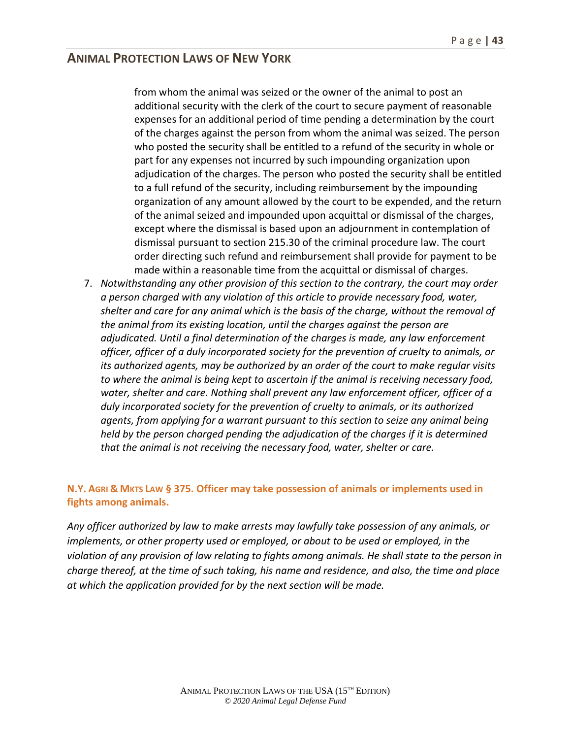from whom the animal was seized or the owner of the animal to post an additional security with the clerk of the court to secure payment of reasonable expenses for an additional period of time pending a determination by the court of the charges against the person from whom the animal was seized. The person who posted the security shall be entitled to a refund of the security in whole or part for any expenses not incurred by such impounding organization upon adjudication of the charges. The person who posted the security shall be entitled to a full refund of the security, including reimbursement by the impounding organization of any amount allowed by the court to be expended, and the return of the animal seized and impounded upon acquittal or dismissal of the charges, except where the dismissal is based upon an adjournment in contemplation of dismissal pursuant to section 215.30 of the criminal procedure law. The court order directing such refund and reimbursement shall provide for payment to be made within a reasonable time from the acquittal or dismissal of charges.

7. *Notwithstanding any other provision of this section to the contrary, the court may order a person charged with any violation of this article to provide necessary food, water, shelter and care for any animal which is the basis of the charge, without the removal of the animal from its existing location, until the charges against the person are adjudicated. Until a final determination of the charges is made, any law enforcement officer, officer of a duly incorporated society for the prevention of cruelty to animals, or its authorized agents, may be authorized by an order of the court to make regular visits to where the animal is being kept to ascertain if the animal is receiving necessary food, water, shelter and care. Nothing shall prevent any law enforcement officer, officer of a duly incorporated society for the prevention of cruelty to animals, or its authorized agents, from applying for a warrant pursuant to this section to seize any animal being held by the person charged pending the adjudication of the charges if it is determined that the animal is not receiving the necessary food, water, shelter or care.*

### N.Y. Agri & Mkts Law § 375. Officer may take possession of animals or implements used in fights among animals.

*Any officer authorized by law to make arrests may lawfully take possession of any animals, or implements, or other property used or employed, or about to be used or employed, in the violation of any provision of law relating to fights among animals. He shall state to the person in charge thereof, at the time of such taking, his name and residence, and also, the time and place at which the application provided for by the next section will be made.*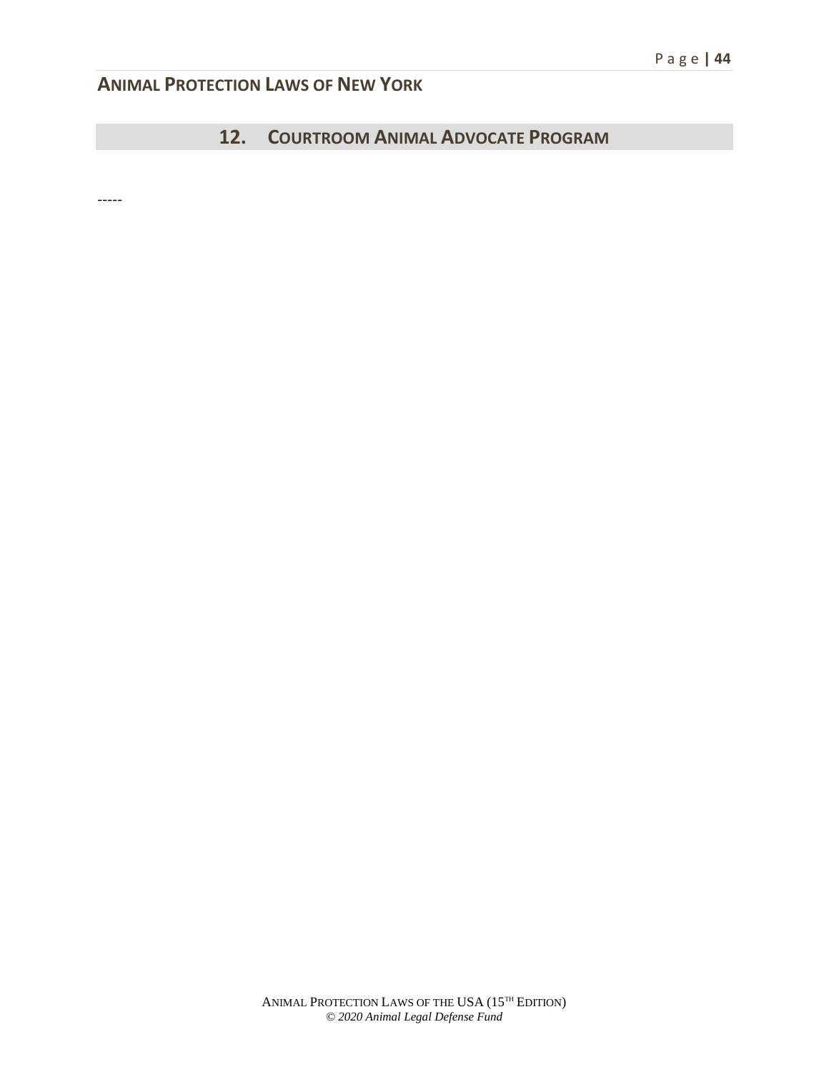## 12. COURTROOM ANIMAL ADVOCATE PROGRAM

-----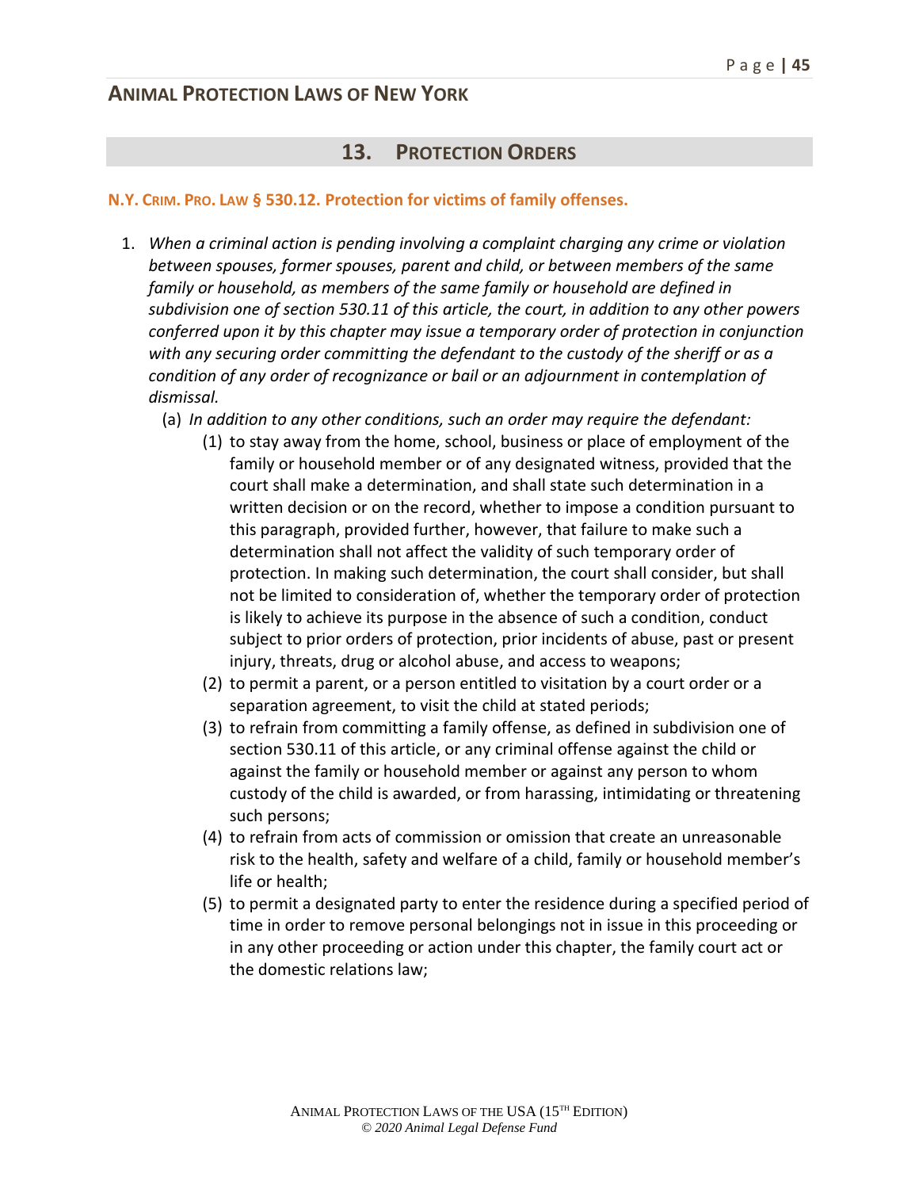## 13. PROTECTION ORDERS

### N.Y. CRIM. PRO. LAW § 530.12. Protection for victims of family offenses.

1. *When a criminal action is pending involving a complaint charging any crime or violation between spouses, former spouses, parent and child, or between members of the same family or household, as members of the same family or household are defined in subdivision one of section 530.11 of this article, the court, in addition to any other powers conferred upon it by this chapter may issue a temporary order of protection in conjunction with any securing order committing the defendant to the custody of the sheriff or as a condition of any order of recognizance or bail or an adjournment in contemplation of dismissal.*
   - (a) *In addition to any other conditions, such an order may require the defendant:*
     - (1) to stay away from the home, school, business or place of employment of the family or household member or of any designated witness, provided that the court shall make a determination, and shall state such determination in a written decision or on the record, whether to impose a condition pursuant to this paragraph, provided further, however, that failure to make such a determination shall not affect the validity of such temporary order of protection. In making such determination, the court shall consider, but shall not be limited to consideration of, whether the temporary order of protection is likely to achieve its purpose in the absence of such a condition, conduct subject to prior orders of protection, prior incidents of abuse, past or present injury, threats, drug or alcohol abuse, and access to weapons;
     - (2) to permit a parent, or a person entitled to visitation by a court order or a separation agreement, to visit the child at stated periods;
     - (3) to refrain from committing a family offense, as defined in subdivision one of section 530.11 of this article, or any criminal offense against the child or against the family or household member or against any person to whom custody of the child is awarded, or from harassing, intimidating or threatening such persons;
     - (4) to refrain from acts of commission or omission that create an unreasonable risk to the health, safety and welfare of a child, family or household member's life or health;
     - (5) to permit a designated party to enter the residence during a specified period of time in order to remove personal belongings not in issue in this proceeding or in any other proceeding or action under this chapter, the family court act or the domestic relations law;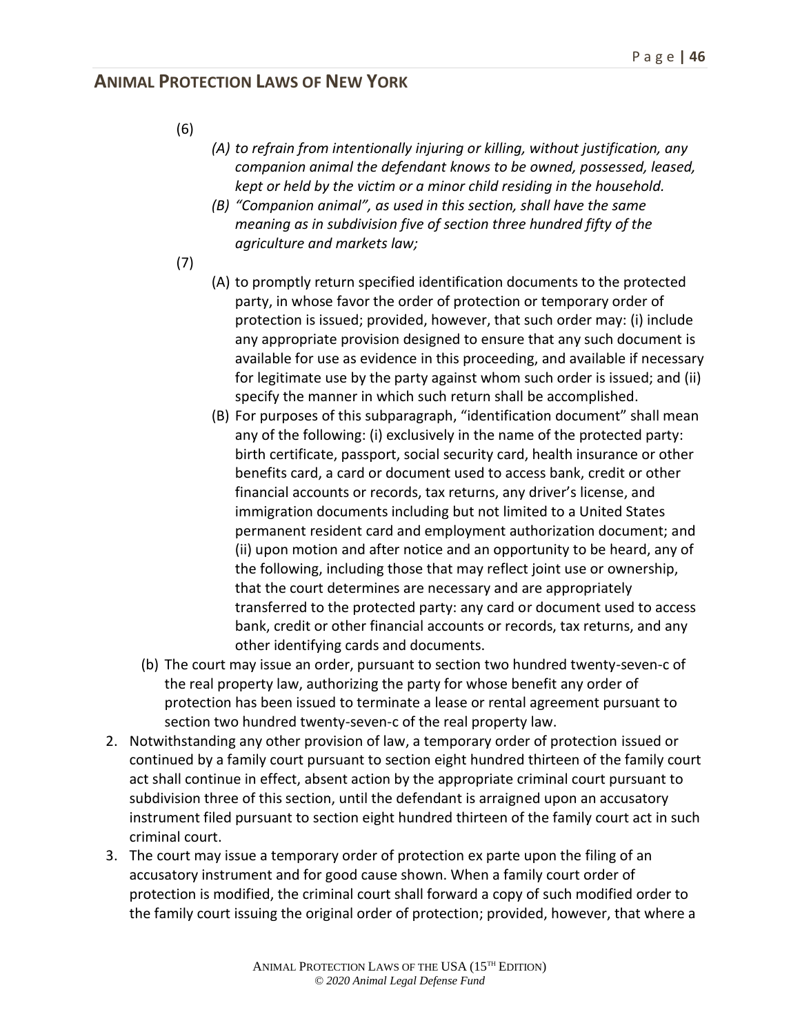(6)

- *(A) to refrain from intentionally injuring or killing, without justification, any companion animal the defendant knows to be owned, possessed, leased, kept or held by the victim or a minor child residing in the household.*
- *(B) "Companion animal", as used in this section, shall have the same meaning as in subdivision five of section three hundred fifty of the agriculture and markets law;*

(7)

- (A) to promptly return specified identification documents to the protected party, in whose favor the order of protection or temporary order of protection is issued; provided, however, that such order may: (i) include any appropriate provision designed to ensure that any such document is available for use as evidence in this proceeding, and available if necessary for legitimate use by the party against whom such order is issued; and (ii) specify the manner in which such return shall be accomplished.
- (B) For purposes of this subparagraph, "identification document" shall mean any of the following: (i) exclusively in the name of the protected party: birth certificate, passport, social security card, health insurance or other benefits card, a card or document used to access bank, credit or other financial accounts or records, tax returns, any driver's license, and immigration documents including but not limited to a United States permanent resident card and employment authorization document; and (ii) upon motion and after notice and an opportunity to be heard, any of the following, including those that may reflect joint use or ownership, that the court determines are necessary and are appropriately transferred to the protected party: any card or document used to access bank, credit or other financial accounts or records, tax returns, and any other identifying cards and documents.

(b) The court may issue an order, pursuant to section two hundred twenty-seven-c of the real property law, authorizing the party for whose benefit any order of protection has been issued to terminate a lease or rental agreement pursuant to section two hundred twenty-seven-c of the real property law.

2. Notwithstanding any other provision of law, a temporary order of protection issued or continued by a family court pursuant to section eight hundred thirteen of the family court act shall continue in effect, absent action by the appropriate criminal court pursuant to subdivision three of this section, until the defendant is arraigned upon an accusatory instrument filed pursuant to section eight hundred thirteen of the family court act in such criminal court.
3. The court may issue a temporary order of protection ex parte upon the filing of an accusatory instrument and for good cause shown. When a family court order of protection is modified, the criminal court shall forward a copy of such modified order to the family court issuing the original order of protection; provided, however, that where a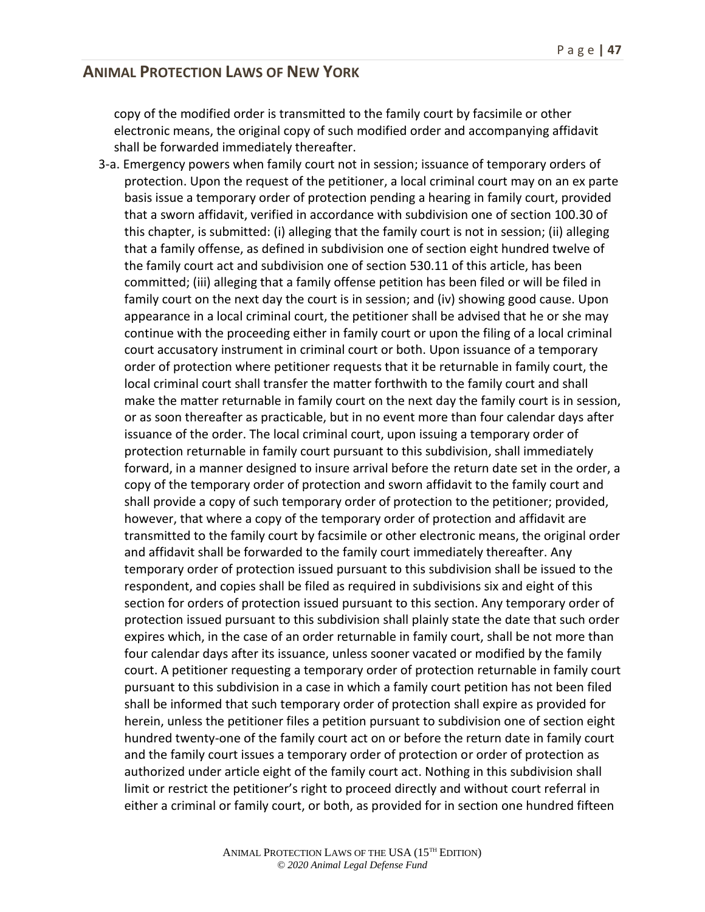copy of the modified order is transmitted to the family court by facsimile or other electronic means, the original copy of such modified order and accompanying affidavit shall be forwarded immediately thereafter.

3-a. Emergency powers when family court not in session; issuance of temporary orders of protection. Upon the request of the petitioner, a local criminal court may on an ex parte basis issue a temporary order of protection pending a hearing in family court, provided that a sworn affidavit, verified in accordance with subdivision one of section 100.30 of this chapter, is submitted: (i) alleging that the family court is not in session; (ii) alleging that a family offense, as defined in subdivision one of section eight hundred twelve of the family court act and subdivision one of section 530.11 of this article, has been committed; (iii) alleging that a family offense petition has been filed or will be filed in family court on the next day the court is in session; and (iv) showing good cause. Upon appearance in a local criminal court, the petitioner shall be advised that he or she may continue with the proceeding either in family court or upon the filing of a local criminal court accusatory instrument in criminal court or both. Upon issuance of a temporary order of protection where petitioner requests that it be returnable in family court, the local criminal court shall transfer the matter forthwith to the family court and shall make the matter returnable in family court on the next day the family court is in session, or as soon thereafter as practicable, but in no event more than four calendar days after issuance of the order. The local criminal court, upon issuing a temporary order of protection returnable in family court pursuant to this subdivision, shall immediately forward, in a manner designed to insure arrival before the return date set in the order, a copy of the temporary order of protection and sworn affidavit to the family court and shall provide a copy of such temporary order of protection to the petitioner; provided, however, that where a copy of the temporary order of protection and affidavit are transmitted to the family court by facsimile or other electronic means, the original order and affidavit shall be forwarded to the family court immediately thereafter. Any temporary order of protection issued pursuant to this subdivision shall be issued to the respondent, and copies shall be filed as required in subdivisions six and eight of this section for orders of protection issued pursuant to this section. Any temporary order of protection issued pursuant to this subdivision shall plainly state the date that such order expires which, in the case of an order returnable in family court, shall be not more than four calendar days after its issuance, unless sooner vacated or modified by the family court. A petitioner requesting a temporary order of protection returnable in family court pursuant to this subdivision in a case in which a family court petition has not been filed shall be informed that such temporary order of protection shall expire as provided for herein, unless the petitioner files a petition pursuant to subdivision one of section eight hundred twenty-one of the family court act on or before the return date in family court and the family court issues a temporary order of protection or order of protection as authorized under article eight of the family court act. Nothing in this subdivision shall limit or restrict the petitioner's right to proceed directly and without court referral in either a criminal or family court, or both, as provided for in section one hundred fifteen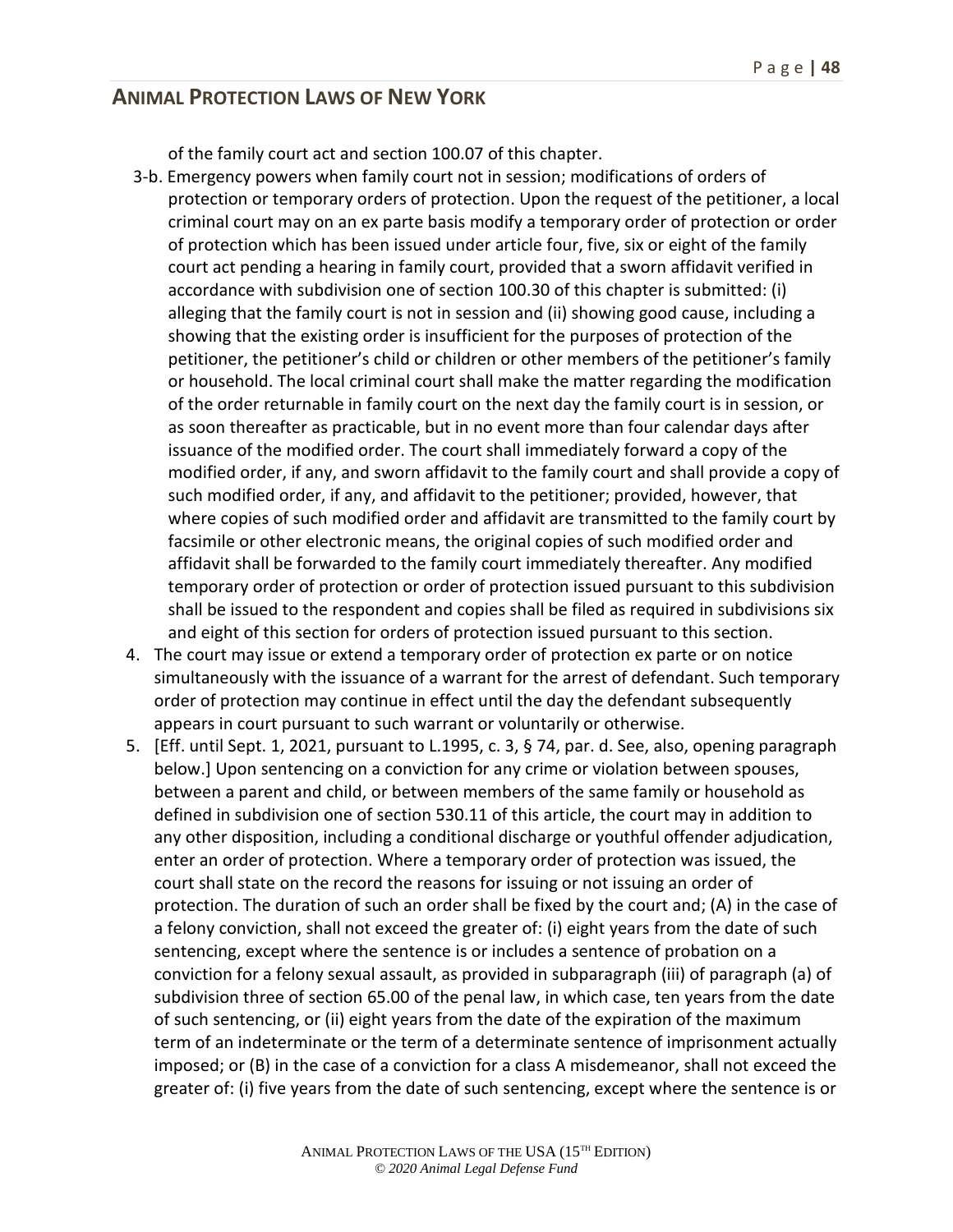of the family court act and section 100.07 of this chapter.

3-b. Emergency powers when family court not in session; modifications of orders of protection or temporary orders of protection. Upon the request of the petitioner, a local criminal court may on an ex parte basis modify a temporary order of protection or order of protection which has been issued under article four, five, six or eight of the family court act pending a hearing in family court, provided that a sworn affidavit verified in accordance with subdivision one of section 100.30 of this chapter is submitted: (i) alleging that the family court is not in session and (ii) showing good cause, including a showing that the existing order is insufficient for the purposes of protection of the petitioner, the petitioner's child or children or other members of the petitioner's family or household. The local criminal court shall make the matter regarding the modification of the order returnable in family court on the next day the family court is in session, or as soon thereafter as practicable, but in no event more than four calendar days after issuance of the modified order. The court shall immediately forward a copy of the modified order, if any, and sworn affidavit to the family court and shall provide a copy of such modified order, if any, and affidavit to the petitioner; provided, however, that where copies of such modified order and affidavit are transmitted to the family court by facsimile or other electronic means, the original copies of such modified order and affidavit shall be forwarded to the family court immediately thereafter. Any modified temporary order of protection or order of protection issued pursuant to this subdivision shall be issued to the respondent and copies shall be filed as required in subdivisions six and eight of this section for orders of protection issued pursuant to this section.

4. The court may issue or extend a temporary order of protection ex parte or on notice simultaneously with the issuance of a warrant for the arrest of defendant. Such temporary order of protection may continue in effect until the day the defendant subsequently appears in court pursuant to such warrant or voluntarily or otherwise.

5. [Eff. until Sept. 1, 2021, pursuant to L.1995, c. 3, § 74, par. d. See, also, opening paragraph below.] Upon sentencing on a conviction for any crime or violation between spouses, between a parent and child, or between members of the same family or household as defined in subdivision one of section 530.11 of this article, the court may in addition to any other disposition, including a conditional discharge or youthful offender adjudication, enter an order of protection. Where a temporary order of protection was issued, the court shall state on the record the reasons for issuing or not issuing an order of protection. The duration of such an order shall be fixed by the court and; (A) in the case of a felony conviction, shall not exceed the greater of: (i) eight years from the date of such sentencing, except where the sentence is or includes a sentence of probation on a conviction for a felony sexual assault, as provided in subparagraph (iii) of paragraph (a) of subdivision three of section 65.00 of the penal law, in which case, ten years from the date of such sentencing, or (ii) eight years from the date of the expiration of the maximum term of an indeterminate or the term of a determinate sentence of imprisonment actually imposed; or (B) in the case of a conviction for a class A misdemeanor, shall not exceed the greater of: (i) five years from the date of such sentencing, except where the sentence is or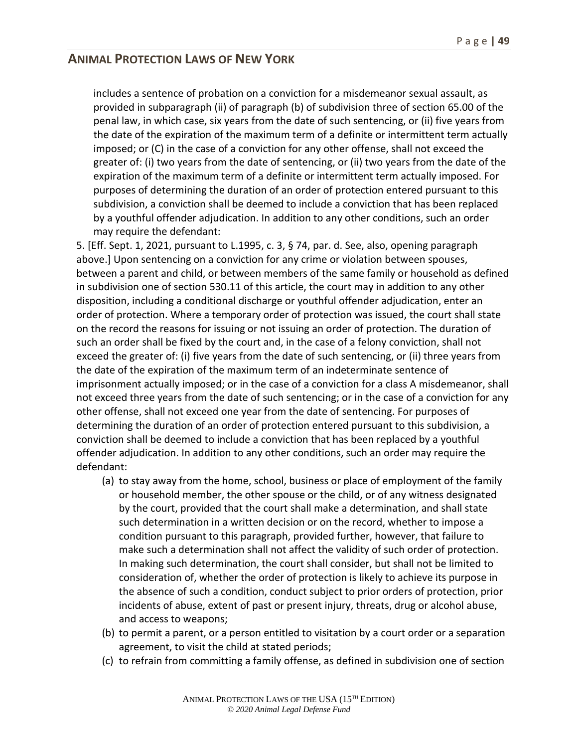includes a sentence of probation on a conviction for a misdemeanor sexual assault, as provided in subparagraph (ii) of paragraph (b) of subdivision three of section 65.00 of the penal law, in which case, six years from the date of such sentencing, or (ii) five years from the date of the expiration of the maximum term of a definite or intermittent term actually imposed; or (C) in the case of a conviction for any other offense, shall not exceed the greater of: (i) two years from the date of sentencing, or (ii) two years from the date of the expiration of the maximum term of a definite or intermittent term actually imposed. For purposes of determining the duration of an order of protection entered pursuant to this subdivision, a conviction shall be deemed to include a conviction that has been replaced by a youthful offender adjudication. In addition to any other conditions, such an order may require the defendant:

5. [Eff. Sept. 1, 2021, pursuant to L.1995, c. 3, § 74, par. d. See, also, opening paragraph above.] Upon sentencing on a conviction for any crime or violation between spouses, between a parent and child, or between members of the same family or household as defined in subdivision one of section 530.11 of this article, the court may in addition to any other disposition, including a conditional discharge or youthful offender adjudication, enter an order of protection. Where a temporary order of protection was issued, the court shall state on the record the reasons for issuing or not issuing an order of protection. The duration of such an order shall be fixed by the court and, in the case of a felony conviction, shall not exceed the greater of: (i) five years from the date of such sentencing, or (ii) three years from the date of the expiration of the maximum term of an indeterminate sentence of imprisonment actually imposed; or in the case of a conviction for a class A misdemeanor, shall not exceed three years from the date of such sentencing; or in the case of a conviction for any other offense, shall not exceed one year from the date of sentencing. For purposes of determining the duration of an order of protection entered pursuant to this subdivision, a conviction shall be deemed to include a conviction that has been replaced by a youthful offender adjudication. In addition to any other conditions, such an order may require the defendant:

- (a) to stay away from the home, school, business or place of employment of the family or household member, the other spouse or the child, or of any witness designated by the court, provided that the court shall make a determination, and shall state such determination in a written decision or on the record, whether to impose a condition pursuant to this paragraph, provided further, however, that failure to make such a determination shall not affect the validity of such order of protection. In making such determination, the court shall consider, but shall not be limited to consideration of, whether the order of protection is likely to achieve its purpose in the absence of such a condition, conduct subject to prior orders of protection, prior incidents of abuse, extent of past or present injury, threats, drug or alcohol abuse, and access to weapons;
- (b) to permit a parent, or a person entitled to visitation by a court order or a separation agreement, to visit the child at stated periods;
- (c) to refrain from committing a family offense, as defined in subdivision one of section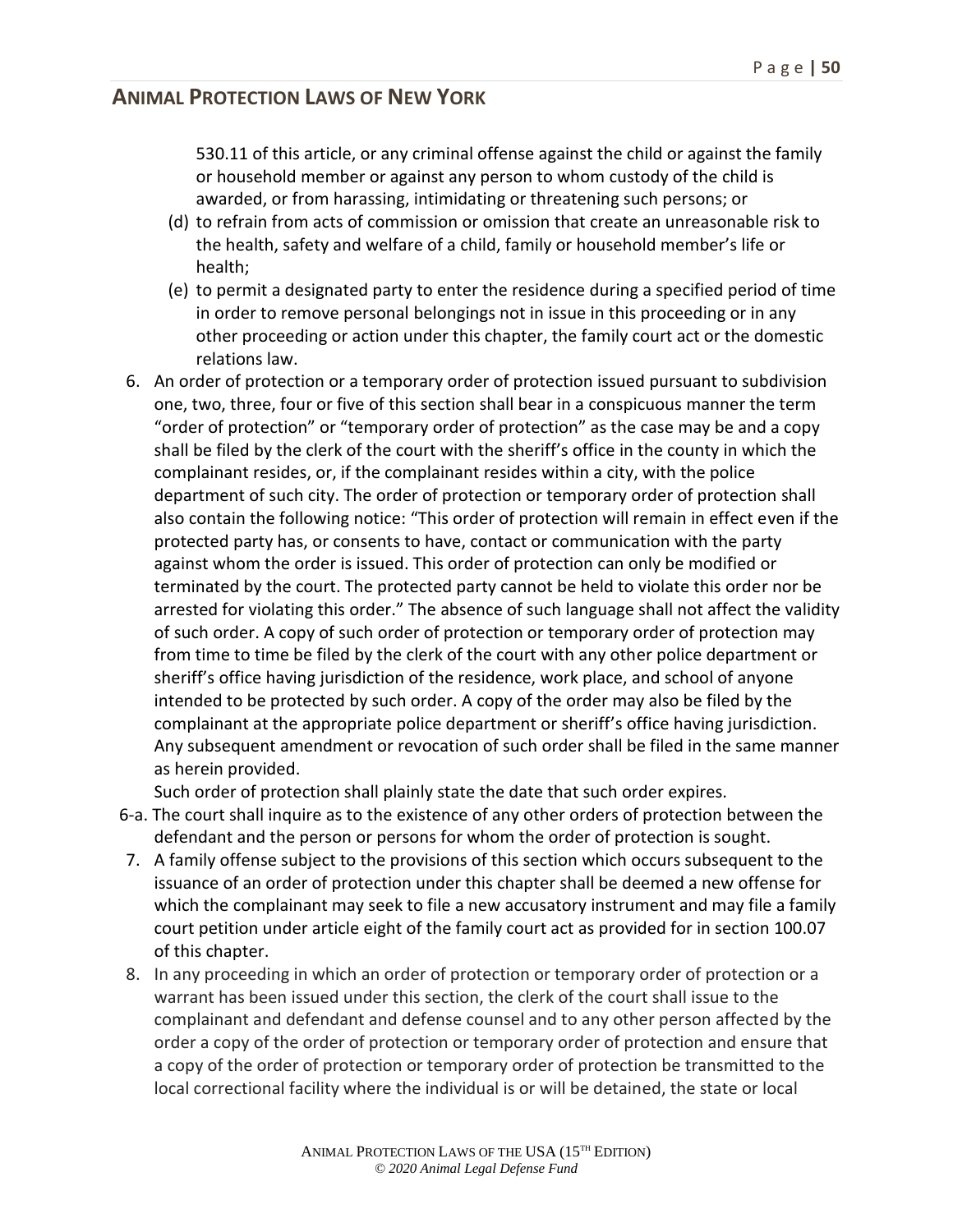530.11 of this article, or any criminal offense against the child or against the family or household member or against any person to whom custody of the child is awarded, or from harassing, intimidating or threatening such persons; or

(d) to refrain from acts of commission or omission that create an unreasonable risk to the health, safety and welfare of a child, family or household member's life or health;

(e) to permit a designated party to enter the residence during a specified period of time in order to remove personal belongings not in issue in this proceeding or in any other proceeding or action under this chapter, the family court act or the domestic relations law.

6. An order of protection or a temporary order of protection issued pursuant to subdivision one, two, three, four or five of this section shall bear in a conspicuous manner the term "order of protection" or "temporary order of protection" as the case may be and a copy shall be filed by the clerk of the court with the sheriff's office in the county in which the complainant resides, or, if the complainant resides within a city, with the police department of such city. The order of protection or temporary order of protection shall also contain the following notice: "This order of protection will remain in effect even if the protected party has, or consents to have, contact or communication with the party against whom the order is issued. This order of protection can only be modified or terminated by the court. The protected party cannot be held to violate this order nor be arrested for violating this order." The absence of such language shall not affect the validity of such order. A copy of such order of protection or temporary order of protection may from time to time be filed by the clerk of the court with any other police department or sheriff's office having jurisdiction of the residence, work place, and school of anyone intended to be protected by such order. A copy of the order may also be filed by the complainant at the appropriate police department or sheriff's office having jurisdiction. Any subsequent amendment or revocation of such order shall be filed in the same manner as herein provided.

   Such order of protection shall plainly state the date that such order expires.

6-a. The court shall inquire as to the existence of any other orders of protection between the defendant and the person or persons for whom the order of protection is sought.

7. A family offense subject to the provisions of this section which occurs subsequent to the issuance of an order of protection under this chapter shall be deemed a new offense for which the complainant may seek to file a new accusatory instrument and may file a family court petition under article eight of the family court act as provided for in section 100.07 of this chapter.

8. In any proceeding in which an order of protection or temporary order of protection or a warrant has been issued under this section, the clerk of the court shall issue to the complainant and defendant and defense counsel and to any other person affected by the order a copy of the order of protection or temporary order of protection and ensure that a copy of the order of protection or temporary order of protection be transmitted to the local correctional facility where the individual is or will be detained, the state or local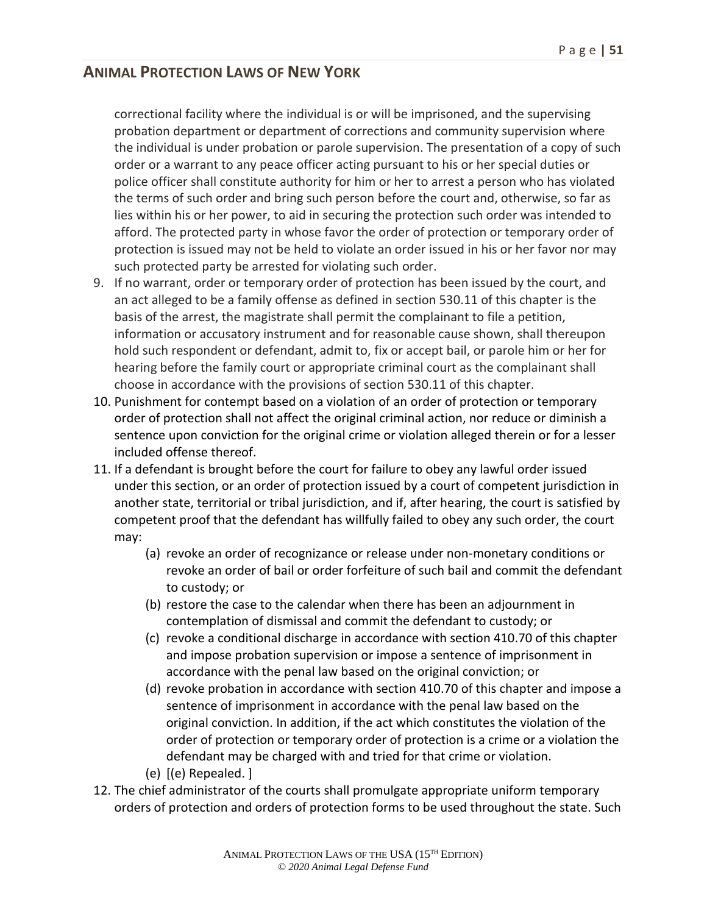correctional facility where the individual is or will be imprisoned, and the supervising probation department or department of corrections and community supervision where the individual is under probation or parole supervision. The presentation of a copy of such order or a warrant to any peace officer acting pursuant to his or her special duties or police officer shall constitute authority for him or her to arrest a person who has violated the terms of such order and bring such person before the court and, otherwise, so far as lies within his or her power, to aid in securing the protection such order was intended to afford. The protected party in whose favor the order of protection or temporary order of protection is issued may not be held to violate an order issued in his or her favor nor may such protected party be arrested for violating such order.

9. If no warrant, order or temporary order of protection has been issued by the court, and an act alleged to be a family offense as defined in section 530.11 of this chapter is the basis of the arrest, the magistrate shall permit the complainant to file a petition, information or accusatory instrument and for reasonable cause shown, shall thereupon hold such respondent or defendant, admit to, fix or accept bail, or parole him or her for hearing before the family court or appropriate criminal court as the complainant shall choose in accordance with the provisions of section 530.11 of this chapter.
10. Punishment for contempt based on a violation of an order of protection or temporary order of protection shall not affect the original criminal action, nor reduce or diminish a sentence upon conviction for the original crime or violation alleged therein or for a lesser included offense thereof.
11. If a defendant is brought before the court for failure to obey any lawful order issued under this section, or an order of protection issued by a court of competent jurisdiction in another state, territorial or tribal jurisdiction, and if, after hearing, the court is satisfied by competent proof that the defendant has willfully failed to obey any such order, the court may:
    - (a) revoke an order of recognizance or release under non-monetary conditions or revoke an order of bail or order forfeiture of such bail and commit the defendant to custody; or
    - (b) restore the case to the calendar when there has been an adjournment in contemplation of dismissal and commit the defendant to custody; or
    - (c) revoke a conditional discharge in accordance with section 410.70 of this chapter and impose probation supervision or impose a sentence of imprisonment in accordance with the penal law based on the original conviction; or
    - (d) revoke probation in accordance with section 410.70 of this chapter and impose a sentence of imprisonment in accordance with the penal law based on the original conviction. In addition, if the act which constitutes the violation of the order of protection or temporary order of protection is a crime or a violation the defendant may be charged with and tried for that crime or violation.
    - (e) [(e) Repealed. ]
12. The chief administrator of the courts shall promulgate appropriate uniform temporary orders of protection and orders of protection forms to be used throughout the state. Such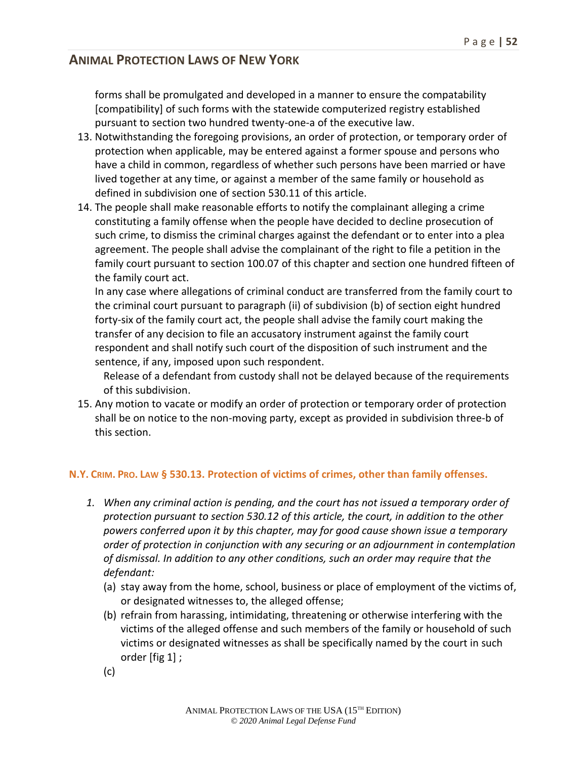forms shall be promulgated and developed in a manner to ensure the compatability [compatibility] of such forms with the statewide computerized registry established pursuant to section two hundred twenty-one-a of the executive law.

13. Notwithstanding the foregoing provisions, an order of protection, or temporary order of protection when applicable, may be entered against a former spouse and persons who have a child in common, regardless of whether such persons have been married or have lived together at any time, or against a member of the same family or household as defined in subdivision one of section 530.11 of this article.
14. The people shall make reasonable efforts to notify the complainant alleging a crime constituting a family offense when the people have decided to decline prosecution of such crime, to dismiss the criminal charges against the defendant or to enter into a plea agreement. The people shall advise the complainant of the right to file a petition in the family court pursuant to section 100.07 of this chapter and section one hundred fifteen of the family court act.

   In any case where allegations of criminal conduct are transferred from the family court to the criminal court pursuant to paragraph (ii) of subdivision (b) of section eight hundred forty-six of the family court act, the people shall advise the family court making the transfer of any decision to file an accusatory instrument against the family court respondent and shall notify such court of the disposition of such instrument and the sentence, if any, imposed upon such respondent.

   Release of a defendant from custody shall not be delayed because of the requirements of this subdivision.
15. Any motion to vacate or modify an order of protection or temporary order of protection shall be on notice to the non-moving party, except as provided in subdivision three-b of this section.

### N.Y. Crim. Pro. Law § 530.13. Protection of victims of crimes, other than family offenses.

1. *When any criminal action is pending, and the court has not issued a temporary order of protection pursuant to section 530.12 of this article, the court, in addition to the other powers conferred upon it by this chapter, may for good cause shown issue a temporary order of protection in conjunction with any securing or an adjournment in contemplation of dismissal. In addition to any other conditions, such an order may require that the defendant:*
   (a) stay away from the home, school, business or place of employment of the victims of, or designated witnesses to, the alleged offense;
   (b) refrain from harassing, intimidating, threatening or otherwise interfering with the victims of the alleged offense and such members of the family or household of such victims or designated witnesses as shall be specifically named by the court in such order [fig 1] ;
   (c)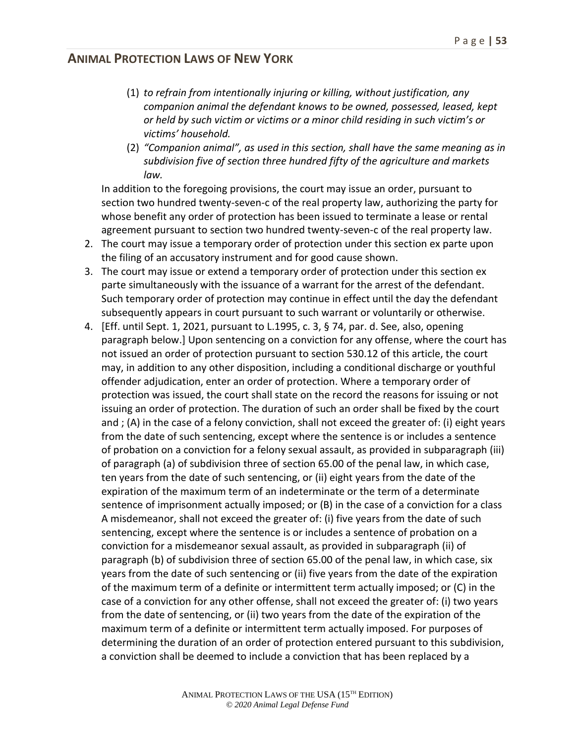(1) *to refrain from intentionally injuring or killing, without justification, any companion animal the defendant knows to be owned, possessed, leased, kept or held by such victim or victims or a minor child residing in such victim's or victims' household.*

(2) *"Companion animal", as used in this section, shall have the same meaning as in subdivision five of section three hundred fifty of the agriculture and markets law.*

In addition to the foregoing provisions, the court may issue an order, pursuant to section two hundred twenty-seven-c of the real property law, authorizing the party for whose benefit any order of protection has been issued to terminate a lease or rental agreement pursuant to section two hundred twenty-seven-c of the real property law.

2. The court may issue a temporary order of protection under this section ex parte upon the filing of an accusatory instrument and for good cause shown.
3. The court may issue or extend a temporary order of protection under this section ex parte simultaneously with the issuance of a warrant for the arrest of the defendant. Such temporary order of protection may continue in effect until the day the defendant subsequently appears in court pursuant to such warrant or voluntarily or otherwise.
4. [Eff. until Sept. 1, 2021, pursuant to L.1995, c. 3, § 74, par. d. See, also, opening paragraph below.] Upon sentencing on a conviction for any offense, where the court has not issued an order of protection pursuant to section 530.12 of this article, the court may, in addition to any other disposition, including a conditional discharge or youthful offender adjudication, enter an order of protection. Where a temporary order of protection was issued, the court shall state on the record the reasons for issuing or not issuing an order of protection. The duration of such an order shall be fixed by the court and ; (A) in the case of a felony conviction, shall not exceed the greater of: (i) eight years from the date of such sentencing, except where the sentence is or includes a sentence of probation on a conviction for a felony sexual assault, as provided in subparagraph (iii) of paragraph (a) of subdivision three of section 65.00 of the penal law, in which case, ten years from the date of such sentencing, or (ii) eight years from the date of the expiration of the maximum term of an indeterminate or the term of a determinate sentence of imprisonment actually imposed; or (B) in the case of a conviction for a class A misdemeanor, shall not exceed the greater of: (i) five years from the date of such sentencing, except where the sentence is or includes a sentence of probation on a conviction for a misdemeanor sexual assault, as provided in subparagraph (ii) of paragraph (b) of subdivision three of section 65.00 of the penal law, in which case, six years from the date of such sentencing or (ii) five years from the date of the expiration of the maximum term of a definite or intermittent term actually imposed; or (C) in the case of a conviction for any other offense, shall not exceed the greater of: (i) two years from the date of sentencing, or (ii) two years from the date of the expiration of the maximum term of a definite or intermittent term actually imposed. For purposes of determining the duration of an order of protection entered pursuant to this subdivision, a conviction shall be deemed to include a conviction that has been replaced by a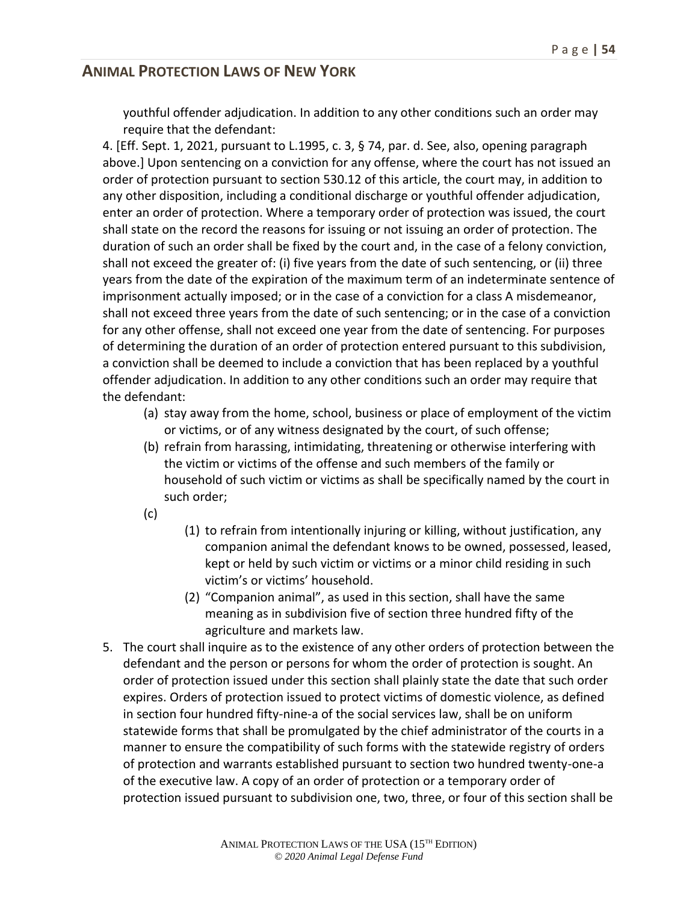youthful offender adjudication. In addition to any other conditions such an order may require that the defendant:

4. [Eff. Sept. 1, 2021, pursuant to L.1995, c. 3, § 74, par. d. See, also, opening paragraph above.] Upon sentencing on a conviction for any offense, where the court has not issued an order of protection pursuant to section 530.12 of this article, the court may, in addition to any other disposition, including a conditional discharge or youthful offender adjudication, enter an order of protection. Where a temporary order of protection was issued, the court shall state on the record the reasons for issuing or not issuing an order of protection. The duration of such an order shall be fixed by the court and, in the case of a felony conviction, shall not exceed the greater of: (i) five years from the date of such sentencing, or (ii) three years from the date of the expiration of the maximum term of an indeterminate sentence of imprisonment actually imposed; or in the case of a conviction for a class A misdemeanor, shall not exceed three years from the date of such sentencing; or in the case of a conviction for any other offense, shall not exceed one year from the date of sentencing. For purposes of determining the duration of an order of protection entered pursuant to this subdivision, a conviction shall be deemed to include a conviction that has been replaced by a youthful offender adjudication. In addition to any other conditions such an order may require that the defendant:

   (a) stay away from the home, school, business or place of employment of the victim or victims, or of any witness designated by the court, of such offense;
   (b) refrain from harassing, intimidating, threatening or otherwise interfering with the victim or victims of the offense and such members of the family or household of such victim or victims as shall be specifically named by the court in such order;
   (c)
      (1) to refrain from intentionally injuring or killing, without justification, any companion animal the defendant knows to be owned, possessed, leased, kept or held by such victim or victims or a minor child residing in such victim's or victims' household.
      (2) "Companion animal", as used in this section, shall have the same meaning as in subdivision five of section three hundred fifty of the agriculture and markets law.

5. The court shall inquire as to the existence of any other orders of protection between the defendant and the person or persons for whom the order of protection is sought. An order of protection issued under this section shall plainly state the date that such order expires. Orders of protection issued to protect victims of domestic violence, as defined in section four hundred fifty-nine-a of the social services law, shall be on uniform statewide forms that shall be promulgated by the chief administrator of the courts in a manner to ensure the compatibility of such forms with the statewide registry of orders of protection and warrants established pursuant to section two hundred twenty-one-a of the executive law. A copy of an order of protection or a temporary order of protection issued pursuant to subdivision one, two, three, or four of this section shall be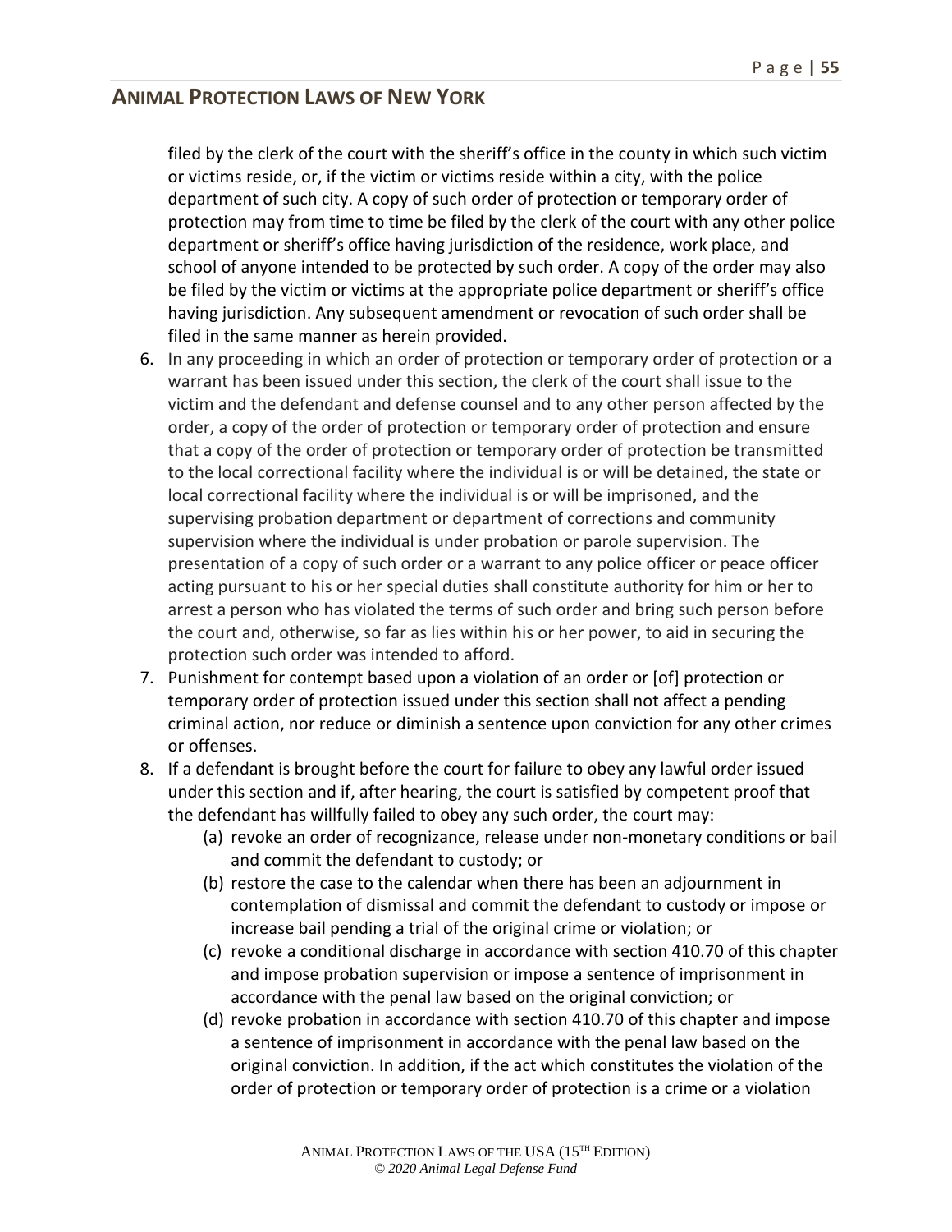filed by the clerk of the court with the sheriff's office in the county in which such victim or victims reside, or, if the victim or victims reside within a city, with the police department of such city. A copy of such order of protection or temporary order of protection may from time to time be filed by the clerk of the court with any other police department or sheriff's office having jurisdiction of the residence, work place, and school of anyone intended to be protected by such order. A copy of the order may also be filed by the victim or victims at the appropriate police department or sheriff's office having jurisdiction. Any subsequent amendment or revocation of such order shall be filed in the same manner as herein provided.

6. In any proceeding in which an order of protection or temporary order of protection or a warrant has been issued under this section, the clerk of the court shall issue to the victim and the defendant and defense counsel and to any other person affected by the order, a copy of the order of protection or temporary order of protection and ensure that a copy of the order of protection or temporary order of protection be transmitted to the local correctional facility where the individual is or will be detained, the state or local correctional facility where the individual is or will be imprisoned, and the supervising probation department or department of corrections and community supervision where the individual is under probation or parole supervision. The presentation of a copy of such order or a warrant to any police officer or peace officer acting pursuant to his or her special duties shall constitute authority for him or her to arrest a person who has violated the terms of such order and bring such person before the court and, otherwise, so far as lies within his or her power, to aid in securing the protection such order was intended to afford.
7. Punishment for contempt based upon a violation of an order or [of] protection or temporary order of protection issued under this section shall not affect a pending criminal action, nor reduce or diminish a sentence upon conviction for any other crimes or offenses.
8. If a defendant is brought before the court for failure to obey any lawful order issued under this section and if, after hearing, the court is satisfied by competent proof that the defendant has willfully failed to obey any such order, the court may:
   (a) revoke an order of recognizance, release under non-monetary conditions or bail and commit the defendant to custody; or
   (b) restore the case to the calendar when there has been an adjournment in contemplation of dismissal and commit the defendant to custody or impose or increase bail pending a trial of the original crime or violation; or
   (c) revoke a conditional discharge in accordance with section 410.70 of this chapter and impose probation supervision or impose a sentence of imprisonment in accordance with the penal law based on the original conviction; or
   (d) revoke probation in accordance with section 410.70 of this chapter and impose a sentence of imprisonment in accordance with the penal law based on the original conviction. In addition, if the act which constitutes the violation of the order of protection or temporary order of protection is a crime or a violation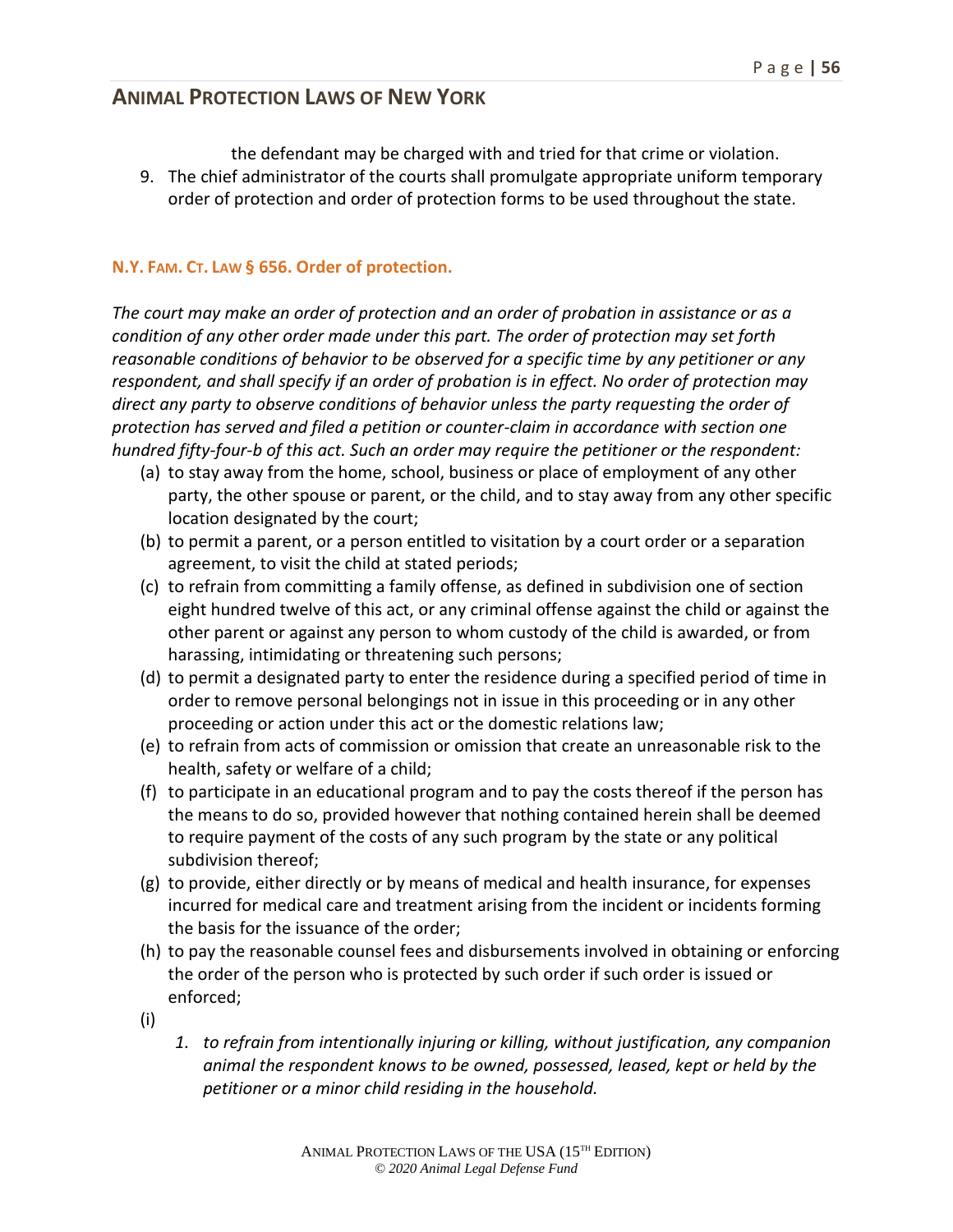the defendant may be charged with and tried for that crime or violation.

9. The chief administrator of the courts shall promulgate appropriate uniform temporary order of protection and order of protection forms to be used throughout the state.

### N.Y. FAM. CT. LAW § 656. Order of protection.

*The court may make an order of protection and an order of probation in assistance or as a condition of any other order made under this part. The order of protection may set forth reasonable conditions of behavior to be observed for a specific time by any petitioner or any respondent, and shall specify if an order of probation is in effect. No order of protection may direct any party to observe conditions of behavior unless the party requesting the order of protection has served and filed a petition or counter-claim in accordance with section one hundred fifty-four-b of this act. Such an order may require the petitioner or the respondent:*

(a) to stay away from the home, school, business or place of employment of any other party, the other spouse or parent, or the child, and to stay away from any other specific location designated by the court;

(b) to permit a parent, or a person entitled to visitation by a court order or a separation agreement, to visit the child at stated periods;

(c) to refrain from committing a family offense, as defined in subdivision one of section eight hundred twelve of this act, or any criminal offense against the child or against the other parent or against any person to whom custody of the child is awarded, or from harassing, intimidating or threatening such persons;

(d) to permit a designated party to enter the residence during a specified period of time in order to remove personal belongings not in issue in this proceeding or in any other proceeding or action under this act or the domestic relations law;

(e) to refrain from acts of commission or omission that create an unreasonable risk to the health, safety or welfare of a child;

(f) to participate in an educational program and to pay the costs thereof if the person has the means to do so, provided however that nothing contained herein shall be deemed to require payment of the costs of any such program by the state or any political subdivision thereof;

(g) to provide, either directly or by means of medical and health insurance, for expenses incurred for medical care and treatment arising from the incident or incidents forming the basis for the issuance of the order;

(h) to pay the reasonable counsel fees and disbursements involved in obtaining or enforcing the order of the person who is protected by such order if such order is issued or enforced;

(i)

1. *to refrain from intentionally injuring or killing, without justification, any companion animal the respondent knows to be owned, possessed, leased, kept or held by the petitioner or a minor child residing in the household.*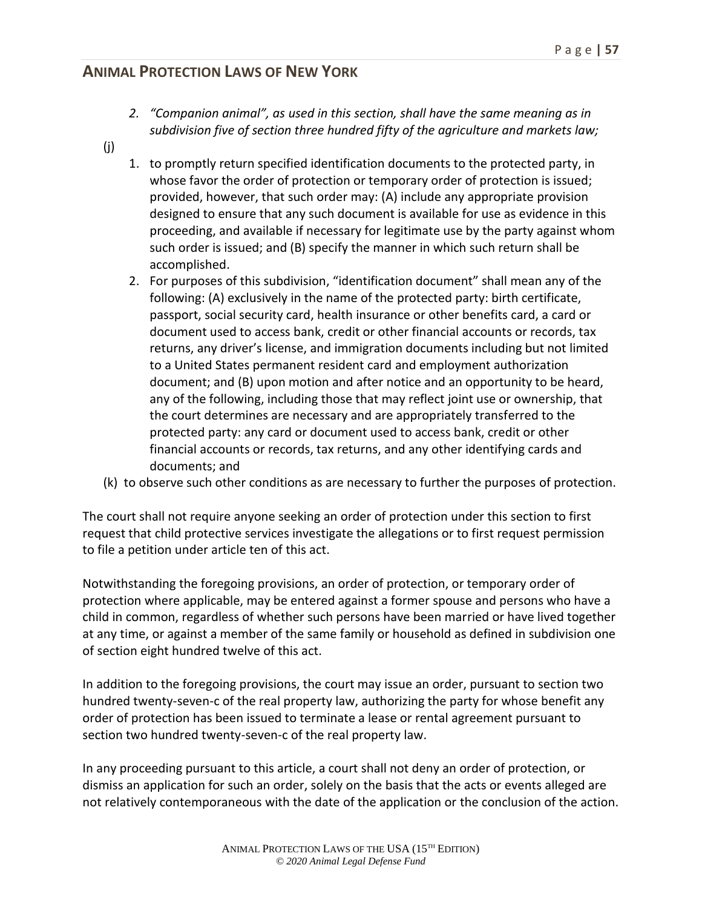2. *"Companion animal", as used in this section, shall have the same meaning as in subdivision five of section three hundred fifty of the agriculture and markets law;*

(j)

1. to promptly return specified identification documents to the protected party, in whose favor the order of protection or temporary order of protection is issued; provided, however, that such order may: (A) include any appropriate provision designed to ensure that any such document is available for use as evidence in this proceeding, and available if necessary for legitimate use by the party against whom such order is issued; and (B) specify the manner in which such return shall be accomplished.
2. For purposes of this subdivision, "identification document" shall mean any of the following: (A) exclusively in the name of the protected party: birth certificate, passport, social security card, health insurance or other benefits card, a card or document used to access bank, credit or other financial accounts or records, tax returns, any driver's license, and immigration documents including but not limited to a United States permanent resident card and employment authorization document; and (B) upon motion and after notice and an opportunity to be heard, any of the following, including those that may reflect joint use or ownership, that the court determines are necessary and are appropriately transferred to the protected party: any card or document used to access bank, credit or other financial accounts or records, tax returns, and any other identifying cards and documents; and

(k) to observe such other conditions as are necessary to further the purposes of protection.

The court shall not require anyone seeking an order of protection under this section to first request that child protective services investigate the allegations or to first request permission to file a petition under article ten of this act.

Notwithstanding the foregoing provisions, an order of protection, or temporary order of protection where applicable, may be entered against a former spouse and persons who have a child in common, regardless of whether such persons have been married or have lived together at any time, or against a member of the same family or household as defined in subdivision one of section eight hundred twelve of this act.

In addition to the foregoing provisions, the court may issue an order, pursuant to section two hundred twenty-seven-c of the real property law, authorizing the party for whose benefit any order of protection has been issued to terminate a lease or rental agreement pursuant to section two hundred twenty-seven-c of the real property law.

In any proceeding pursuant to this article, a court shall not deny an order of protection, or dismiss an application for such an order, solely on the basis that the acts or events alleged are not relatively contemporaneous with the date of the application or the conclusion of the action.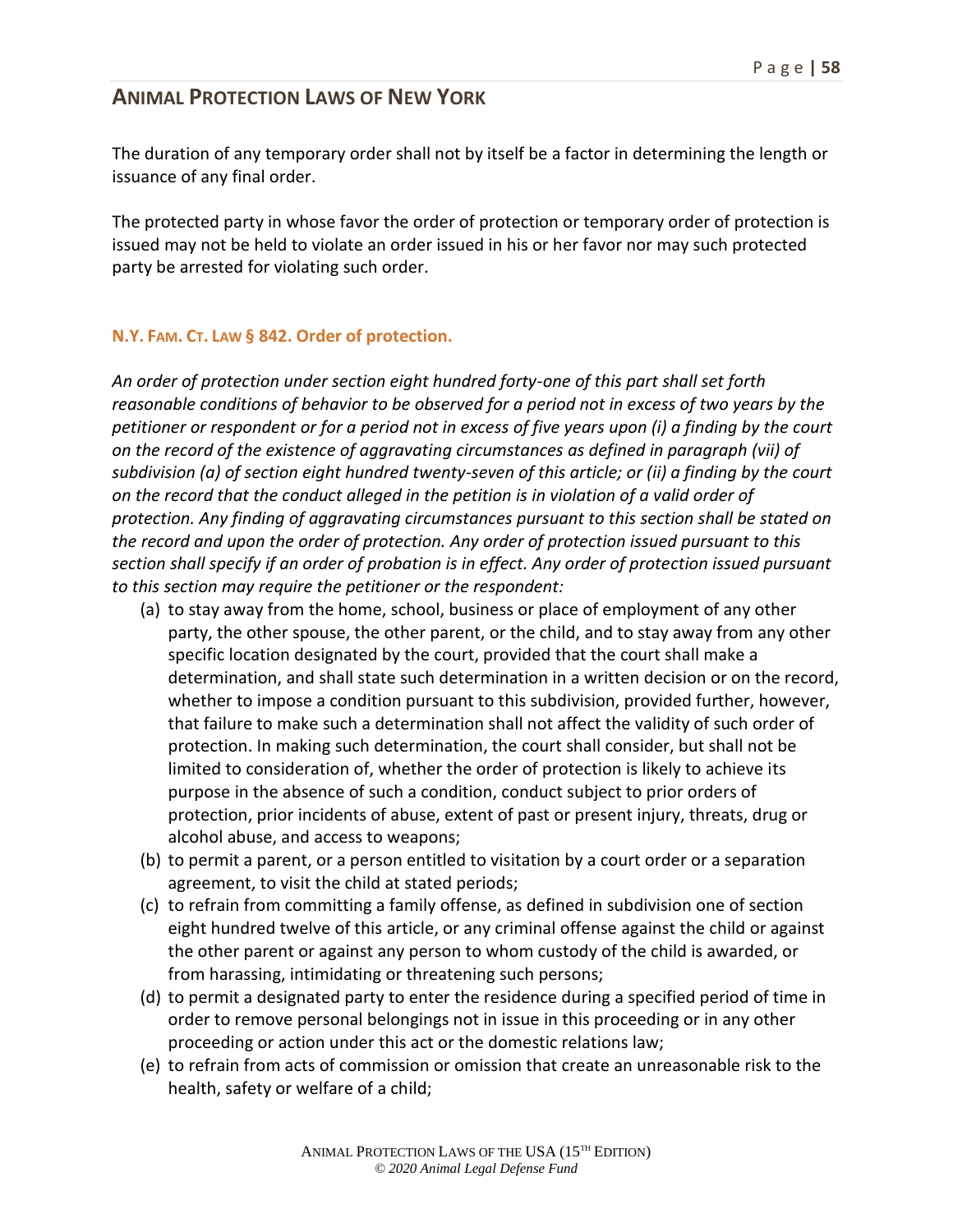The duration of any temporary order shall not by itself be a factor in determining the length or issuance of any final order.

The protected party in whose favor the order of protection or temporary order of protection is issued may not be held to violate an order issued in his or her favor nor may such protected party be arrested for violating such order.

### N.Y. FAM. CT. LAW § 842. Order of protection.

*An order of protection under section eight hundred forty-one of this part shall set forth reasonable conditions of behavior to be observed for a period not in excess of two years by the petitioner or respondent or for a period not in excess of five years upon (i) a finding by the court on the record of the existence of aggravating circumstances as defined in paragraph (vii) of subdivision (a) of section eight hundred twenty-seven of this article; or (ii) a finding by the court on the record that the conduct alleged in the petition is in violation of a valid order of protection. Any finding of aggravating circumstances pursuant to this section shall be stated on the record and upon the order of protection. Any order of protection issued pursuant to this section shall specify if an order of probation is in effect. Any order of protection issued pursuant to this section may require the petitioner or the respondent:*

(a) to stay away from the home, school, business or place of employment of any other party, the other spouse, the other parent, or the child, and to stay away from any other specific location designated by the court, provided that the court shall make a determination, and shall state such determination in a written decision or on the record, whether to impose a condition pursuant to this subdivision, provided further, however, that failure to make such a determination shall not affect the validity of such order of protection. In making such determination, the court shall consider, but shall not be limited to consideration of, whether the order of protection is likely to achieve its purpose in the absence of such a condition, conduct subject to prior orders of protection, prior incidents of abuse, extent of past or present injury, threats, drug or alcohol abuse, and access to weapons;

(b) to permit a parent, or a person entitled to visitation by a court order or a separation agreement, to visit the child at stated periods;

(c) to refrain from committing a family offense, as defined in subdivision one of section eight hundred twelve of this article, or any criminal offense against the child or against the other parent or against any person to whom custody of the child is awarded, or from harassing, intimidating or threatening such persons;

(d) to permit a designated party to enter the residence during a specified period of time in order to remove personal belongings not in issue in this proceeding or in any other proceeding or action under this act or the domestic relations law;

(e) to refrain from acts of commission or omission that create an unreasonable risk to the health, safety or welfare of a child;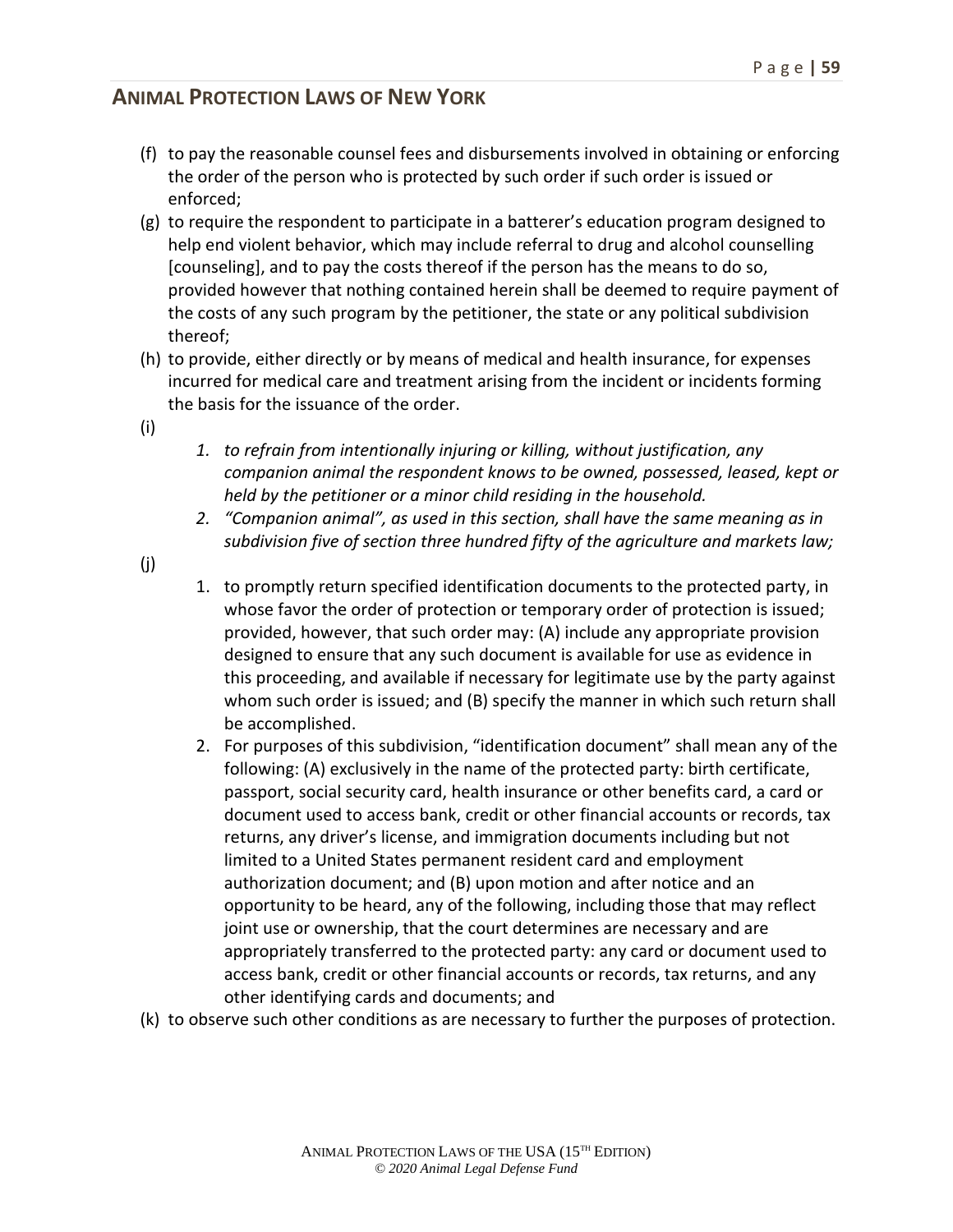(f) to pay the reasonable counsel fees and disbursements involved in obtaining or enforcing the order of the person who is protected by such order if such order is issued or enforced;

(g) to require the respondent to participate in a batterer's education program designed to help end violent behavior, which may include referral to drug and alcohol counselling [counseling], and to pay the costs thereof if the person has the means to do so, provided however that nothing contained herein shall be deemed to require payment of the costs of any such program by the petitioner, the state or any political subdivision thereof;

(h) to provide, either directly or by means of medical and health insurance, for expenses incurred for medical care and treatment arising from the incident or incidents forming the basis for the issuance of the order.

(i)

1. *to refrain from intentionally injuring or killing, without justification, any companion animal the respondent knows to be owned, possessed, leased, kept or held by the petitioner or a minor child residing in the household.*
2. *"Companion animal", as used in this section, shall have the same meaning as in subdivision five of section three hundred fifty of the agriculture and markets law;*

(j)

1. to promptly return specified identification documents to the protected party, in whose favor the order of protection or temporary order of protection is issued; provided, however, that such order may: (A) include any appropriate provision designed to ensure that any such document is available for use as evidence in this proceeding, and available if necessary for legitimate use by the party against whom such order is issued; and (B) specify the manner in which such return shall be accomplished.
2. For purposes of this subdivision, "identification document" shall mean any of the following: (A) exclusively in the name of the protected party: birth certificate, passport, social security card, health insurance or other benefits card, a card or document used to access bank, credit or other financial accounts or records, tax returns, any driver's license, and immigration documents including but not limited to a United States permanent resident card and employment authorization document; and (B) upon motion and after notice and an opportunity to be heard, any of the following, including those that may reflect joint use or ownership, that the court determines are necessary and are appropriately transferred to the protected party: any card or document used to access bank, credit or other financial accounts or records, tax returns, and any other identifying cards and documents; and

(k) to observe such other conditions as are necessary to further the purposes of protection.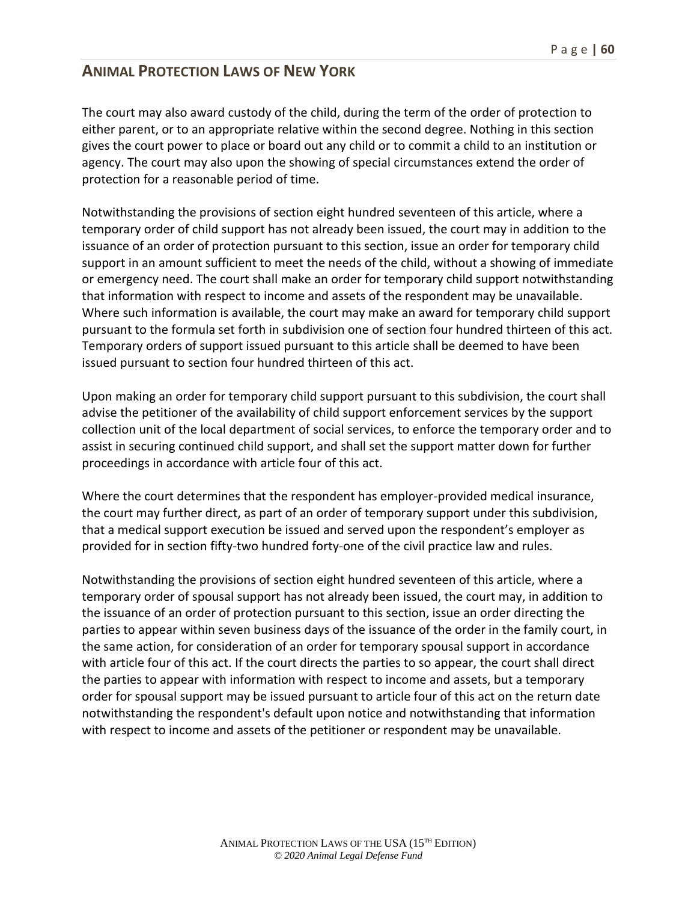The court may also award custody of the child, during the term of the order of protection to either parent, or to an appropriate relative within the second degree. Nothing in this section gives the court power to place or board out any child or to commit a child to an institution or agency. The court may also upon the showing of special circumstances extend the order of protection for a reasonable period of time.

Notwithstanding the provisions of section eight hundred seventeen of this article, where a temporary order of child support has not already been issued, the court may in addition to the issuance of an order of protection pursuant to this section, issue an order for temporary child support in an amount sufficient to meet the needs of the child, without a showing of immediate or emergency need. The court shall make an order for temporary child support notwithstanding that information with respect to income and assets of the respondent may be unavailable. Where such information is available, the court may make an award for temporary child support pursuant to the formula set forth in subdivision one of section four hundred thirteen of this act. Temporary orders of support issued pursuant to this article shall be deemed to have been issued pursuant to section four hundred thirteen of this act.

Upon making an order for temporary child support pursuant to this subdivision, the court shall advise the petitioner of the availability of child support enforcement services by the support collection unit of the local department of social services, to enforce the temporary order and to assist in securing continued child support, and shall set the support matter down for further proceedings in accordance with article four of this act.

Where the court determines that the respondent has employer-provided medical insurance, the court may further direct, as part of an order of temporary support under this subdivision, that a medical support execution be issued and served upon the respondent's employer as provided for in section fifty-two hundred forty-one of the civil practice law and rules.

Notwithstanding the provisions of section eight hundred seventeen of this article, where a temporary order of spousal support has not already been issued, the court may, in addition to the issuance of an order of protection pursuant to this section, issue an order directing the parties to appear within seven business days of the issuance of the order in the family court, in the same action, for consideration of an order for temporary spousal support in accordance with article four of this act. If the court directs the parties to so appear, the court shall direct the parties to appear with information with respect to income and assets, but a temporary order for spousal support may be issued pursuant to article four of this act on the return date notwithstanding the respondent's default upon notice and notwithstanding that information with respect to income and assets of the petitioner or respondent may be unavailable.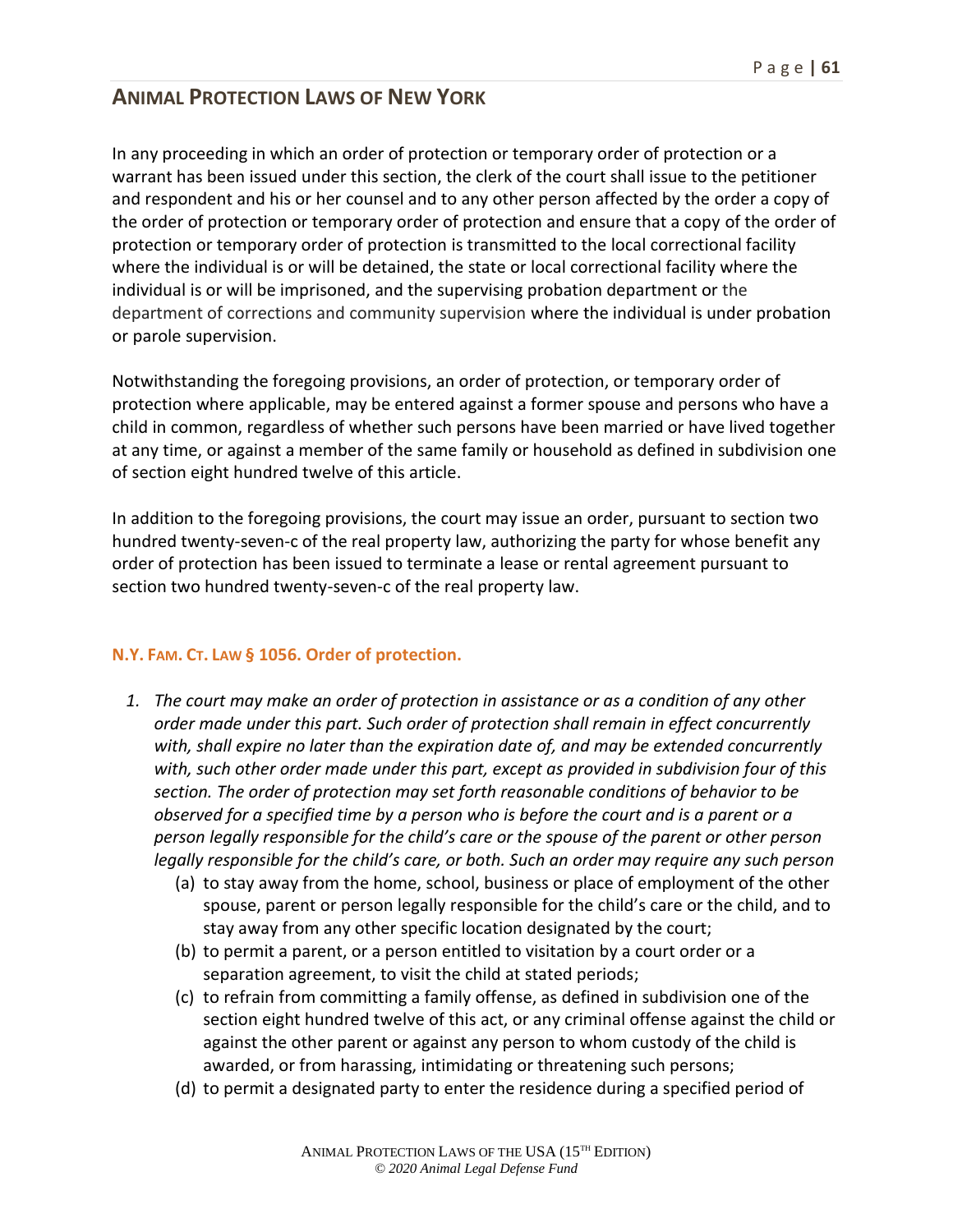In any proceeding in which an order of protection or temporary order of protection or a warrant has been issued under this section, the clerk of the court shall issue to the petitioner and respondent and his or her counsel and to any other person affected by the order a copy of the order of protection or temporary order of protection and ensure that a copy of the order of protection or temporary order of protection is transmitted to the local correctional facility where the individual is or will be detained, the state or local correctional facility where the individual is or will be imprisoned, and the supervising probation department or the department of corrections and community supervision where the individual is under probation or parole supervision.

Notwithstanding the foregoing provisions, an order of protection, or temporary order of protection where applicable, may be entered against a former spouse and persons who have a child in common, regardless of whether such persons have been married or have lived together at any time, or against a member of the same family or household as defined in subdivision one of section eight hundred twelve of this article.

In addition to the foregoing provisions, the court may issue an order, pursuant to section two hundred twenty-seven-c of the real property law, authorizing the party for whose benefit any order of protection has been issued to terminate a lease or rental agreement pursuant to section two hundred twenty-seven-c of the real property law.

### N.Y. FAM. CT. LAW § 1056. Order of protection.

1. *The court may make an order of protection in assistance or as a condition of any other order made under this part. Such order of protection shall remain in effect concurrently with, shall expire no later than the expiration date of, and may be extended concurrently with, such other order made under this part, except as provided in subdivision four of this section. The order of protection may set forth reasonable conditions of behavior to be observed for a specified time by a person who is before the court and is a parent or a person legally responsible for the child's care or the spouse of the parent or other person legally responsible for the child's care, or both. Such an order may require any such person*
   - (a) to stay away from the home, school, business or place of employment of the other spouse, parent or person legally responsible for the child's care or the child, and to stay away from any other specific location designated by the court;
   - (b) to permit a parent, or a person entitled to visitation by a court order or a separation agreement, to visit the child at stated periods;
   - (c) to refrain from committing a family offense, as defined in subdivision one of the section eight hundred twelve of this act, or any criminal offense against the child or against the other parent or against any person to whom custody of the child is awarded, or from harassing, intimidating or threatening such persons;
   - (d) to permit a designated party to enter the residence during a specified period of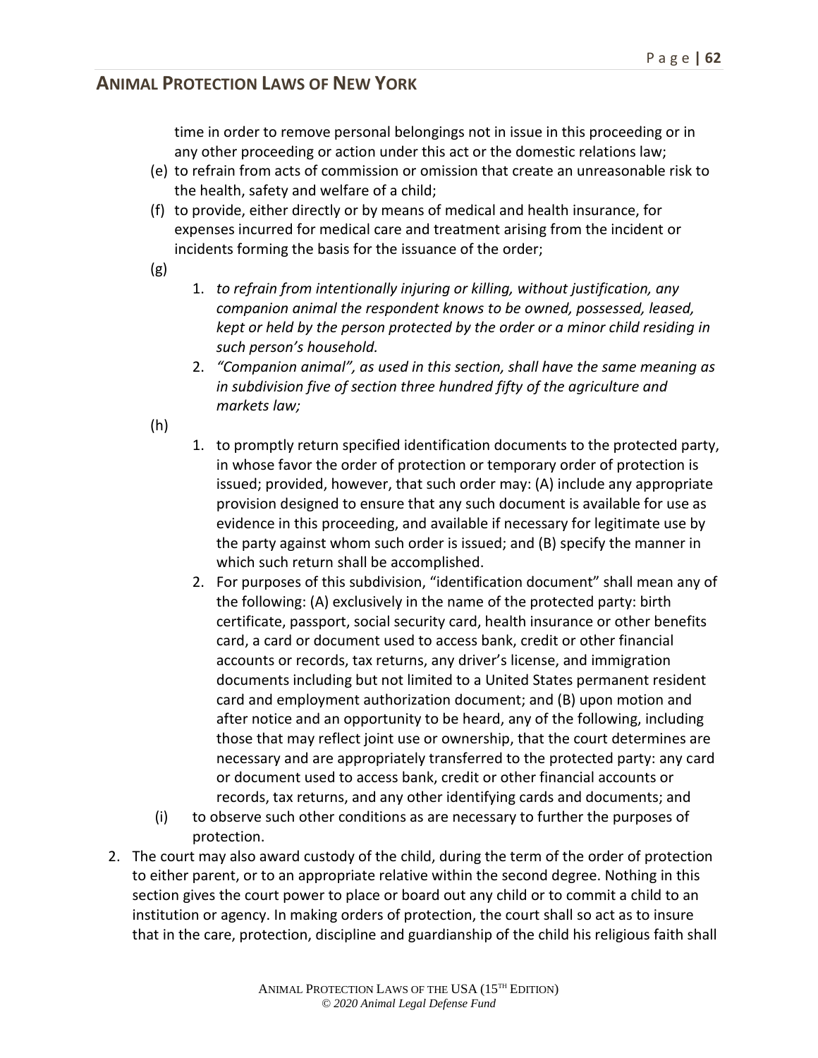time in order to remove personal belongings not in issue in this proceeding or in any other proceeding or action under this act or the domestic relations law;

(e) to refrain from acts of commission or omission that create an unreasonable risk to the health, safety and welfare of a child;

(f) to provide, either directly or by means of medical and health insurance, for expenses incurred for medical care and treatment arising from the incident or incidents forming the basis for the issuance of the order;

(g)

1. *to refrain from intentionally injuring or killing, without justification, any companion animal the respondent knows to be owned, possessed, leased, kept or held by the person protected by the order or a minor child residing in such person's household.*
2. *"Companion animal", as used in this section, shall have the same meaning as in subdivision five of section three hundred fifty of the agriculture and markets law;*

(h)

1. to promptly return specified identification documents to the protected party, in whose favor the order of protection or temporary order of protection is issued; provided, however, that such order may: (A) include any appropriate provision designed to ensure that any such document is available for use as evidence in this proceeding, and available if necessary for legitimate use by the party against whom such order is issued; and (B) specify the manner in which such return shall be accomplished.
2. For purposes of this subdivision, "identification document" shall mean any of the following: (A) exclusively in the name of the protected party: birth certificate, passport, social security card, health insurance or other benefits card, a card or document used to access bank, credit or other financial accounts or records, tax returns, any driver's license, and immigration documents including but not limited to a United States permanent resident card and employment authorization document; and (B) upon motion and after notice and an opportunity to be heard, any of the following, including those that may reflect joint use or ownership, that the court determines are necessary and are appropriately transferred to the protected party: any card or document used to access bank, credit or other financial accounts or records, tax returns, and any other identifying cards and documents; and

(i) to observe such other conditions as are necessary to further the purposes of protection.

2. The court may also award custody of the child, during the term of the order of protection to either parent, or to an appropriate relative within the second degree. Nothing in this section gives the court power to place or board out any child or to commit a child to an institution or agency. In making orders of protection, the court shall so act as to insure that in the care, protection, discipline and guardianship of the child his religious faith shall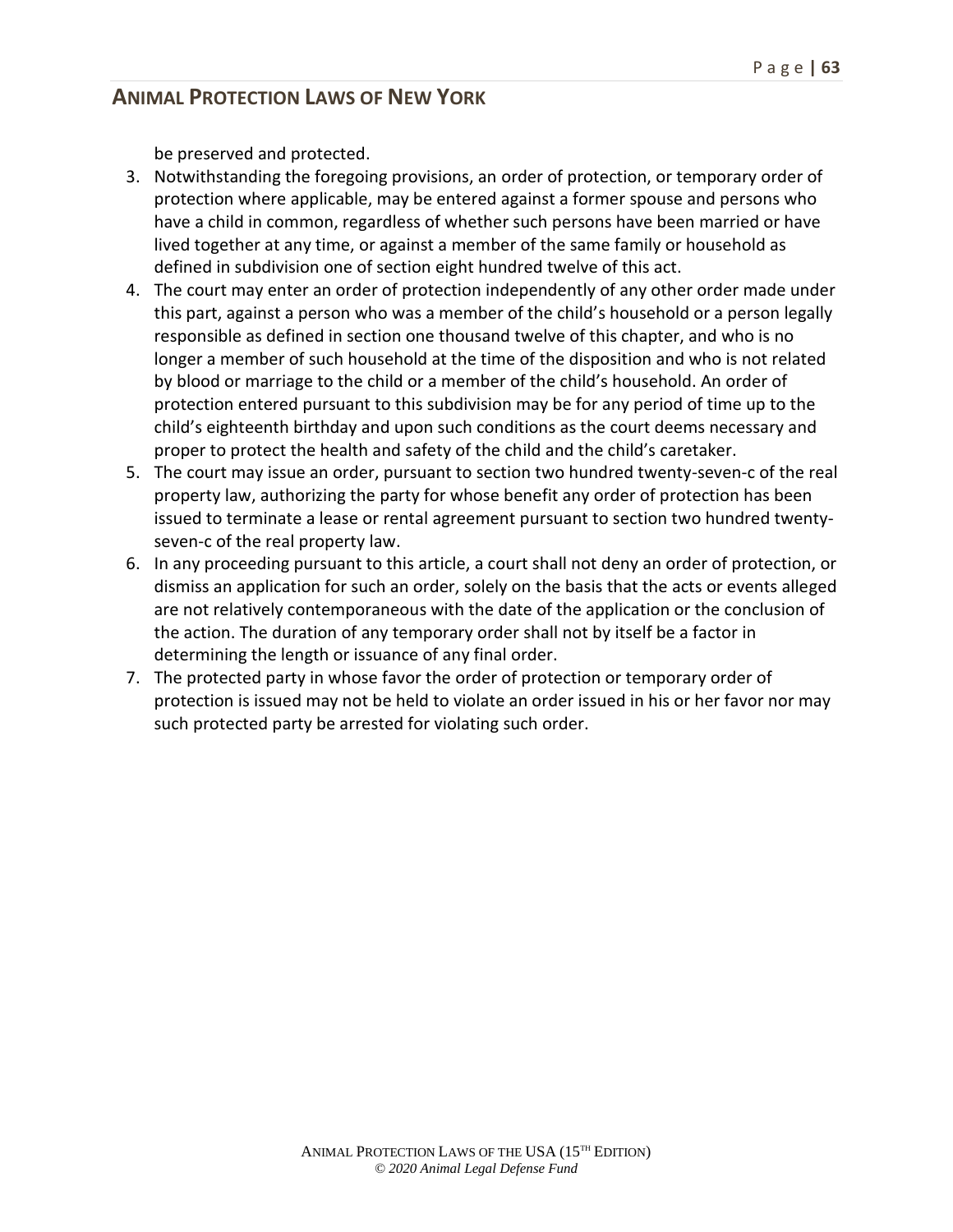be preserved and protected.

3. Notwithstanding the foregoing provisions, an order of protection, or temporary order of protection where applicable, may be entered against a former spouse and persons who have a child in common, regardless of whether such persons have been married or have lived together at any time, or against a member of the same family or household as defined in subdivision one of section eight hundred twelve of this act.
4. The court may enter an order of protection independently of any other order made under this part, against a person who was a member of the child's household or a person legally responsible as defined in section one thousand twelve of this chapter, and who is no longer a member of such household at the time of the disposition and who is not related by blood or marriage to the child or a member of the child's household. An order of protection entered pursuant to this subdivision may be for any period of time up to the child's eighteenth birthday and upon such conditions as the court deems necessary and proper to protect the health and safety of the child and the child's caretaker.
5. The court may issue an order, pursuant to section two hundred twenty-seven-c of the real property law, authorizing the party for whose benefit any order of protection has been issued to terminate a lease or rental agreement pursuant to section two hundred twenty-seven-c of the real property law.
6. In any proceeding pursuant to this article, a court shall not deny an order of protection, or dismiss an application for such an order, solely on the basis that the acts or events alleged are not relatively contemporaneous with the date of the application or the conclusion of the action. The duration of any temporary order shall not by itself be a factor in determining the length or issuance of any final order.
7. The protected party in whose favor the order of protection or temporary order of protection is issued may not be held to violate an order issued in his or her favor nor may such protected party be arrested for violating such order.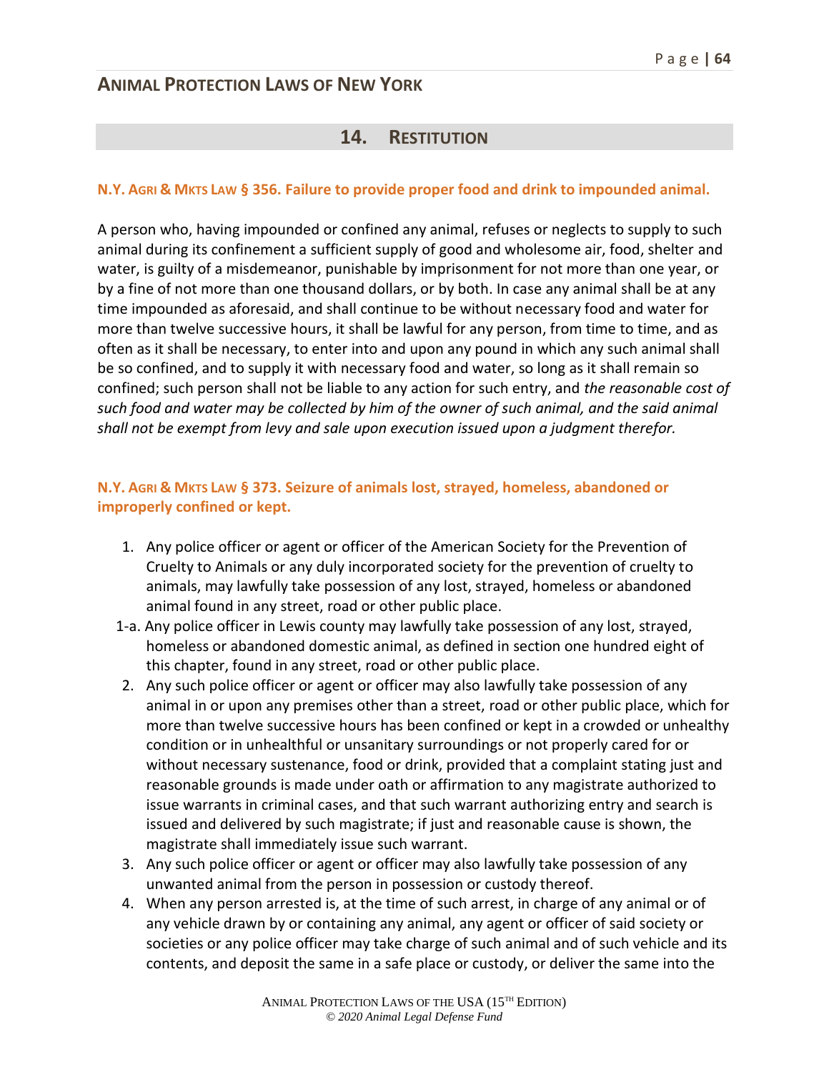## 14. RESTITUTION

### N.Y. AGRI & MKTS LAW § 356. Failure to provide proper food and drink to impounded animal.

A person who, having impounded or confined any animal, refuses or neglects to supply to such animal during its confinement a sufficient supply of good and wholesome air, food, shelter and water, is guilty of a misdemeanor, punishable by imprisonment for not more than one year, or by a fine of not more than one thousand dollars, or by both. In case any animal shall be at any time impounded as aforesaid, and shall continue to be without necessary food and water for more than twelve successive hours, it shall be lawful for any person, from time to time, and as often as it shall be necessary, to enter into and upon any pound in which any such animal shall be so confined, and to supply it with necessary food and water, so long as it shall remain so confined; such person shall not be liable to any action for such entry, and *the reasonable cost of such food and water may be collected by him of the owner of such animal, and the said animal shall not be exempt from levy and sale upon execution issued upon a judgment therefor.*

### N.Y. AGRI & MKTS LAW § 373. Seizure of animals lost, strayed, homeless, abandoned or improperly confined or kept.

1. Any police officer or agent or officer of the American Society for the Prevention of Cruelty to Animals or any duly incorporated society for the prevention of cruelty to animals, may lawfully take possession of any lost, strayed, homeless or abandoned animal found in any street, road or other public place.

1-a. Any police officer in Lewis county may lawfully take possession of any lost, strayed, homeless or abandoned domestic animal, as defined in section one hundred eight of this chapter, found in any street, road or other public place.

2. Any such police officer or agent or officer may also lawfully take possession of any animal in or upon any premises other than a street, road or other public place, which for more than twelve successive hours has been confined or kept in a crowded or unhealthy condition or in unhealthful or unsanitary surroundings or not properly cared for or without necessary sustenance, food or drink, provided that a complaint stating just and reasonable grounds is made under oath or affirmation to any magistrate authorized to issue warrants in criminal cases, and that such warrant authorizing entry and search is issued and delivered by such magistrate; if just and reasonable cause is shown, the magistrate shall immediately issue such warrant.
3. Any such police officer or agent or officer may also lawfully take possession of any unwanted animal from the person in possession or custody thereof.
4. When any person arrested is, at the time of such arrest, in charge of any animal or of any vehicle drawn by or containing any animal, any agent or officer of said society or societies or any police officer may take charge of such animal and of such vehicle and its contents, and deposit the same in a safe place or custody, or deliver the same into the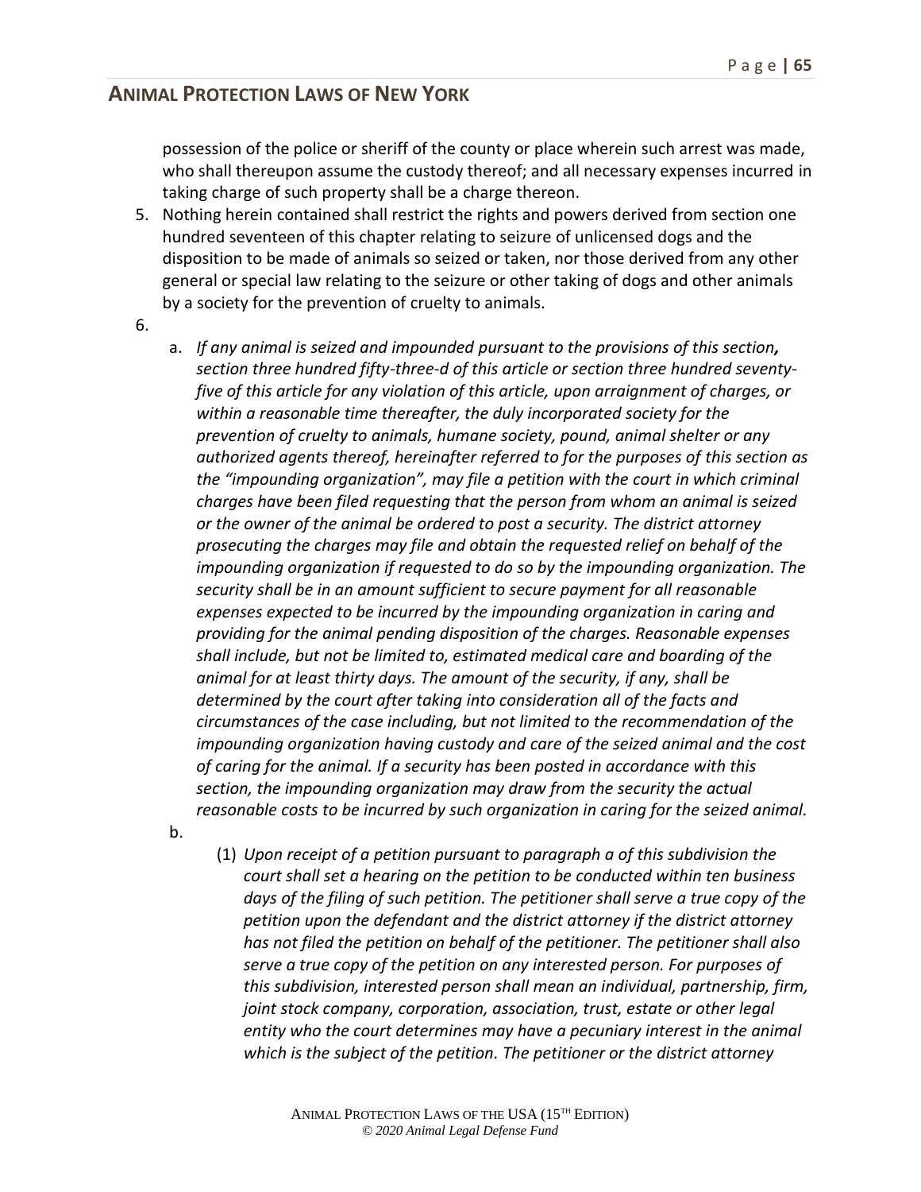possession of the police or sheriff of the county or place wherein such arrest was made, who shall thereupon assume the custody thereof; and all necessary expenses incurred in taking charge of such property shall be a charge thereon.

5. Nothing herein contained shall restrict the rights and powers derived from section one hundred seventeen of this chapter relating to seizure of unlicensed dogs and the disposition to be made of animals so seized or taken, nor those derived from any other general or special law relating to the seizure or other taking of dogs and other animals by a society for the prevention of cruelty to animals.

6.
   a. *If any animal is seized and impounded pursuant to the provisions of this section****,*** *section three hundred fifty-three-d of this article or section three hundred seventy-five of this article for any violation of this article, upon arraignment of charges, or within a reasonable time thereafter, the duly incorporated society for the prevention of cruelty to animals, humane society, pound, animal shelter or any authorized agents thereof, hereinafter referred to for the purposes of this section as the "impounding organization", may file a petition with the court in which criminal charges have been filed requesting that the person from whom an animal is seized or the owner of the animal be ordered to post a security. The district attorney prosecuting the charges may file and obtain the requested relief on behalf of the impounding organization if requested to do so by the impounding organization. The security shall be in an amount sufficient to secure payment for all reasonable expenses expected to be incurred by the impounding organization in caring and providing for the animal pending disposition of the charges. Reasonable expenses shall include, but not be limited to, estimated medical care and boarding of the animal for at least thirty days. The amount of the security, if any, shall be determined by the court after taking into consideration all of the facts and circumstances of the case including, but not limited to the recommendation of the impounding organization having custody and care of the seized animal and the cost of caring for the animal. If a security has been posted in accordance with this section, the impounding organization may draw from the security the actual reasonable costs to be incurred by such organization in caring for the seized animal.*

   b.
      (1) *Upon receipt of a petition pursuant to paragraph a of this subdivision the court shall set a hearing on the petition to be conducted within ten business days of the filing of such petition. The petitioner shall serve a true copy of the petition upon the defendant and the district attorney if the district attorney has not filed the petition on behalf of the petitioner. The petitioner shall also serve a true copy of the petition on any interested person. For purposes of this subdivision, interested person shall mean an individual, partnership, firm, joint stock company, corporation, association, trust, estate or other legal entity who the court determines may have a pecuniary interest in the animal which is the subject of the petition. The petitioner or the district attorney*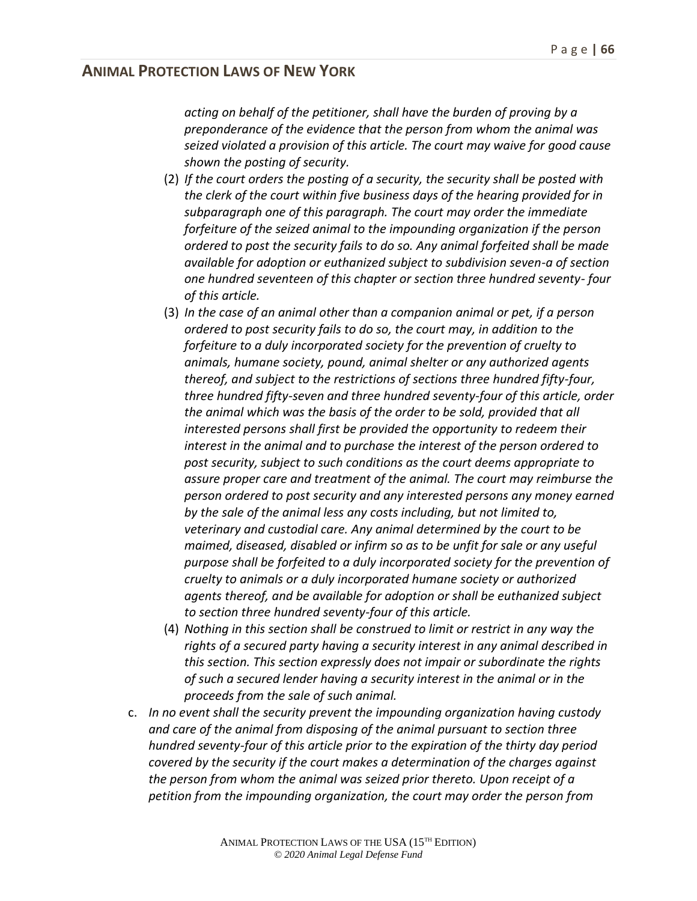*acting on behalf of the petitioner, shall have the burden of proving by a preponderance of the evidence that the person from whom the animal was seized violated a provision of this article. The court may waive for good cause shown the posting of security.*

(2) *If the court orders the posting of a security, the security shall be posted with the clerk of the court within five business days of the hearing provided for in subparagraph one of this paragraph. The court may order the immediate forfeiture of the seized animal to the impounding organization if the person ordered to post the security fails to do so. Any animal forfeited shall be made available for adoption or euthanized subject to subdivision seven-a of section one hundred seventeen of this chapter or section three hundred seventy- four of this article.*

(3) *In the case of an animal other than a companion animal or pet, if a person ordered to post security fails to do so, the court may, in addition to the forfeiture to a duly incorporated society for the prevention of cruelty to animals, humane society, pound, animal shelter or any authorized agents thereof, and subject to the restrictions of sections three hundred fifty-four, three hundred fifty-seven and three hundred seventy-four of this article, order the animal which was the basis of the order to be sold, provided that all interested persons shall first be provided the opportunity to redeem their interest in the animal and to purchase the interest of the person ordered to post security, subject to such conditions as the court deems appropriate to assure proper care and treatment of the animal. The court may reimburse the person ordered to post security and any interested persons any money earned by the sale of the animal less any costs including, but not limited to, veterinary and custodial care. Any animal determined by the court to be maimed, diseased, disabled or infirm so as to be unfit for sale or any useful purpose shall be forfeited to a duly incorporated society for the prevention of cruelty to animals or a duly incorporated humane society or authorized agents thereof, and be available for adoption or shall be euthanized subject to section three hundred seventy-four of this article.*

(4) *Nothing in this section shall be construed to limit or restrict in any way the rights of a secured party having a security interest in any animal described in this section. This section expressly does not impair or subordinate the rights of such a secured lender having a security interest in the animal or in the proceeds from the sale of such animal.*

c. *In no event shall the security prevent the impounding organization having custody and care of the animal from disposing of the animal pursuant to section three hundred seventy-four of this article prior to the expiration of the thirty day period covered by the security if the court makes a determination of the charges against the person from whom the animal was seized prior thereto. Upon receipt of a petition from the impounding organization, the court may order the person from*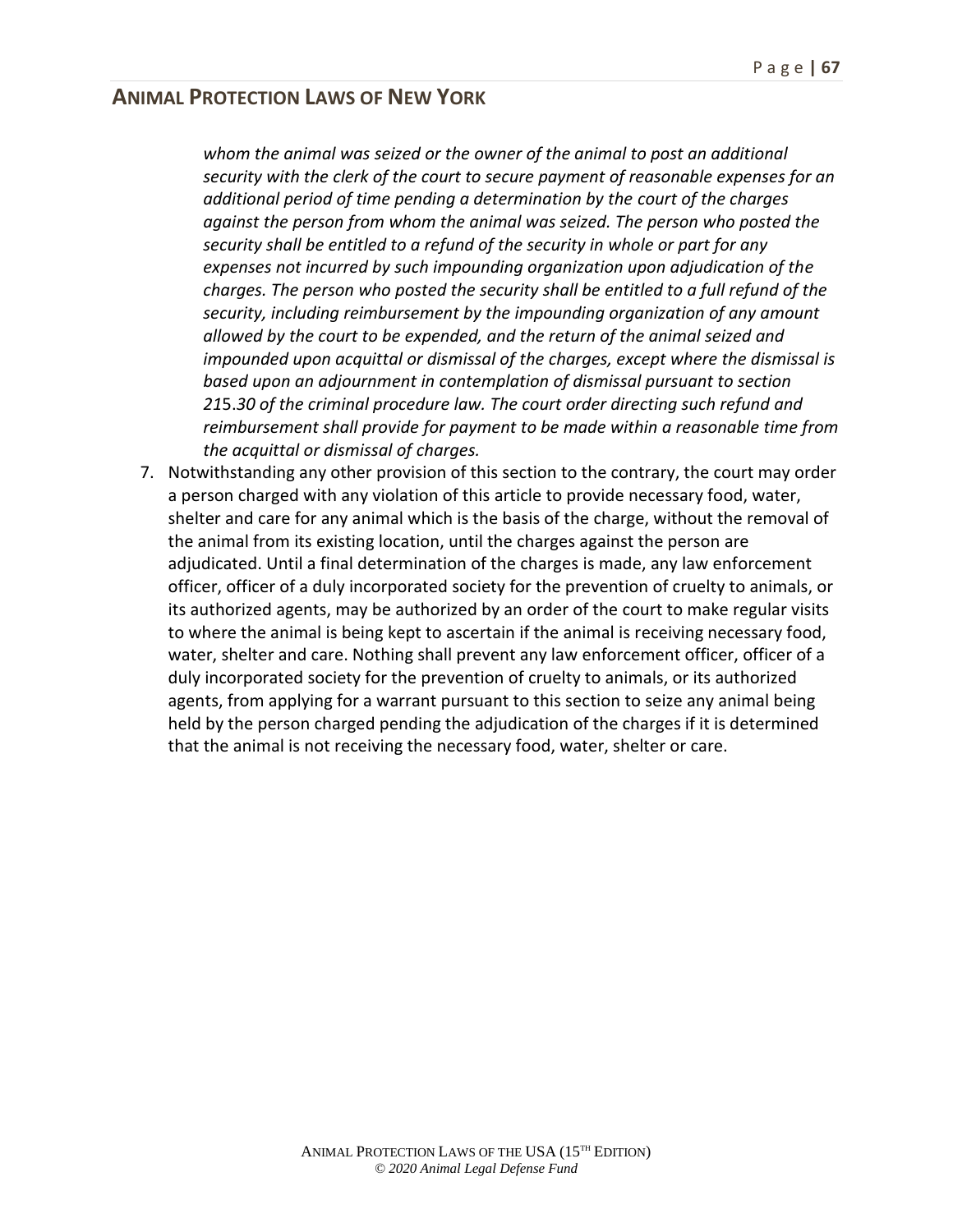*whom the animal was seized or the owner of the animal to post an additional security with the clerk of the court to secure payment of reasonable expenses for an additional period of time pending a determination by the court of the charges against the person from whom the animal was seized. The person who posted the security shall be entitled to a refund of the security in whole or part for any expenses not incurred by such impounding organization upon adjudication of the charges. The person who posted the security shall be entitled to a full refund of the security, including reimbursement by the impounding organization of any amount allowed by the court to be expended, and the return of the animal seized and impounded upon acquittal or dismissal of the charges, except where the dismissal is based upon an adjournment in contemplation of dismissal pursuant to section 215.30 of the criminal procedure law. The court order directing such refund and reimbursement shall provide for payment to be made within a reasonable time from the acquittal or dismissal of charges.*

7. Notwithstanding any other provision of this section to the contrary, the court may order a person charged with any violation of this article to provide necessary food, water, shelter and care for any animal which is the basis of the charge, without the removal of the animal from its existing location, until the charges against the person are adjudicated. Until a final determination of the charges is made, any law enforcement officer, officer of a duly incorporated society for the prevention of cruelty to animals, or its authorized agents, may be authorized by an order of the court to make regular visits to where the animal is being kept to ascertain if the animal is receiving necessary food, water, shelter and care. Nothing shall prevent any law enforcement officer, officer of a duly incorporated society for the prevention of cruelty to animals, or its authorized agents, from applying for a warrant pursuant to this section to seize any animal being held by the person charged pending the adjudication of the charges if it is determined that the animal is not receiving the necessary food, water, shelter or care.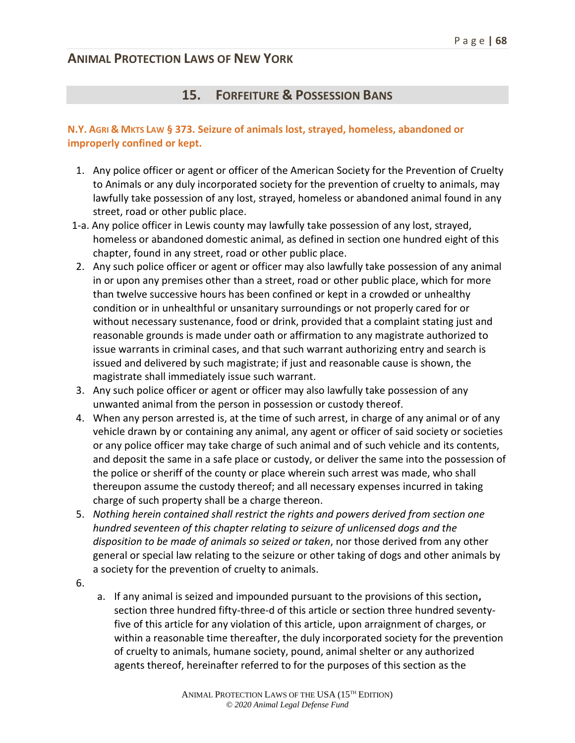## ANIMAL PROTECTION LAWS OF NEW YORK

## 15. FORFEITURE & POSSESSION BANS

### N.Y. AGRI & MKTS LAW § 373. Seizure of animals lost, strayed, homeless, abandoned or improperly confined or kept.

1. Any police officer or agent or officer of the American Society for the Prevention of Cruelty to Animals or any duly incorporated society for the prevention of cruelty to animals, may lawfully take possession of any lost, strayed, homeless or abandoned animal found in any street, road or other public place.

1-a. Any police officer in Lewis county may lawfully take possession of any lost, strayed, homeless or abandoned domestic animal, as defined in section one hundred eight of this chapter, found in any street, road or other public place.

2. Any such police officer or agent or officer may also lawfully take possession of any animal in or upon any premises other than a street, road or other public place, which for more than twelve successive hours has been confined or kept in a crowded or unhealthy condition or in unhealthful or unsanitary surroundings or not properly cared for or without necessary sustenance, food or drink, provided that a complaint stating just and reasonable grounds is made under oath or affirmation to any magistrate authorized to issue warrants in criminal cases, and that such warrant authorizing entry and search is issued and delivered by such magistrate; if just and reasonable cause is shown, the magistrate shall immediately issue such warrant.
3. Any such police officer or agent or officer may also lawfully take possession of any unwanted animal from the person in possession or custody thereof.
4. When any person arrested is, at the time of such arrest, in charge of any animal or of any vehicle drawn by or containing any animal, any agent or officer of said society or societies or any police officer may take charge of such animal and of such vehicle and its contents, and deposit the same in a safe place or custody, or deliver the same into the possession of the police or sheriff of the county or place wherein such arrest was made, who shall thereupon assume the custody thereof; and all necessary expenses incurred in taking charge of such property shall be a charge thereon.
5. *Nothing herein contained shall restrict the rights and powers derived from section one hundred seventeen of this chapter relating to seizure of unlicensed dogs and the disposition to be made of animals so seized or taken*, nor those derived from any other general or special law relating to the seizure or other taking of dogs and other animals by a society for the prevention of cruelty to animals.
6.
   a. If any animal is seized and impounded pursuant to the provisions of this section**,** section three hundred fifty-three-d of this article or section three hundred seventy-five of this article for any violation of this article, upon arraignment of charges, or within a reasonable time thereafter, the duly incorporated society for the prevention of cruelty to animals, humane society, pound, animal shelter or any authorized agents thereof, hereinafter referred to for the purposes of this section as the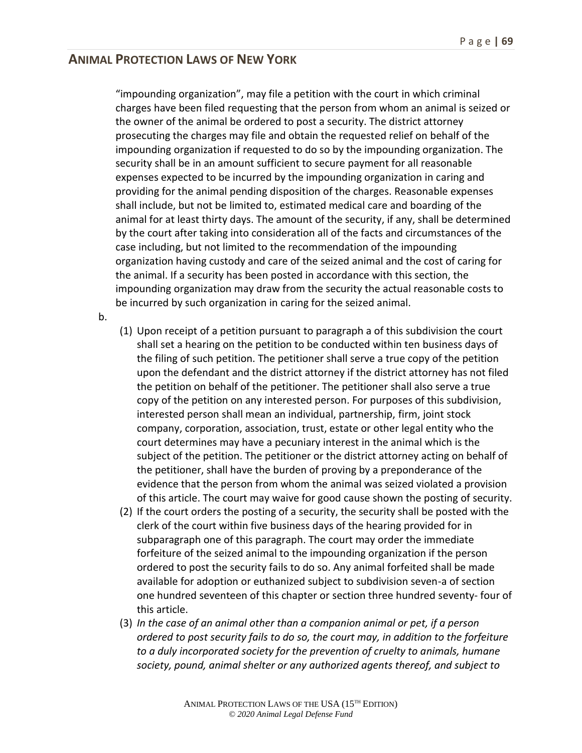"impounding organization", may file a petition with the court in which criminal charges have been filed requesting that the person from whom an animal is seized or the owner of the animal be ordered to post a security. The district attorney prosecuting the charges may file and obtain the requested relief on behalf of the impounding organization if requested to do so by the impounding organization. The security shall be in an amount sufficient to secure payment for all reasonable expenses expected to be incurred by the impounding organization in caring and providing for the animal pending disposition of the charges. Reasonable expenses shall include, but not be limited to, estimated medical care and boarding of the animal for at least thirty days. The amount of the security, if any, shall be determined by the court after taking into consideration all of the facts and circumstances of the case including, but not limited to the recommendation of the impounding organization having custody and care of the seized animal and the cost of caring for the animal. If a security has been posted in accordance with this section, the impounding organization may draw from the security the actual reasonable costs to be incurred by such organization in caring for the seized animal.

b.

(1) Upon receipt of a petition pursuant to paragraph a of this subdivision the court shall set a hearing on the petition to be conducted within ten business days of the filing of such petition. The petitioner shall serve a true copy of the petition upon the defendant and the district attorney if the district attorney has not filed the petition on behalf of the petitioner. The petitioner shall also serve a true copy of the petition on any interested person. For purposes of this subdivision, interested person shall mean an individual, partnership, firm, joint stock company, corporation, association, trust, estate or other legal entity who the court determines may have a pecuniary interest in the animal which is the subject of the petition. The petitioner or the district attorney acting on behalf of the petitioner, shall have the burden of proving by a preponderance of the evidence that the person from whom the animal was seized violated a provision of this article. The court may waive for good cause shown the posting of security.

(2) If the court orders the posting of a security, the security shall be posted with the clerk of the court within five business days of the hearing provided for in subparagraph one of this paragraph. The court may order the immediate forfeiture of the seized animal to the impounding organization if the person ordered to post the security fails to do so. Any animal forfeited shall be made available for adoption or euthanized subject to subdivision seven-a of section one hundred seventeen of this chapter or section three hundred seventy- four of this article.

(3) *In the case of an animal other than a companion animal or pet, if a person ordered to post security fails to do so, the court may, in addition to the forfeiture to a duly incorporated society for the prevention of cruelty to animals, humane society, pound, animal shelter or any authorized agents thereof, and subject to*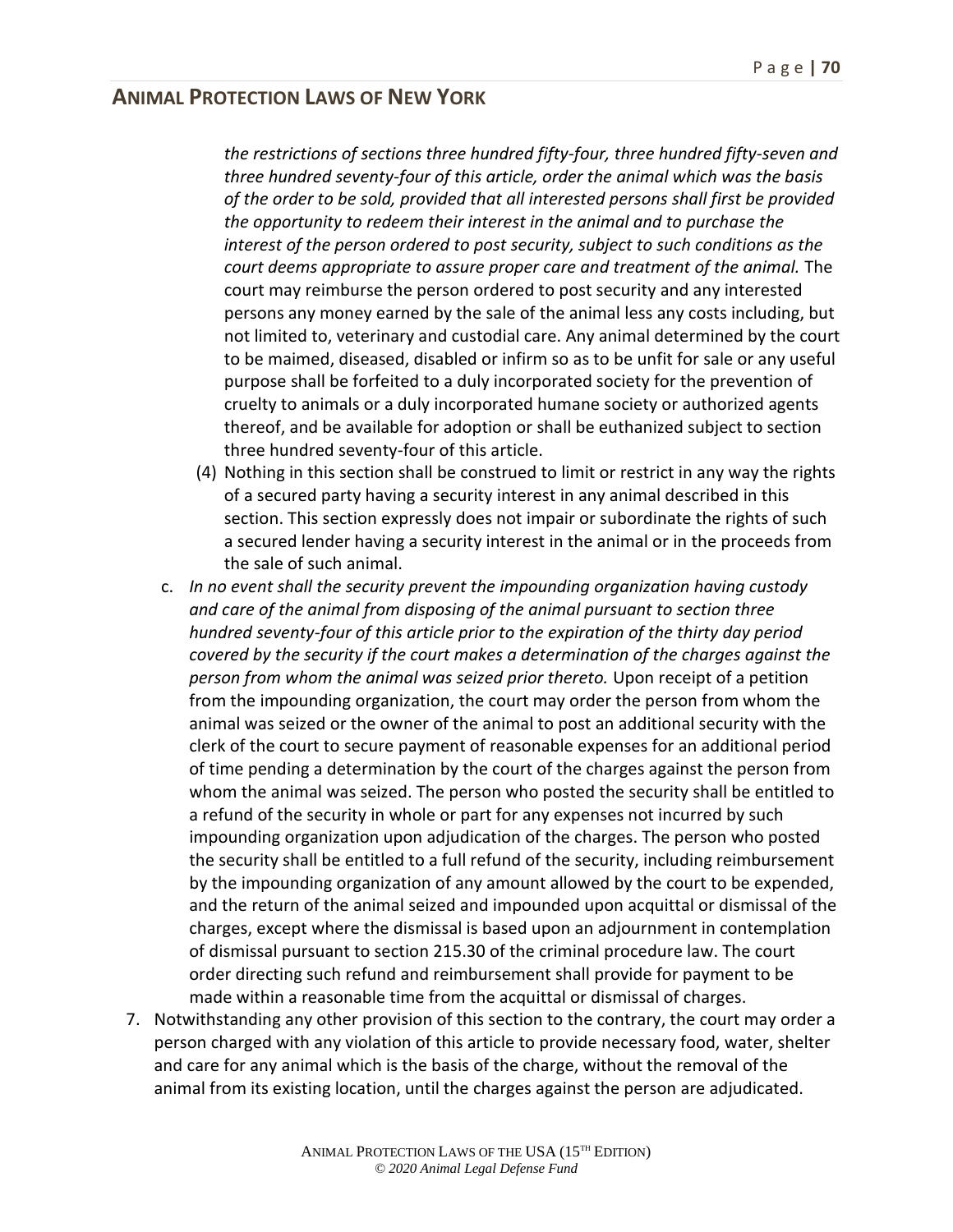*the restrictions of sections three hundred fifty-four, three hundred fifty-seven and three hundred seventy-four of this article, order the animal which was the basis of the order to be sold, provided that all interested persons shall first be provided the opportunity to redeem their interest in the animal and to purchase the interest of the person ordered to post security, subject to such conditions as the court deems appropriate to assure proper care and treatment of the animal.* The court may reimburse the person ordered to post security and any interested persons any money earned by the sale of the animal less any costs including, but not limited to, veterinary and custodial care. Any animal determined by the court to be maimed, diseased, disabled or infirm so as to be unfit for sale or any useful purpose shall be forfeited to a duly incorporated society for the prevention of cruelty to animals or a duly incorporated humane society or authorized agents thereof, and be available for adoption or shall be euthanized subject to section three hundred seventy-four of this article.

(4) Nothing in this section shall be construed to limit or restrict in any way the rights of a secured party having a security interest in any animal described in this section. This section expressly does not impair or subordinate the rights of such a secured lender having a security interest in the animal or in the proceeds from the sale of such animal.

c. *In no event shall the security prevent the impounding organization having custody and care of the animal from disposing of the animal pursuant to section three hundred seventy-four of this article prior to the expiration of the thirty day period covered by the security if the court makes a determination of the charges against the person from whom the animal was seized prior thereto.* Upon receipt of a petition from the impounding organization, the court may order the person from whom the animal was seized or the owner of the animal to post an additional security with the clerk of the court to secure payment of reasonable expenses for an additional period of time pending a determination by the court of the charges against the person from whom the animal was seized. The person who posted the security shall be entitled to a refund of the security in whole or part for any expenses not incurred by such impounding organization upon adjudication of the charges. The person who posted the security shall be entitled to a full refund of the security, including reimbursement by the impounding organization of any amount allowed by the court to be expended, and the return of the animal seized and impounded upon acquittal or dismissal of the charges, except where the dismissal is based upon an adjournment in contemplation of dismissal pursuant to section 215.30 of the criminal procedure law. The court order directing such refund and reimbursement shall provide for payment to be made within a reasonable time from the acquittal or dismissal of charges.

7. Notwithstanding any other provision of this section to the contrary, the court may order a person charged with any violation of this article to provide necessary food, water, shelter and care for any animal which is the basis of the charge, without the removal of the animal from its existing location, until the charges against the person are adjudicated.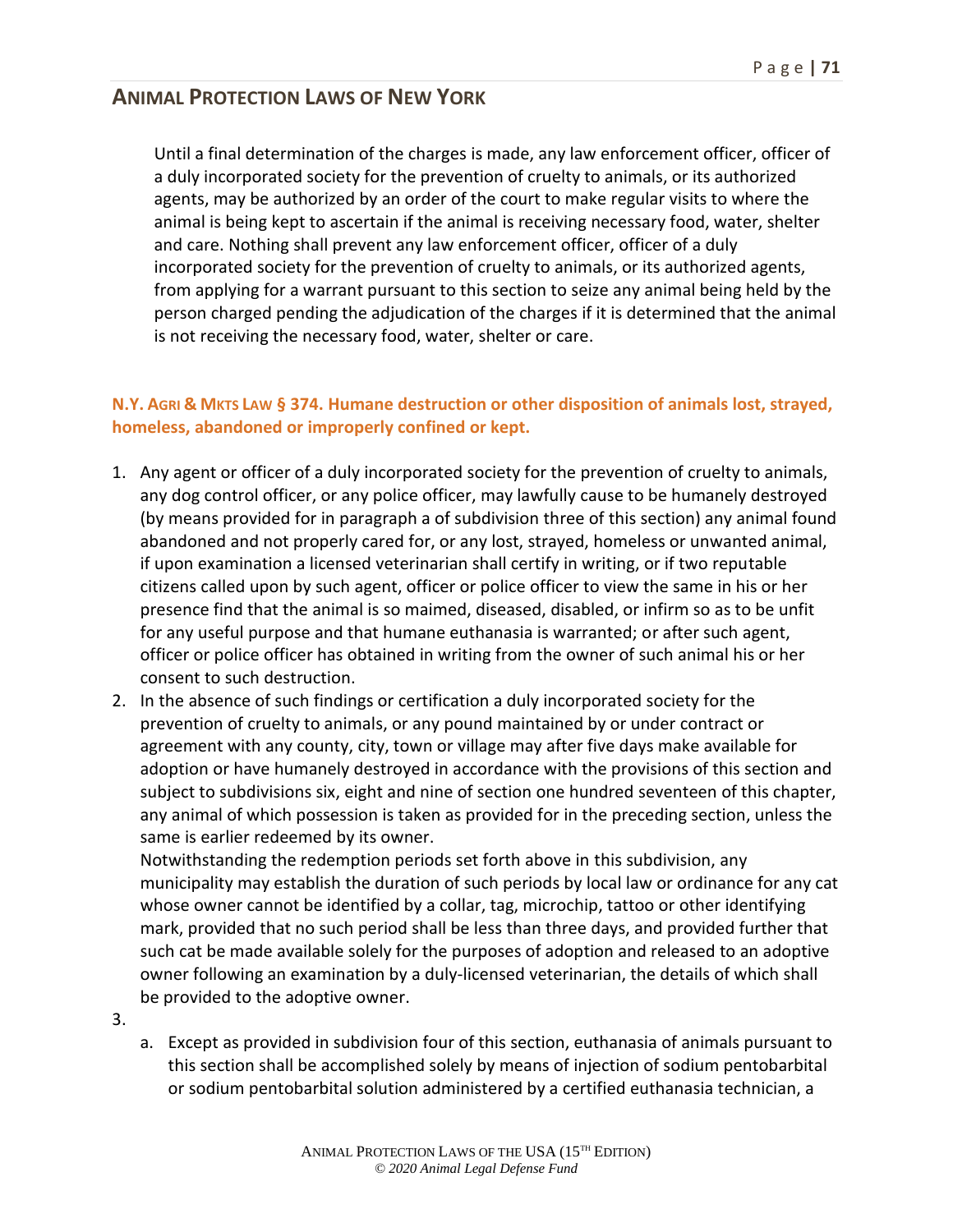Until a final determination of the charges is made, any law enforcement officer, officer of a duly incorporated society for the prevention of cruelty to animals, or its authorized agents, may be authorized by an order of the court to make regular visits to where the animal is being kept to ascertain if the animal is receiving necessary food, water, shelter and care. Nothing shall prevent any law enforcement officer, officer of a duly incorporated society for the prevention of cruelty to animals, or its authorized agents, from applying for a warrant pursuant to this section to seize any animal being held by the person charged pending the adjudication of the charges if it is determined that the animal is not receiving the necessary food, water, shelter or care.

### N.Y. Agri & Mkts Law § 374. Humane destruction or other disposition of animals lost, strayed, homeless, abandoned or improperly confined or kept.

1. Any agent or officer of a duly incorporated society for the prevention of cruelty to animals, any dog control officer, or any police officer, may lawfully cause to be humanely destroyed (by means provided for in paragraph a of subdivision three of this section) any animal found abandoned and not properly cared for, or any lost, strayed, homeless or unwanted animal, if upon examination a licensed veterinarian shall certify in writing, or if two reputable citizens called upon by such agent, officer or police officer to view the same in his or her presence find that the animal is so maimed, diseased, disabled, or infirm so as to be unfit for any useful purpose and that humane euthanasia is warranted; or after such agent, officer or police officer has obtained in writing from the owner of such animal his or her consent to such destruction.
2. In the absence of such findings or certification a duly incorporated society for the prevention of cruelty to animals, or any pound maintained by or under contract or agreement with any county, city, town or village may after five days make available for adoption or have humanely destroyed in accordance with the provisions of this section and subject to subdivisions six, eight and nine of section one hundred seventeen of this chapter, any animal of which possession is taken as provided for in the preceding section, unless the same is earlier redeemed by its owner.
   Notwithstanding the redemption periods set forth above in this subdivision, any municipality may establish the duration of such periods by local law or ordinance for any cat whose owner cannot be identified by a collar, tag, microchip, tattoo or other identifying mark, provided that no such period shall be less than three days, and provided further that such cat be made available solely for the purposes of adoption and released to an adoptive owner following an examination by a duly-licensed veterinarian, the details of which shall be provided to the adoptive owner.
3. 
   a. Except as provided in subdivision four of this section, euthanasia of animals pursuant to this section shall be accomplished solely by means of injection of sodium pentobarbital or sodium pentobarbital solution administered by a certified euthanasia technician, a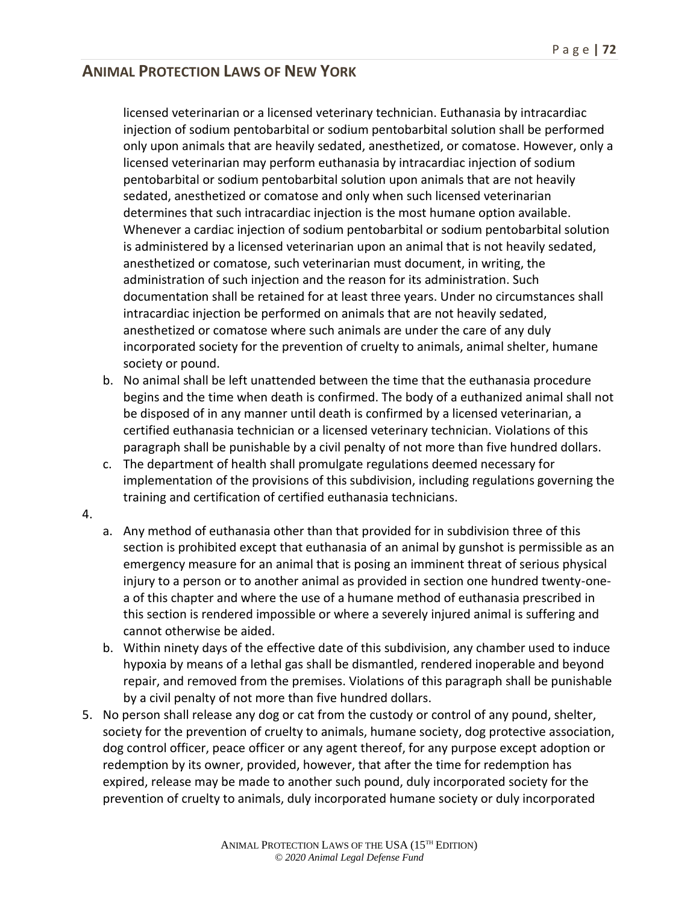licensed veterinarian or a licensed veterinary technician. Euthanasia by intracardiac injection of sodium pentobarbital or sodium pentobarbital solution shall be performed only upon animals that are heavily sedated, anesthetized, or comatose. However, only a licensed veterinarian may perform euthanasia by intracardiac injection of sodium pentobarbital or sodium pentobarbital solution upon animals that are not heavily sedated, anesthetized or comatose and only when such licensed veterinarian determines that such intracardiac injection is the most humane option available. Whenever a cardiac injection of sodium pentobarbital or sodium pentobarbital solution is administered by a licensed veterinarian upon an animal that is not heavily sedated, anesthetized or comatose, such veterinarian must document, in writing, the administration of such injection and the reason for its administration. Such documentation shall be retained for at least three years. Under no circumstances shall intracardiac injection be performed on animals that are not heavily sedated, anesthetized or comatose where such animals are under the care of any duly incorporated society for the prevention of cruelty to animals, animal shelter, humane society or pound.

b. No animal shall be left unattended between the time that the euthanasia procedure begins and the time when death is confirmed. The body of a euthanized animal shall not be disposed of in any manner until death is confirmed by a licensed veterinarian, a certified euthanasia technician or a licensed veterinary technician. Violations of this paragraph shall be punishable by a civil penalty of not more than five hundred dollars.

c. The department of health shall promulgate regulations deemed necessary for implementation of the provisions of this subdivision, including regulations governing the training and certification of certified euthanasia technicians.

4.

a. Any method of euthanasia other than that provided for in subdivision three of this section is prohibited except that euthanasia of an animal by gunshot is permissible as an emergency measure for an animal that is posing an imminent threat of serious physical injury to a person or to another animal as provided in section one hundred twenty-one-a of this chapter and where the use of a humane method of euthanasia prescribed in this section is rendered impossible or where a severely injured animal is suffering and cannot otherwise be aided.

b. Within ninety days of the effective date of this subdivision, any chamber used to induce hypoxia by means of a lethal gas shall be dismantled, rendered inoperable and beyond repair, and removed from the premises. Violations of this paragraph shall be punishable by a civil penalty of not more than five hundred dollars.

5. No person shall release any dog or cat from the custody or control of any pound, shelter, society for the prevention of cruelty to animals, humane society, dog protective association, dog control officer, peace officer or any agent thereof, for any purpose except adoption or redemption by its owner, provided, however, that after the time for redemption has expired, release may be made to another such pound, duly incorporated society for the prevention of cruelty to animals, duly incorporated humane society or duly incorporated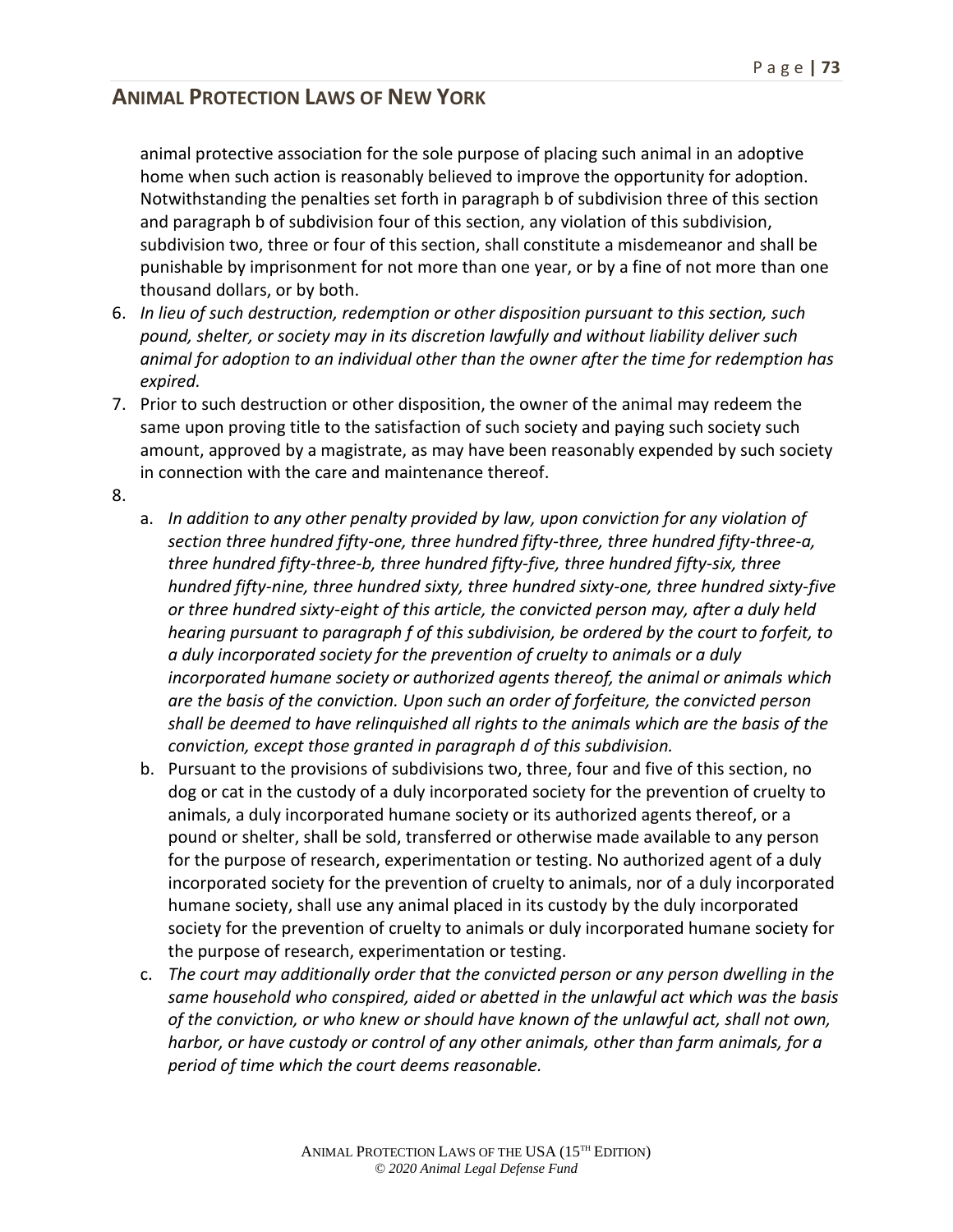animal protective association for the sole purpose of placing such animal in an adoptive home when such action is reasonably believed to improve the opportunity for adoption. Notwithstanding the penalties set forth in paragraph b of subdivision three of this section and paragraph b of subdivision four of this section, any violation of this subdivision, subdivision two, three or four of this section, shall constitute a misdemeanor and shall be punishable by imprisonment for not more than one year, or by a fine of not more than one thousand dollars, or by both.

6. *In lieu of such destruction, redemption or other disposition pursuant to this section, such pound, shelter, or society may in its discretion lawfully and without liability deliver such animal for adoption to an individual other than the owner after the time for redemption has expired.*
7. Prior to such destruction or other disposition, the owner of the animal may redeem the same upon proving title to the satisfaction of such society and paying such society such amount, approved by a magistrate, as may have been reasonably expended by such society in connection with the care and maintenance thereof.
8.
   a. *In addition to any other penalty provided by law, upon conviction for any violation of section three hundred fifty-one, three hundred fifty-three, three hundred fifty-three-a, three hundred fifty-three-b, three hundred fifty-five, three hundred fifty-six, three hundred fifty-nine, three hundred sixty, three hundred sixty-one, three hundred sixty-five or three hundred sixty-eight of this article, the convicted person may, after a duly held hearing pursuant to paragraph f of this subdivision, be ordered by the court to forfeit, to a duly incorporated society for the prevention of cruelty to animals or a duly incorporated humane society or authorized agents thereof, the animal or animals which are the basis of the conviction. Upon such an order of forfeiture, the convicted person shall be deemed to have relinquished all rights to the animals which are the basis of the conviction, except those granted in paragraph d of this subdivision.*
   b. Pursuant to the provisions of subdivisions two, three, four and five of this section, no dog or cat in the custody of a duly incorporated society for the prevention of cruelty to animals, a duly incorporated humane society or its authorized agents thereof, or a pound or shelter, shall be sold, transferred or otherwise made available to any person for the purpose of research, experimentation or testing. No authorized agent of a duly incorporated society for the prevention of cruelty to animals, nor of a duly incorporated humane society, shall use any animal placed in its custody by the duly incorporated society for the prevention of cruelty to animals or duly incorporated humane society for the purpose of research, experimentation or testing.
   c. *The court may additionally order that the convicted person or any person dwelling in the same household who conspired, aided or abetted in the unlawful act which was the basis of the conviction, or who knew or should have known of the unlawful act, shall not own, harbor, or have custody or control of any other animals, other than farm animals, for a period of time which the court deems reasonable.*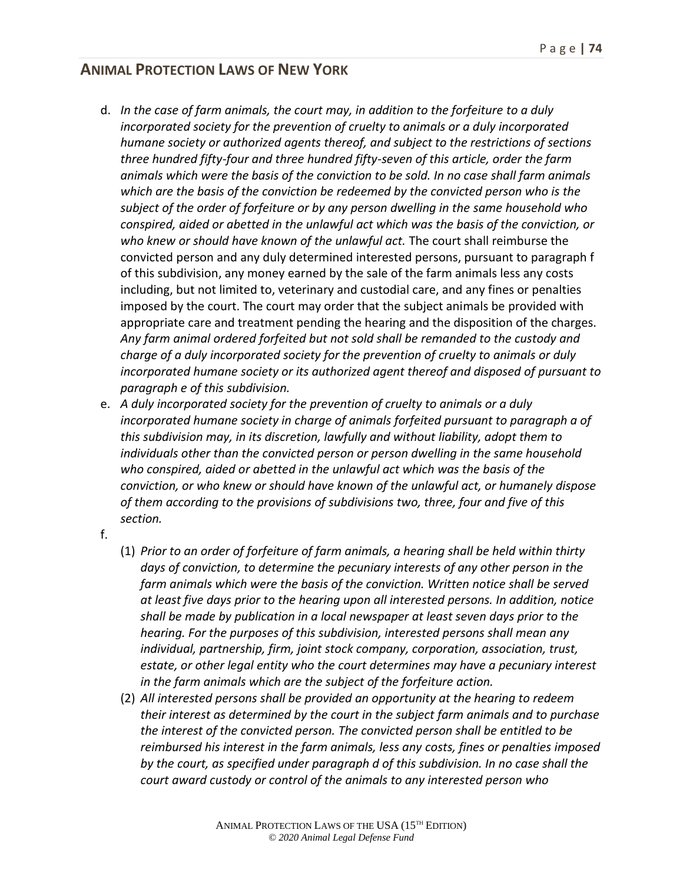d. *In the case of farm animals, the court may, in addition to the forfeiture to a duly incorporated society for the prevention of cruelty to animals or a duly incorporated humane society or authorized agents thereof, and subject to the restrictions of sections three hundred fifty-four and three hundred fifty-seven of this article, order the farm animals which were the basis of the conviction to be sold. In no case shall farm animals which are the basis of the conviction be redeemed by the convicted person who is the subject of the order of forfeiture or by any person dwelling in the same household who conspired, aided or abetted in the unlawful act which was the basis of the conviction, or who knew or should have known of the unlawful act.* The court shall reimburse the convicted person and any duly determined interested persons, pursuant to paragraph f of this subdivision, any money earned by the sale of the farm animals less any costs including, but not limited to, veterinary and custodial care, and any fines or penalties imposed by the court. The court may order that the subject animals be provided with appropriate care and treatment pending the hearing and the disposition of the charges. *Any farm animal ordered forfeited but not sold shall be remanded to the custody and charge of a duly incorporated society for the prevention of cruelty to animals or duly incorporated humane society or its authorized agent thereof and disposed of pursuant to paragraph e of this subdivision.*

e. *A duly incorporated society for the prevention of cruelty to animals or a duly incorporated humane society in charge of animals forfeited pursuant to paragraph a of this subdivision may, in its discretion, lawfully and without liability, adopt them to individuals other than the convicted person or person dwelling in the same household who conspired, aided or abetted in the unlawful act which was the basis of the conviction, or who knew or should have known of the unlawful act, or humanely dispose of them according to the provisions of subdivisions two, three, four and five of this section.*

f.

(1) *Prior to an order of forfeiture of farm animals, a hearing shall be held within thirty days of conviction, to determine the pecuniary interests of any other person in the farm animals which were the basis of the conviction. Written notice shall be served at least five days prior to the hearing upon all interested persons. In addition, notice shall be made by publication in a local newspaper at least seven days prior to the hearing. For the purposes of this subdivision, interested persons shall mean any individual, partnership, firm, joint stock company, corporation, association, trust, estate, or other legal entity who the court determines may have a pecuniary interest in the farm animals which are the subject of the forfeiture action.*

(2) *All interested persons shall be provided an opportunity at the hearing to redeem their interest as determined by the court in the subject farm animals and to purchase the interest of the convicted person. The convicted person shall be entitled to be reimbursed his interest in the farm animals, less any costs, fines or penalties imposed by the court, as specified under paragraph d of this subdivision. In no case shall the court award custody or control of the animals to any interested person who*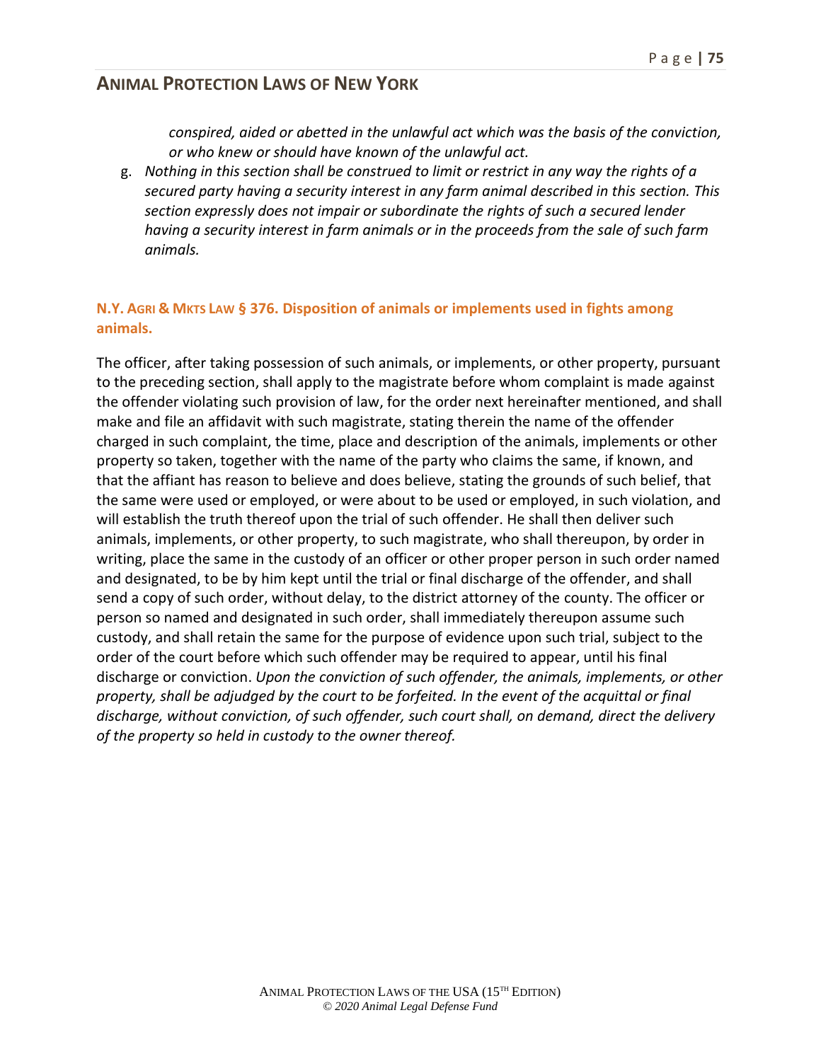*conspired, aided or abetted in the unlawful act which was the basis of the conviction, or who knew or should have known of the unlawful act.*

g. *Nothing in this section shall be construed to limit or restrict in any way the rights of a secured party having a security interest in any farm animal described in this section. This section expressly does not impair or subordinate the rights of such a secured lender having a security interest in farm animals or in the proceeds from the sale of such farm animals.*

### N.Y. AGRI & MKTS LAW § 376. Disposition of animals or implements used in fights among animals.

The officer, after taking possession of such animals, or implements, or other property, pursuant to the preceding section, shall apply to the magistrate before whom complaint is made against the offender violating such provision of law, for the order next hereinafter mentioned, and shall make and file an affidavit with such magistrate, stating therein the name of the offender charged in such complaint, the time, place and description of the animals, implements or other property so taken, together with the name of the party who claims the same, if known, and that the affiant has reason to believe and does believe, stating the grounds of such belief, that the same were used or employed, or were about to be used or employed, in such violation, and will establish the truth thereof upon the trial of such offender. He shall then deliver such animals, implements, or other property, to such magistrate, who shall thereupon, by order in writing, place the same in the custody of an officer or other proper person in such order named and designated, to be by him kept until the trial or final discharge of the offender, and shall send a copy of such order, without delay, to the district attorney of the county. The officer or person so named and designated in such order, shall immediately thereupon assume such custody, and shall retain the same for the purpose of evidence upon such trial, subject to the order of the court before which such offender may be required to appear, until his final discharge or conviction. *Upon the conviction of such offender, the animals, implements, or other property, shall be adjudged by the court to be forfeited. In the event of the acquittal or final discharge, without conviction, of such offender, such court shall, on demand, direct the delivery of the property so held in custody to the owner thereof.*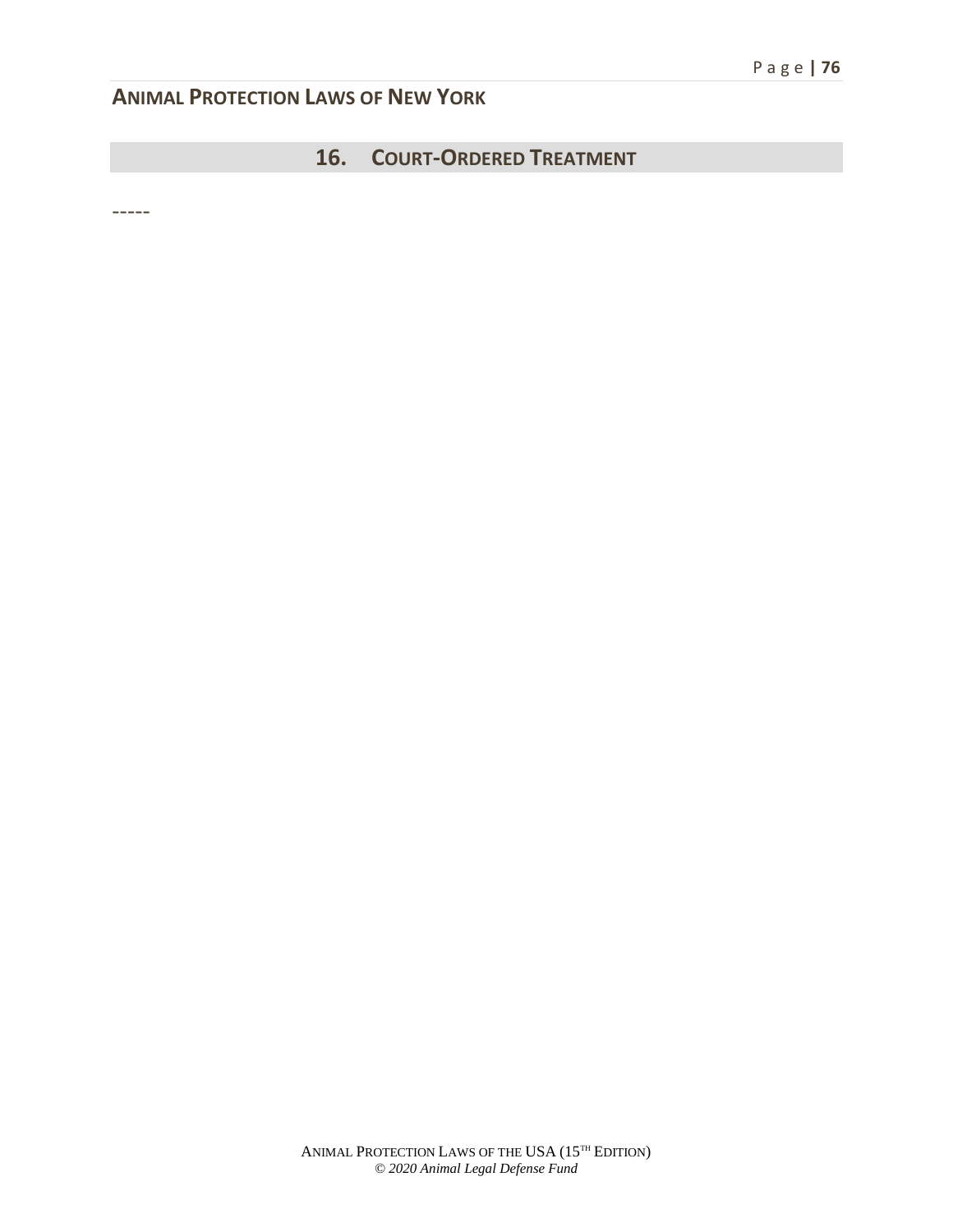## 16. Court-Ordered Treatment

-----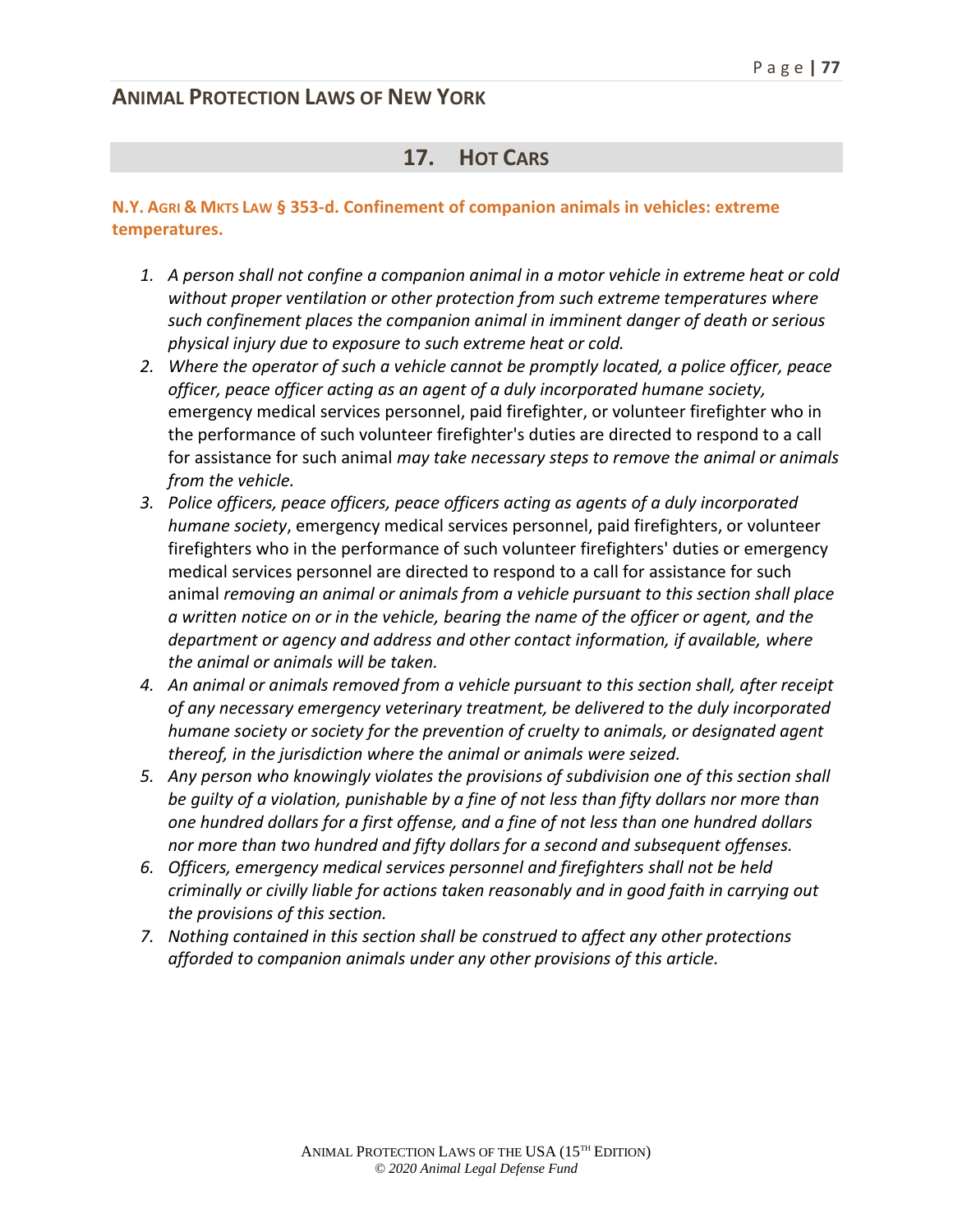## 17. HOT CARS

**N.Y. AGRI & MKTS LAW § 353-d. Confinement of companion animals in vehicles: extreme temperatures.**

1. *A person shall not confine a companion animal in a motor vehicle in extreme heat or cold without proper ventilation or other protection from such extreme temperatures where such confinement places the companion animal in imminent danger of death or serious physical injury due to exposure to such extreme heat or cold.*
2. *Where the operator of such a vehicle cannot be promptly located, a police officer, peace officer, peace officer acting as an agent of a duly incorporated humane society,* emergency medical services personnel, paid firefighter, or volunteer firefighter who in the performance of such volunteer firefighter's duties are directed to respond to a call for assistance for such animal *may take necessary steps to remove the animal or animals from the vehicle.*
3. *Police officers, peace officers, peace officers acting as agents of a duly incorporated humane society*, emergency medical services personnel, paid firefighters, or volunteer firefighters who in the performance of such volunteer firefighters' duties or emergency medical services personnel are directed to respond to a call for assistance for such animal *removing an animal or animals from a vehicle pursuant to this section shall place a written notice on or in the vehicle, bearing the name of the officer or agent, and the department or agency and address and other contact information, if available, where the animal or animals will be taken.*
4. *An animal or animals removed from a vehicle pursuant to this section shall, after receipt of any necessary emergency veterinary treatment, be delivered to the duly incorporated humane society or society for the prevention of cruelty to animals, or designated agent thereof, in the jurisdiction where the animal or animals were seized.*
5. *Any person who knowingly violates the provisions of subdivision one of this section shall be guilty of a violation, punishable by a fine of not less than fifty dollars nor more than one hundred dollars for a first offense, and a fine of not less than one hundred dollars nor more than two hundred and fifty dollars for a second and subsequent offenses.*
6. *Officers, emergency medical services personnel and firefighters shall not be held criminally or civilly liable for actions taken reasonably and in good faith in carrying out the provisions of this section.*
7. *Nothing contained in this section shall be construed to affect any other protections afforded to companion animals under any other provisions of this article.*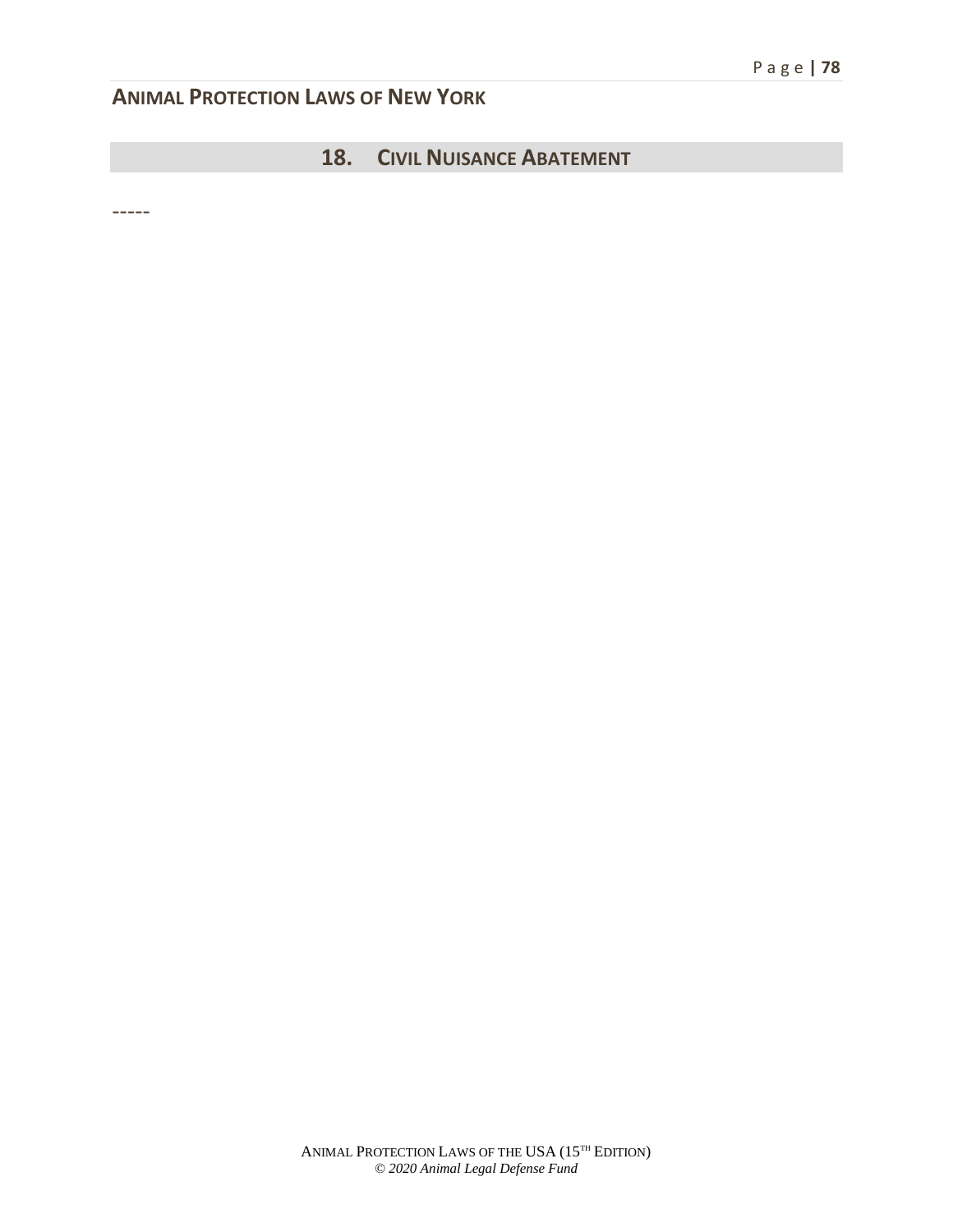## 18. CIVIL NUISANCE ABATEMENT

-----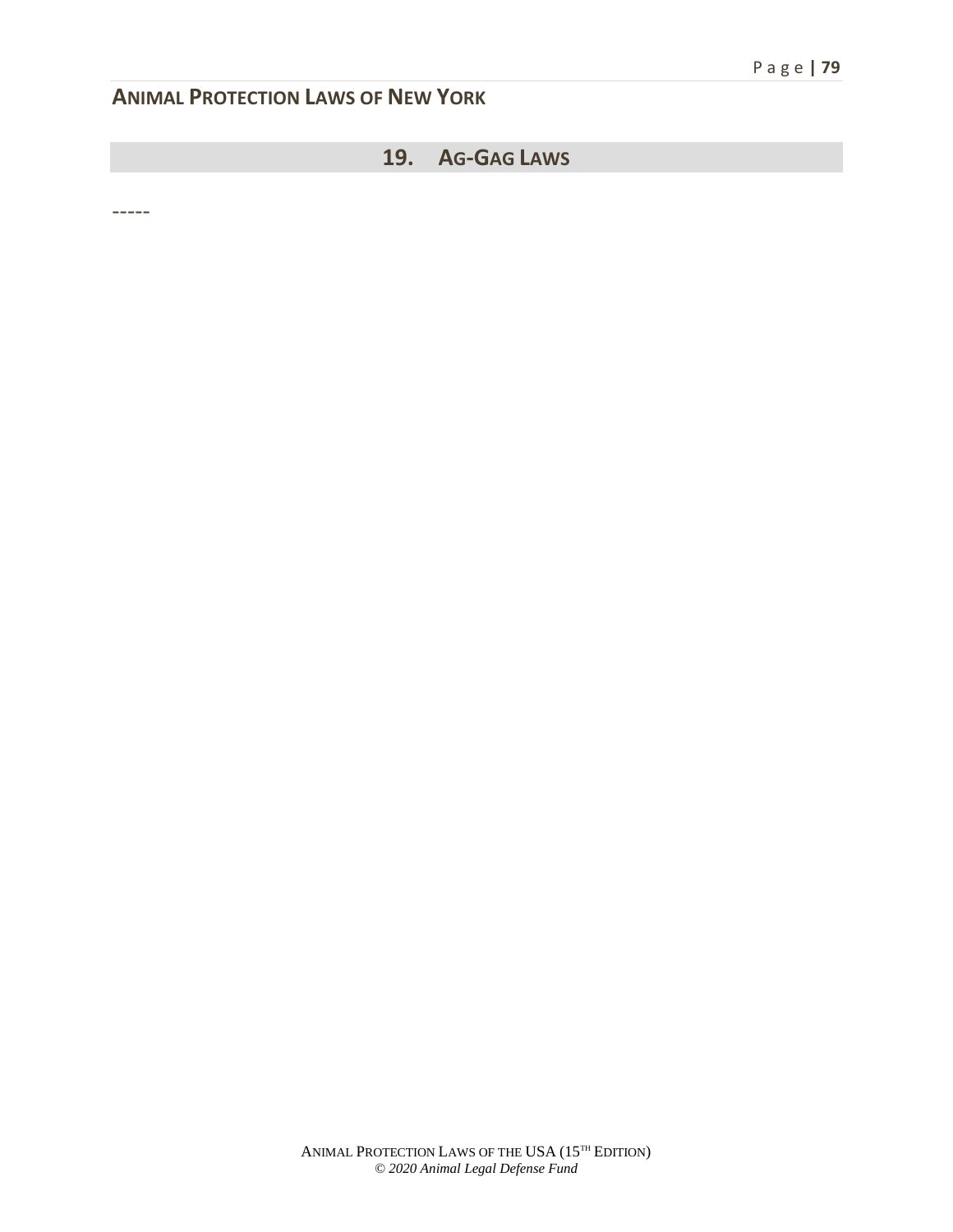## 19. AG-GAG LAWS

-----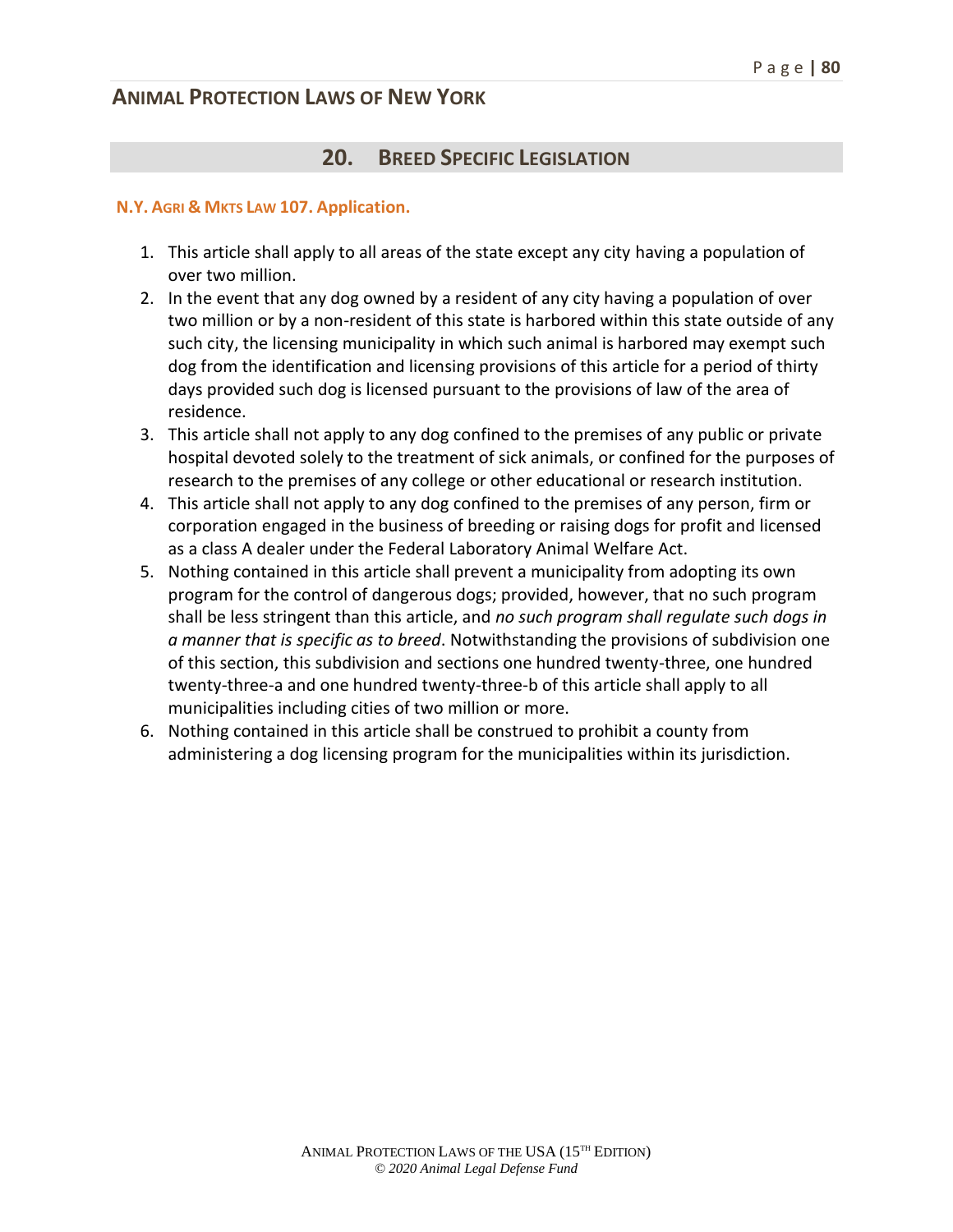## 20. Breed Specific Legislation

### N.Y. Agri & Mkts Law 107. Application.

1. This article shall apply to all areas of the state except any city having a population of over two million.
2. In the event that any dog owned by a resident of any city having a population of over two million or by a non-resident of this state is harbored within this state outside of any such city, the licensing municipality in which such animal is harbored may exempt such dog from the identification and licensing provisions of this article for a period of thirty days provided such dog is licensed pursuant to the provisions of law of the area of residence.
3. This article shall not apply to any dog confined to the premises of any public or private hospital devoted solely to the treatment of sick animals, or confined for the purposes of research to the premises of any college or other educational or research institution.
4. This article shall not apply to any dog confined to the premises of any person, firm or corporation engaged in the business of breeding or raising dogs for profit and licensed as a class A dealer under the Federal Laboratory Animal Welfare Act.
5. Nothing contained in this article shall prevent a municipality from adopting its own program for the control of dangerous dogs; provided, however, that no such program shall be less stringent than this article, and *no such program shall regulate such dogs in a manner that is specific as to breed*. Notwithstanding the provisions of subdivision one of this section, this subdivision and sections one hundred twenty-three, one hundred twenty-three-a and one hundred twenty-three-b of this article shall apply to all municipalities including cities of two million or more.
6. Nothing contained in this article shall be construed to prohibit a county from administering a dog licensing program for the municipalities within its jurisdiction.